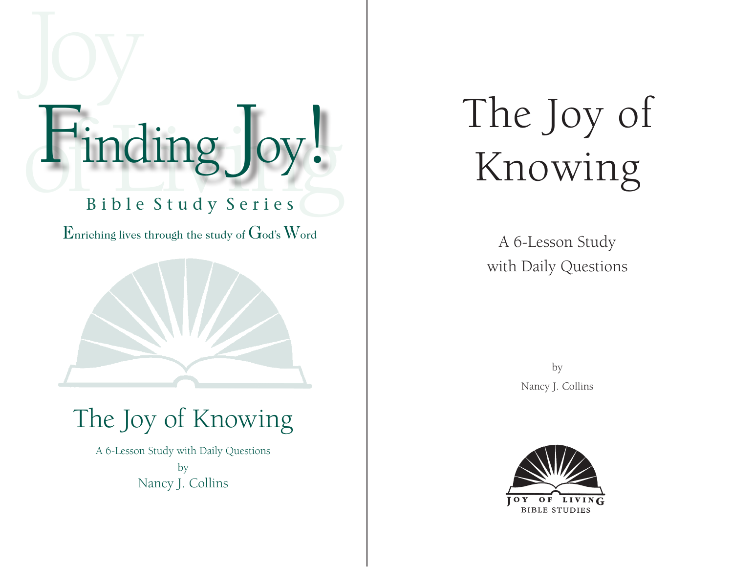# Finding Joy!

Bible Study Series

Enriching lives through the study of God's Word

## The Joy of Knowing

A 6-Lesson Study with Daily Questions

by

Nancy J. Collins

# The Joy of Knowing

A 6-Lesson Study
with Daily Questions

by

Nancy J. Collins

JOY OF LIVING
BIBLE STUDIES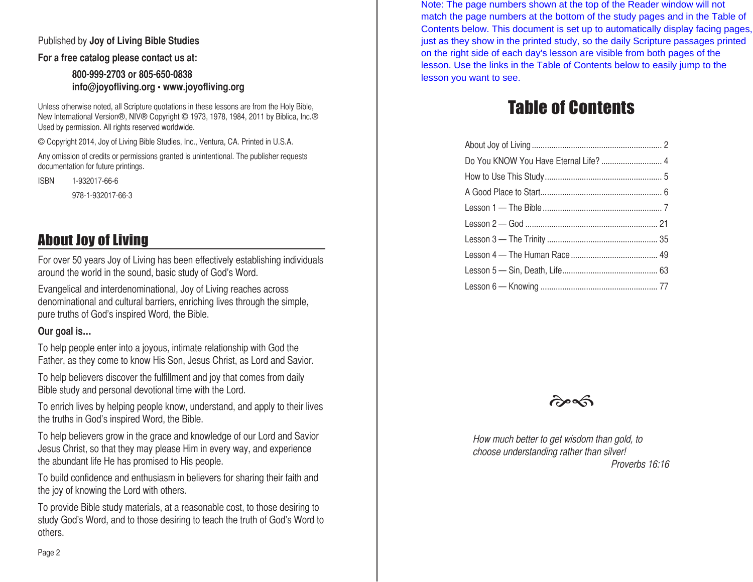Published by **Joy of Living Bible Studies**

**For a free catalog please contact us at:**

**800-999-2703 or 805-650-0838**
**info@joyofliving.org • www.joyofliving.org**

Unless otherwise noted, all Scripture quotations in these lessons are from the Holy Bible, New International Version®, NIV® Copyright © 1973, 1978, 1984, 2011 by Biblica, Inc.® Used by permission. All rights reserved worldwide.

© Copyright 2014, Joy of Living Bible Studies, Inc., Ventura, CA. Printed in U.S.A.

Any omission of credits or permissions granted is unintentional. The publisher requests documentation for future printings.

ISBN 1-932017-66-6
978-1-932017-66-3

## About Joy of Living

For over 50 years Joy of Living has been effectively establishing individuals around the world in the sound, basic study of God's Word.

Evangelical and interdenominational, Joy of Living reaches across denominational and cultural barriers, enriching lives through the simple, pure truths of God's inspired Word, the Bible.

**Our goal is...**

To help people enter into a joyous, intimate relationship with God the Father, as they come to know His Son, Jesus Christ, as Lord and Savior.

To help believers discover the fulfillment and joy that comes from daily Bible study and personal devotional time with the Lord.

To enrich lives by helping people know, understand, and apply to their lives the truths in God's inspired Word, the Bible.

To help believers grow in the grace and knowledge of our Lord and Savior Jesus Christ, so that they may please Him in every way, and experience the abundant life He has promised to His people.

To build confidence and enthusiasm in believers for sharing their faith and the joy of knowing the Lord with others.

To provide Bible study materials, at a reasonable cost, to those desiring to study God's Word, and to those desiring to teach the truth of God's Word to others.

Note: The page numbers shown at the top of the Reader window will not match the page numbers at the bottom of the study pages and in the Table of Contents below. This document is set up to automatically display facing pages, just as they show in the printed study, so the daily Scripture passages printed on the right side of each day's lesson are visible from both pages of the lesson. Use the links in the Table of Contents below to easily jump to the lesson you want to see.

# Table of Contents

About Joy of Living .......... 2
Do You KNOW You Have Eternal Life? .......... 4
How to Use This Study .......... 5
A Good Place to Start .......... 6
Lesson 1 — The Bible .......... 7
Lesson 2 — God .......... 21
Lesson 3 — The Trinity .......... 35
Lesson 4 — The Human Race .......... 49
Lesson 5 — Sin, Death, Life .......... 63
Lesson 6 — Knowing .......... 77

*How much better to get wisdom than gold, to choose understanding rather than silver!*
*Proverbs 16:16*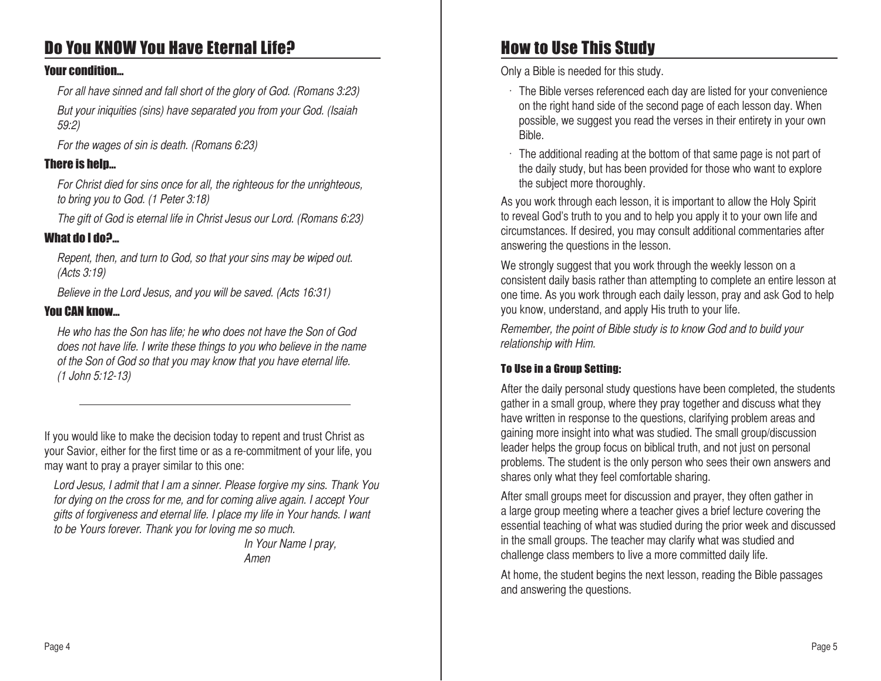## Do You KNOW You Have Eternal Life?

### Your condition...

*For all have sinned and fall short of the glory of God. (Romans 3:23)*

*But your iniquities (sins) have separated you from your God. (Isaiah 59:2)*

*For the wages of sin is death. (Romans 6:23)*

### There is help...

*For Christ died for sins once for all, the righteous for the unrighteous, to bring you to God. (1 Peter 3:18)*

*The gift of God is eternal life in Christ Jesus our Lord. (Romans 6:23)*

### What do I do?...

*Repent, then, and turn to God, so that your sins may be wiped out. (Acts 3:19)*

*Believe in the Lord Jesus, and you will be saved. (Acts 16:31)*

### You CAN know...

*He who has the Son has life; he who does not have the Son of God does not have life. I write these things to you who believe in the name of the Son of God so that you may know that you have eternal life. (1 John 5:12-13)*

---

If you would like to make the decision today to repent and trust Christ as your Savior, either for the first time or as a re-commitment of your life, you may want to pray a prayer similar to this one:

*Lord Jesus, I admit that I am a sinner. Please forgive my sins. Thank You for dying on the cross for me, and for coming alive again. I accept Your gifts of forgiveness and eternal life. I place my life in Your hands. I want to be Yours forever. Thank you for loving me so much.*

*In Your Name I pray,*
*Amen*

## How to Use This Study

Only a Bible is needed for this study.

- The Bible verses referenced each day are listed for your convenience on the right hand side of the second page of each lesson day. When possible, we suggest you read the verses in their entirety in your own Bible.
- The additional reading at the bottom of that same page is not part of the daily study, but has been provided for those who want to explore the subject more thoroughly.

As you work through each lesson, it is important to allow the Holy Spirit to reveal God's truth to you and to help you apply it to your own life and circumstances. If desired, you may consult additional commentaries after answering the questions in the lesson.

We strongly suggest that you work through the weekly lesson on a consistent daily basis rather than attempting to complete an entire lesson at one time. As you work through each daily lesson, pray and ask God to help you know, understand, and apply His truth to your life.

*Remember, the point of Bible study is to know God and to build your relationship with Him.*

### To Use in a Group Setting:

After the daily personal study questions have been completed, the students gather in a small group, where they pray together and discuss what they have written in response to the questions, clarifying problem areas and gaining more insight into what was studied. The small group/discussion leader helps the group focus on biblical truth, and not just on personal problems. The student is the only person who sees their own answers and shares only what they feel comfortable sharing.

After small groups meet for discussion and prayer, they often gather in a large group meeting where a teacher gives a brief lecture covering the essential teaching of what was studied during the prior week and discussed in the small groups. The teacher may clarify what was studied and challenge class members to live a more committed daily life.

At home, the student begins the next lesson, reading the Bible passages and answering the questions.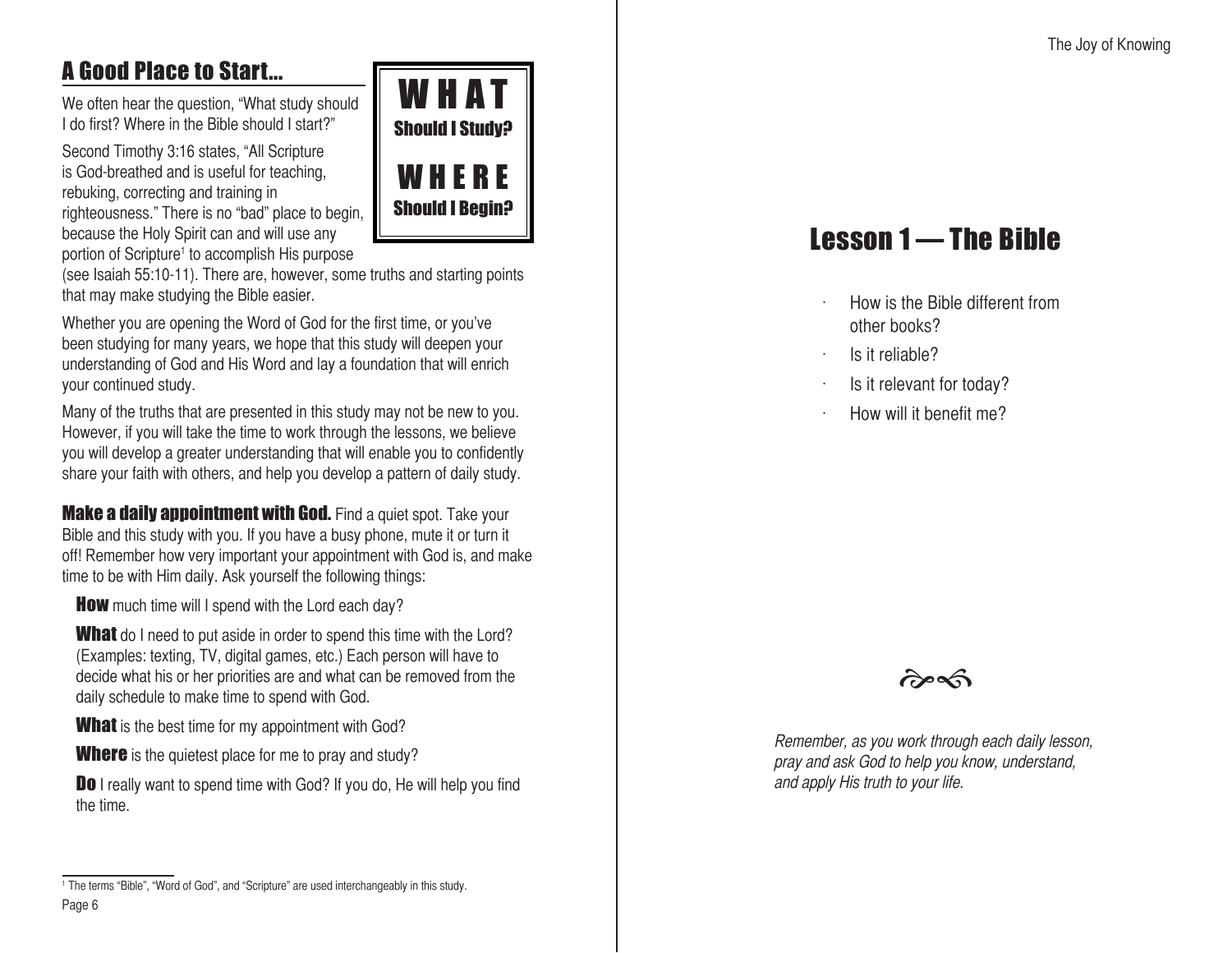## A Good Place to Start...

**WHAT**
**Should I Study?**

**WHERE**
**Should I Begin?**

We often hear the question, “What study should I do first? Where in the Bible should I start?”

Second Timothy 3:16 states, “All Scripture is God-breathed and is useful for teaching, rebuking, correcting and training in righteousness.” There is no “bad” place to begin, because the Holy Spirit can and will use any portion of Scripture[1] to accomplish His purpose (see Isaiah 55:10-11). There are, however, some truths and starting points that may make studying the Bible easier.

Whether you are opening the Word of God for the first time, or you’ve been studying for many years, we hope that this study will deepen your understanding of God and His Word and lay a foundation that will enrich your continued study.

Many of the truths that are presented in this study may not be new to you. However, if you will take the time to work through the lessons, we believe you will develop a greater understanding that will enable you to confidently share your faith with others, and help you develop a pattern of daily study.

**Make a daily appointment with God.** Find a quiet spot. Take your Bible and this study with you. If you have a busy phone, mute it or turn it off! Remember how very important your appointment with God is, and make time to be with Him daily. Ask yourself the following things:

**How** much time will I spend with the Lord each day?

**What** do I need to put aside in order to spend this time with the Lord? (Examples: texting, TV, digital games, etc.) Each person will have to decide what his or her priorities are and what can be removed from the daily schedule to make time to spend with God.

**What** is the best time for my appointment with God?

**Where** is the quietest place for me to pray and study?

**Do** I really want to spend time with God? If you do, He will help you find the time.

[1] The terms “Bible”, “Word of God”, and “Scripture” are used interchangeably in this study.

# Lesson 1 — The Bible

- How is the Bible different from other books?
- Is it reliable?
- Is it relevant for today?
- How will it benefit me?

*Remember, as you work through each daily lesson, pray and ask God to help you know, understand, and apply His truth to your life.*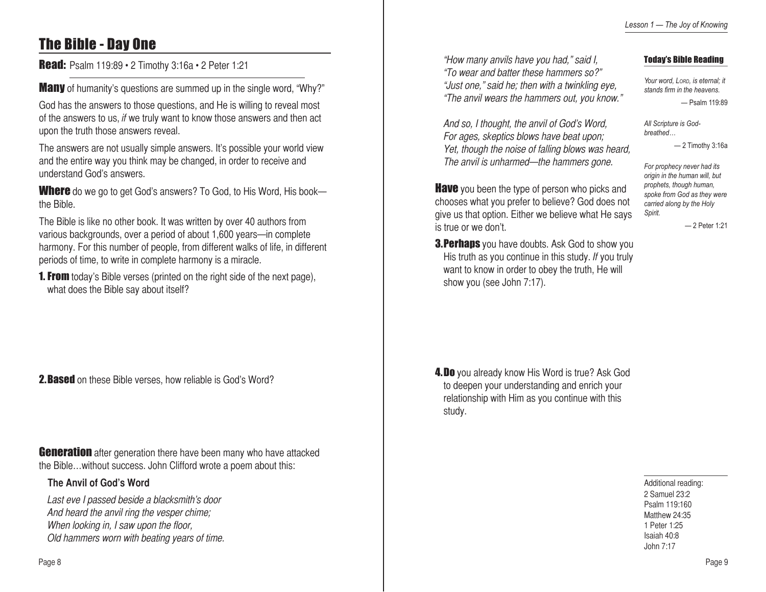# The Bible - Day One

**Read:** Psalm 119:89 • 2 Timothy 3:16a • 2 Peter 1:21

**Many** of humanity's questions are summed up in the single word, "Why?"

God has the answers to those questions, and He is willing to reveal most of the answers to us, *if* we truly want to know those answers and then act upon the truth those answers reveal.

The answers are not usually simple answers. It's possible your world view and the entire way you think may be changed, in order to receive and understand God's answers.

**Where** do we go to get God's answers? To God, to His Word, His book—the Bible.

The Bible is like no other book. It was written by over 40 authors from various backgrounds, over a period of about 1,600 years—in complete harmony. For this number of people, from different walks of life, in different periods of time, to write in complete harmony is a miracle.

**1. From** today's Bible verses (printed on the right side of the next page), what does the Bible say about itself?

**2. Based** on these Bible verses, how reliable is God's Word?

**Generation** after generation there have been many who have attacked the Bible…without success. John Clifford wrote a poem about this:

**The Anvil of God's Word**

*Last eve I passed beside a blacksmith's door*
*And heard the anvil ring the vesper chime;*
*When looking in, I saw upon the floor,*
*Old hammers worn with beating years of time.*

*"How many anvils have you had," said I,*
*"To wear and batter these hammers so?"*
*"Just one," said he; then with a twinkling eye,*
*"The anvil wears the hammers out, you know."*

*And so, I thought, the anvil of God's Word,*
*For ages, skeptics blows have beat upon;*
*Yet, though the noise of falling blows was heard,*
*The anvil is unharmed—the hammers gone.*

**Have** you been the type of person who picks and chooses what you prefer to believe? God does not give us that option. Either we believe what He says is true or we don't.

**3. Perhaps** you have doubts. Ask God to show you His truth as you continue in this study. *If* you truly want to know in order to obey the truth, He will show you (see John 7:17).

**4. Do** you already know His Word is true? Ask God to deepen your understanding and enrich your relationship with Him as you continue with this study.

**Today's Bible Reading**

*Your word, LORD, is eternal; it stands firm in the heavens.*

— Psalm 119:89

*All Scripture is God-breathed…*

— 2 Timothy 3:16a

*For prophecy never had its origin in the human will, but prophets, though human, spoke from God as they were carried along by the Holy Spirit.*

— 2 Peter 1:21

Additional reading:
2 Samuel 23:2
Psalm 119:160
Matthew 24:35
1 Peter 1:25
Isaiah 40:8
John 7:17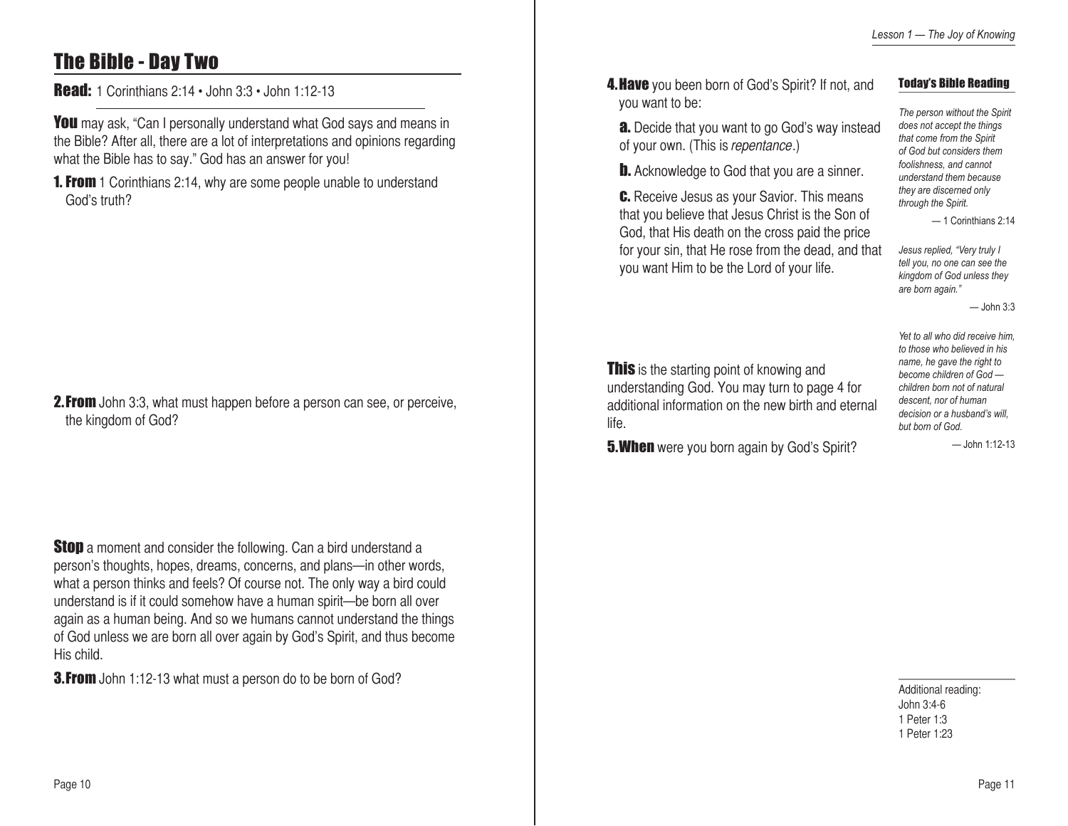## The Bible - Day Two

**Read:** 1 Corinthians 2:14 • John 3:3 • John 1:12-13

**You** may ask, "Can I personally understand what God says and means in the Bible? After all, there are a lot of interpretations and opinions regarding what the Bible has to say." God has an answer for you!

**1. From** 1 Corinthians 2:14, why are some people unable to understand God's truth?

**2. From** John 3:3, what must happen before a person can see, or perceive, the kingdom of God?

**Stop** a moment and consider the following. Can a bird understand a person's thoughts, hopes, dreams, concerns, and plans—in other words, what a person thinks and feels? Of course not. The only way a bird could understand is if it could somehow have a human spirit—be born all over again as a human being. And so we humans cannot understand the things of God unless we are born all over again by God's Spirit, and thus become His child.

**3. From** John 1:12-13 what must a person do to be born of God?

**4. Have** you been born of God's Spirit? If not, and you want to be:

**a.** Decide that you want to go God's way instead of your own. (This is *repentance*.)

**b.** Acknowledge to God that you are a sinner.

**c.** Receive Jesus as your Savior. This means that you believe that Jesus Christ is the Son of God, that His death on the cross paid the price for your sin, that He rose from the dead, and that you want Him to be the Lord of your life.

**This** is the starting point of knowing and understanding God. You may turn to page 4 for additional information on the new birth and eternal life.

**5. When** were you born again by God's Spirit?

### Today's Bible Reading

*The person without the Spirit does not accept the things that come from the Spirit of God but considers them foolishness, and cannot understand them because they are discerned only through the Spirit.*

— 1 Corinthians 2:14

*Jesus replied, "Very truly I tell you, no one can see the kingdom of God unless they are born again."*

— John 3:3

*Yet to all who did receive him, to those who believed in his name, he gave the right to become children of God — children born not of natural descent, nor of human decision or a husband's will, but born of God.*

— John 1:12-13

Additional reading:
John 3:4-6
1 Peter 1:3
1 Peter 1:23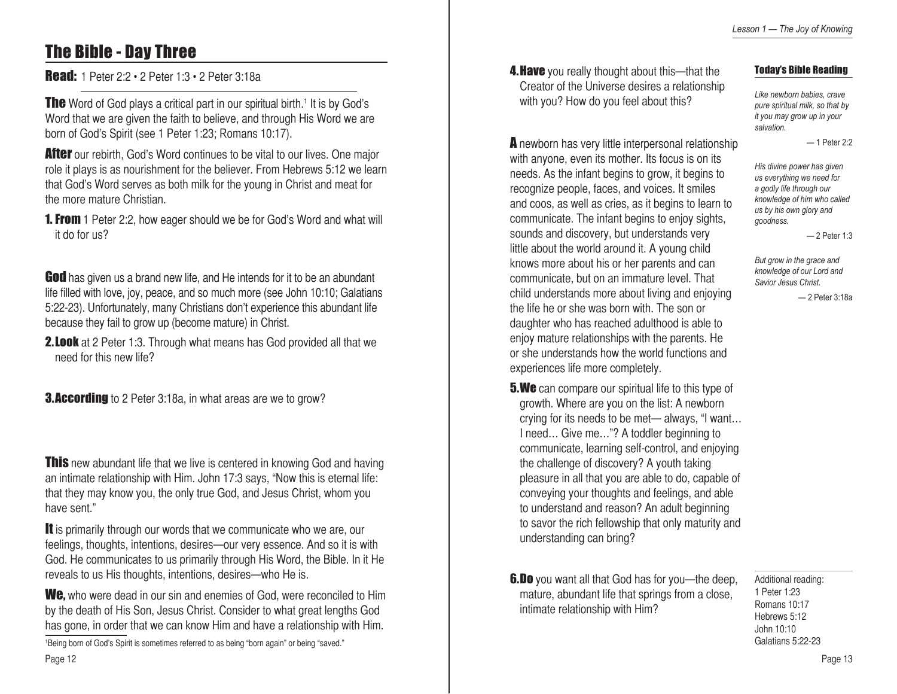# The Bible - Day Three

**Read:** 1 Peter 2:2 • 2 Peter 1:3 • 2 Peter 3:18a

**The** Word of God plays a critical part in our spiritual birth.[1] It is by God's Word that we are given the faith to believe, and through His Word we are born of God's Spirit (see 1 Peter 1:23; Romans 10:17).

**After** our rebirth, God's Word continues to be vital to our lives. One major role it plays is as nourishment for the believer. From Hebrews 5:12 we learn that God's Word serves as both milk for the young in Christ and meat for the more mature Christian.

**1. From** 1 Peter 2:2, how eager should we be for God's Word and what will it do for us?

**God** has given us a brand new life, and He intends for it to be an abundant life filled with love, joy, peace, and so much more (see John 10:10; Galatians 5:22-23). Unfortunately, many Christians don't experience this abundant life because they fail to grow up (become mature) in Christ.

**2. Look** at 2 Peter 1:3. Through what means has God provided all that we need for this new life?

**3. According** to 2 Peter 3:18a, in what areas are we to grow?

**This** new abundant life that we live is centered in knowing God and having an intimate relationship with Him. John 17:3 says, "Now this is eternal life: that they may know you, the only true God, and Jesus Christ, whom you have sent."

**It** is primarily through our words that we communicate who we are, our feelings, thoughts, intentions, desires—our very essence. And so it is with God. He communicates to us primarily through His Word, the Bible. In it He reveals to us His thoughts, intentions, desires—who He is.

**We,** who were dead in our sin and enemies of God, were reconciled to Him by the death of His Son, Jesus Christ. Consider to what great lengths God has gone, in order that we can know Him and have a relationship with Him.

[1] Being born of God's Spirit is sometimes referred to as being "born again" or being "saved."

**4. Have** you really thought about this—that the Creator of the Universe desires a relationship with you? How do you feel about this?

**A** newborn has very little interpersonal relationship with anyone, even its mother. Its focus is on its needs. As the infant begins to grow, it begins to recognize people, faces, and voices. It smiles and coos, as well as cries, as it begins to learn to communicate. The infant begins to enjoy sights, sounds and discovery, but understands very little about the world around it. A young child knows more about his or her parents and can communicate, but on an immature level. That child understands more about living and enjoying the life he or she was born with. The son or daughter who has reached adulthood is able to enjoy mature relationships with the parents. He or she understands how the world functions and experiences life more completely.

**5. We** can compare our spiritual life to this type of growth. Where are you on the list: A newborn crying for its needs to be met— always, "I want… I need… Give me…"? A toddler beginning to communicate, learning self-control, and enjoying the challenge of discovery? A youth taking pleasure in all that you are able to do, capable of conveying your thoughts and feelings, and able to understand and reason? An adult beginning to savor the rich fellowship that only maturity and understanding can bring?

**6. Do** you want all that God has for you—the deep, mature, abundant life that springs from a close, intimate relationship with Him?

### Today's Bible Reading

*Like newborn babies, crave pure spiritual milk, so that by it you may grow up in your salvation.*

— 1 Peter 2:2

*His divine power has given us everything we need for a godly life through our knowledge of him who called us by his own glory and goodness.*

— 2 Peter 1:3

*But grow in the grace and knowledge of our Lord and Savior Jesus Christ.*

— 2 Peter 3:18a

Additional reading:
1 Peter 1:23
Romans 10:17
Hebrews 5:12
John 10:10
Galatians 5:22-23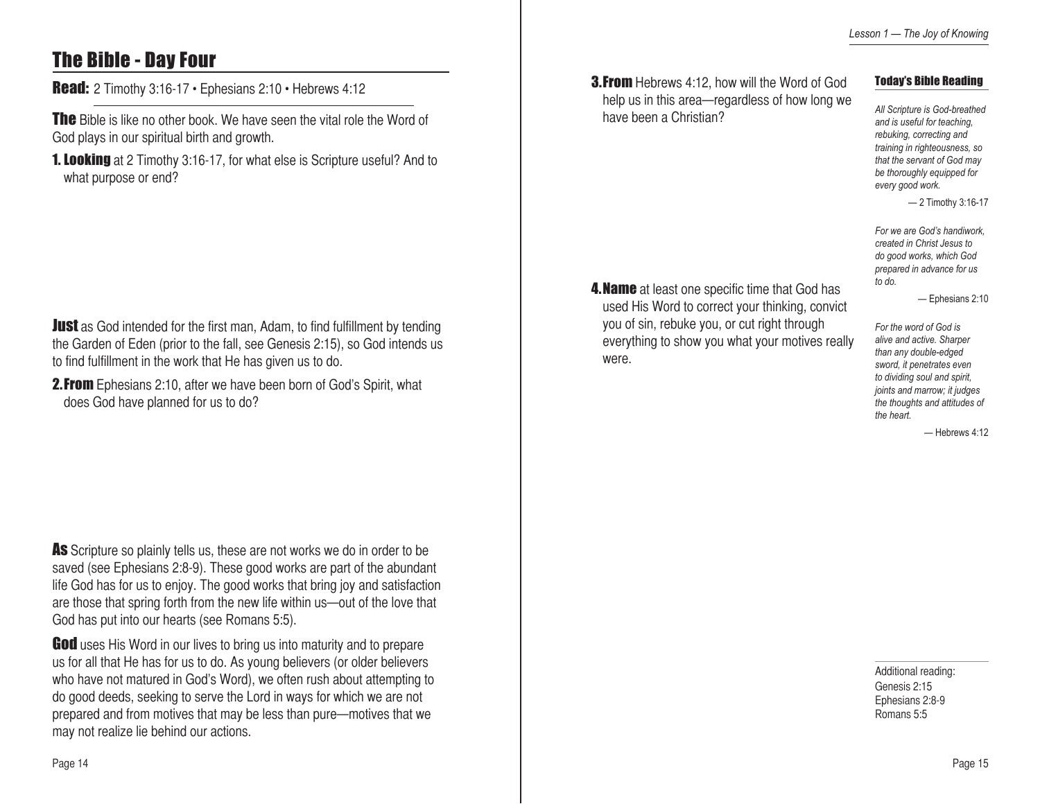# The Bible - Day Four

**Read:** 2 Timothy 3:16-17 • Ephesians 2:10 • Hebrews 4:12

**The** Bible is like no other book. We have seen the vital role the Word of God plays in our spiritual birth and growth.

**1. Looking** at 2 Timothy 3:16-17, for what else is Scripture useful? And to what purpose or end?

**Just** as God intended for the first man, Adam, to find fulfillment by tending the Garden of Eden (prior to the fall, see Genesis 2:15), so God intends us to find fulfillment in the work that He has given us to do.

**2. From** Ephesians 2:10, after we have been born of God's Spirit, what does God have planned for us to do?

**As** Scripture so plainly tells us, these are not works we do in order to be saved (see Ephesians 2:8-9). These good works are part of the abundant life God has for us to enjoy. The good works that bring joy and satisfaction are those that spring forth from the new life within us—out of the love that God has put into our hearts (see Romans 5:5).

**God** uses His Word in our lives to bring us into maturity and to prepare us for all that He has for us to do. As young believers (or older believers who have not matured in God's Word), we often rush about attempting to do good deeds, seeking to serve the Lord in ways for which we are not prepared and from motives that may be less than pure—motives that we may not realize lie behind our actions.

**3. From** Hebrews 4:12, how will the Word of God help us in this area—regardless of how long we have been a Christian?

**4. Name** at least one specific time that God has used His Word to correct your thinking, convict you of sin, rebuke you, or cut right through everything to show you what your motives really were.

### Today's Bible Reading

*All Scripture is God-breathed and is useful for teaching, rebuking, correcting and training in righteousness, so that the servant of God may be thoroughly equipped for every good work.*

— 2 Timothy 3:16-17

*For we are God's handiwork, created in Christ Jesus to do good works, which God prepared in advance for us to do.*

— Ephesians 2:10

*For the word of God is alive and active. Sharper than any double-edged sword, it penetrates even to dividing soul and spirit, joints and marrow; it judges the thoughts and attitudes of the heart.*

— Hebrews 4:12

Additional reading:
Genesis 2:15
Ephesians 2:8-9
Romans 5:5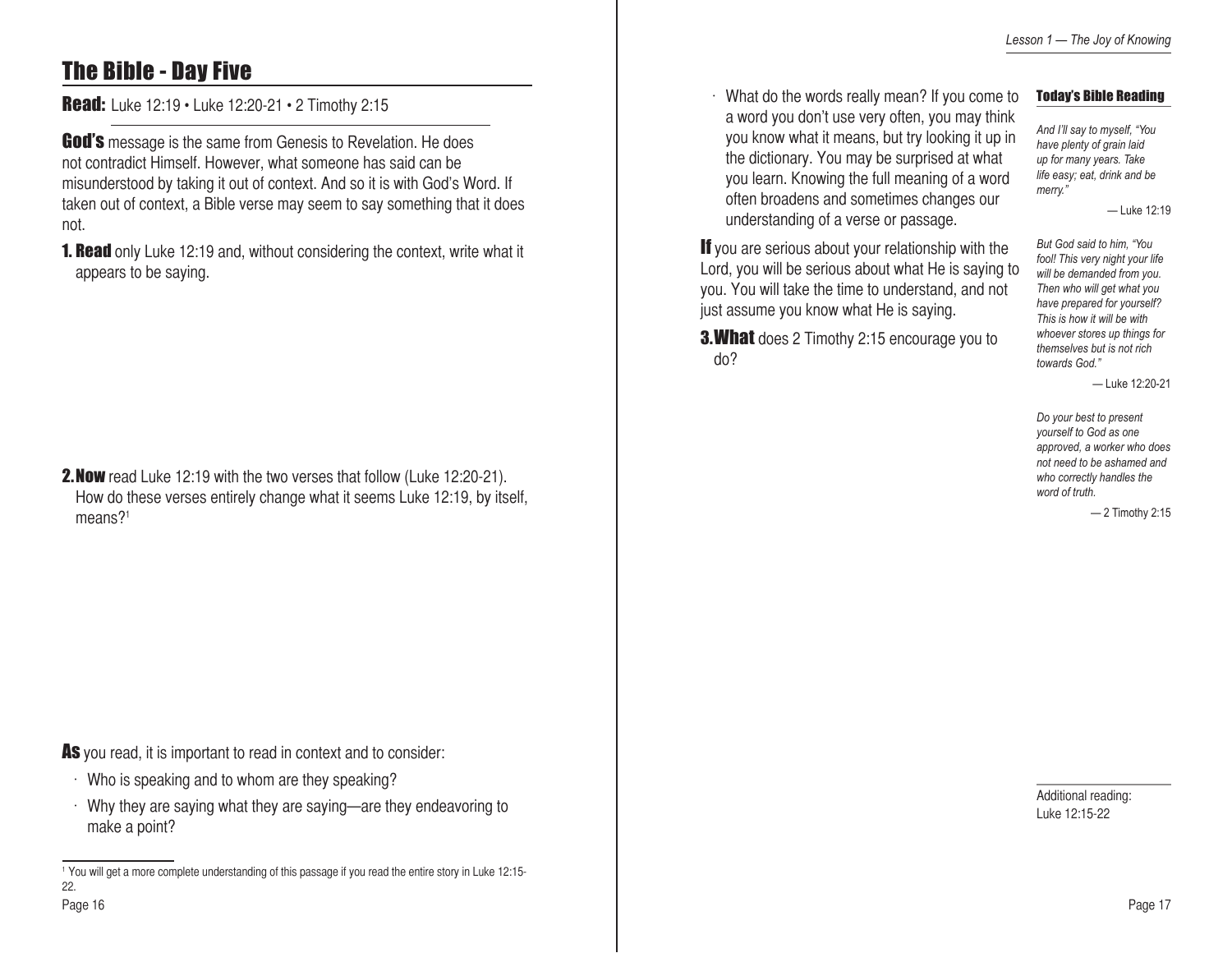## The Bible - Day Five

**Read:** Luke 12:19 • Luke 12:20-21 • 2 Timothy 2:15

**God's** message is the same from Genesis to Revelation. He does not contradict Himself. However, what someone has said can be misunderstood by taking it out of context. And so it is with God's Word. If taken out of context, a Bible verse may seem to say something that it does not.

**1. Read** only Luke 12:19 and, without considering the context, write what it appears to be saying.

**2. Now** read Luke 12:19 with the two verses that follow (Luke 12:20-21). How do these verses entirely change what it seems Luke 12:19, by itself, means?[1]

**As** you read, it is important to read in context and to consider:

- Who is speaking and to whom are they speaking?
- Why they are saying what they are saying—are they endeavoring to make a point?
- What do the words really mean? If you come to a word you don't use very often, you may think you know what it means, but try looking it up in the dictionary. You may be surprised at what you learn. Knowing the full meaning of a word often broadens and sometimes changes our understanding of a verse or passage.

**If** you are serious about your relationship with the Lord, you will be serious about what He is saying to you. You will take the time to understand, and not just assume you know what He is saying.

**3. What** does 2 Timothy 2:15 encourage you to do?

[1] You will get a more complete understanding of this passage if you read the entire story in Luke 12:15-22.

### Today's Bible Reading

*And I'll say to myself, "You have plenty of grain laid up for many years. Take life easy; eat, drink and be merry."*

— Luke 12:19

*But God said to him, "You fool! This very night your life will be demanded from you. Then who will get what you have prepared for yourself? This is how it will be with whoever stores up things for themselves but is not rich towards God."*

— Luke 12:20-21

*Do your best to present yourself to God as one approved, a worker who does not need to be ashamed and who correctly handles the word of truth.*

— 2 Timothy 2:15

Additional reading: Luke 12:15-22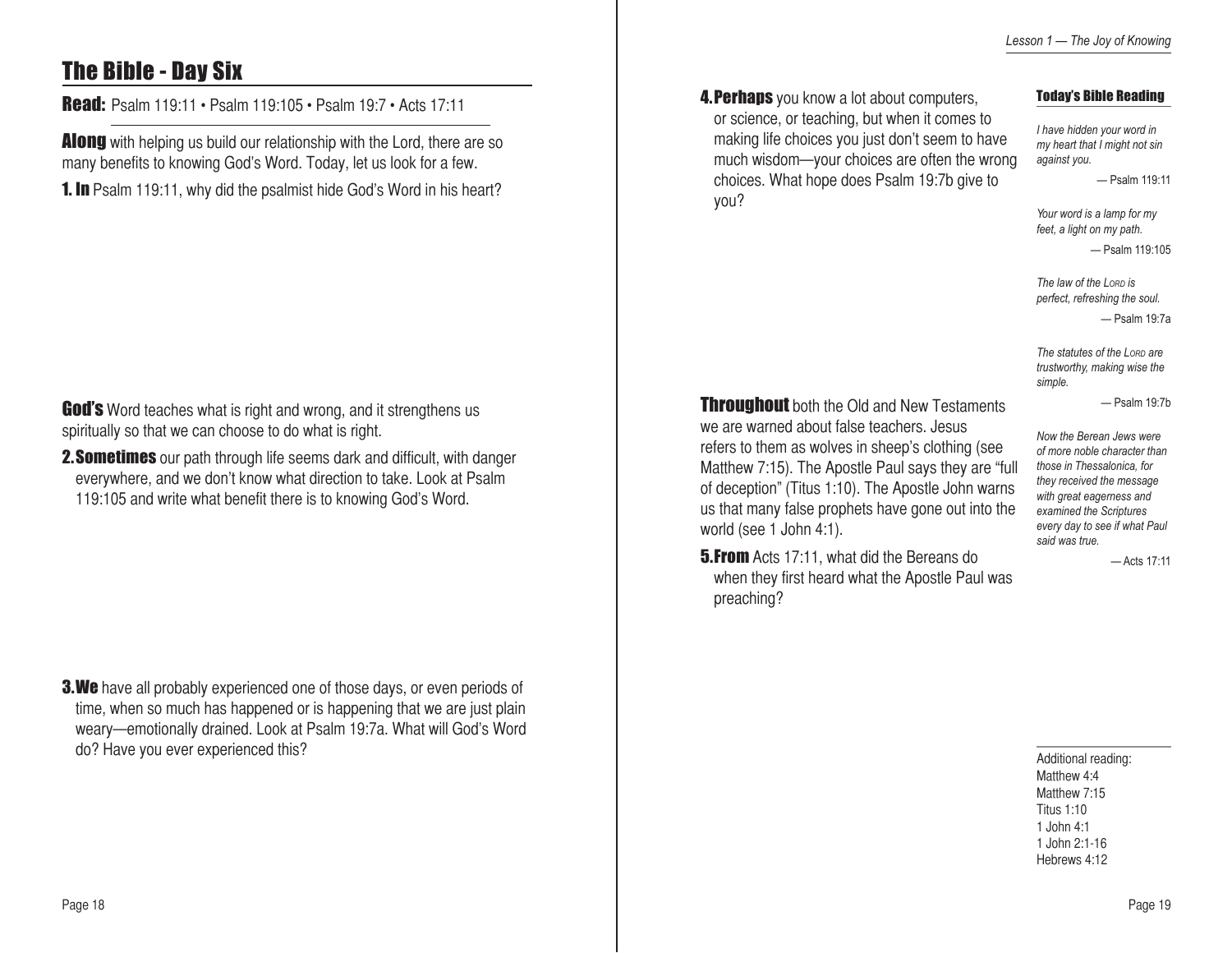## The Bible - Day Six

**Read:** Psalm 119:11 • Psalm 119:105 • Psalm 19:7 • Acts 17:11

**Along** with helping us build our relationship with the Lord, there are so many benefits to knowing God's Word. Today, let us look for a few.

**1. In** Psalm 119:11, why did the psalmist hide God's Word in his heart?

**God's** Word teaches what is right and wrong, and it strengthens us spiritually so that we can choose to do what is right.

**2. Sometimes** our path through life seems dark and difficult, with danger everywhere, and we don't know what direction to take. Look at Psalm 119:105 and write what benefit there is to knowing God's Word.

**3. We** have all probably experienced one of those days, or even periods of time, when so much has happened or is happening that we are just plain weary—emotionally drained. Look at Psalm 19:7a. What will God's Word do? Have you ever experienced this?

**4. Perhaps** you know a lot about computers, or science, or teaching, but when it comes to making life choices you just don't seem to have much wisdom—your choices are often the wrong choices. What hope does Psalm 19:7b give to you?

**Throughout** both the Old and New Testaments we are warned about false teachers. Jesus refers to them as wolves in sheep's clothing (see Matthew 7:15). The Apostle Paul says they are "full of deception" (Titus 1:10). The Apostle John warns us that many false prophets have gone out into the world (see 1 John 4:1).

**5. From** Acts 17:11, what did the Bereans do when they first heard what the Apostle Paul was preaching?

### Today's Bible Reading

*I have hidden your word in my heart that I might not sin against you.*

— Psalm 119:11

*Your word is a lamp for my feet, a light on my path.*

— Psalm 119:105

*The law of the Lord is perfect, refreshing the soul.*

— Psalm 19:7a

*The statutes of the Lord are trustworthy, making wise the simple.*

— Psalm 19:7b

*Now the Berean Jews were of more noble character than those in Thessalonica, for they received the message with great eagerness and examined the Scriptures every day to see if what Paul said was true.*

— Acts 17:11

Additional reading:
Matthew 4:4
Matthew 7:15
Titus 1:10
1 John 4:1
1 John 2:1-16
Hebrews 4:12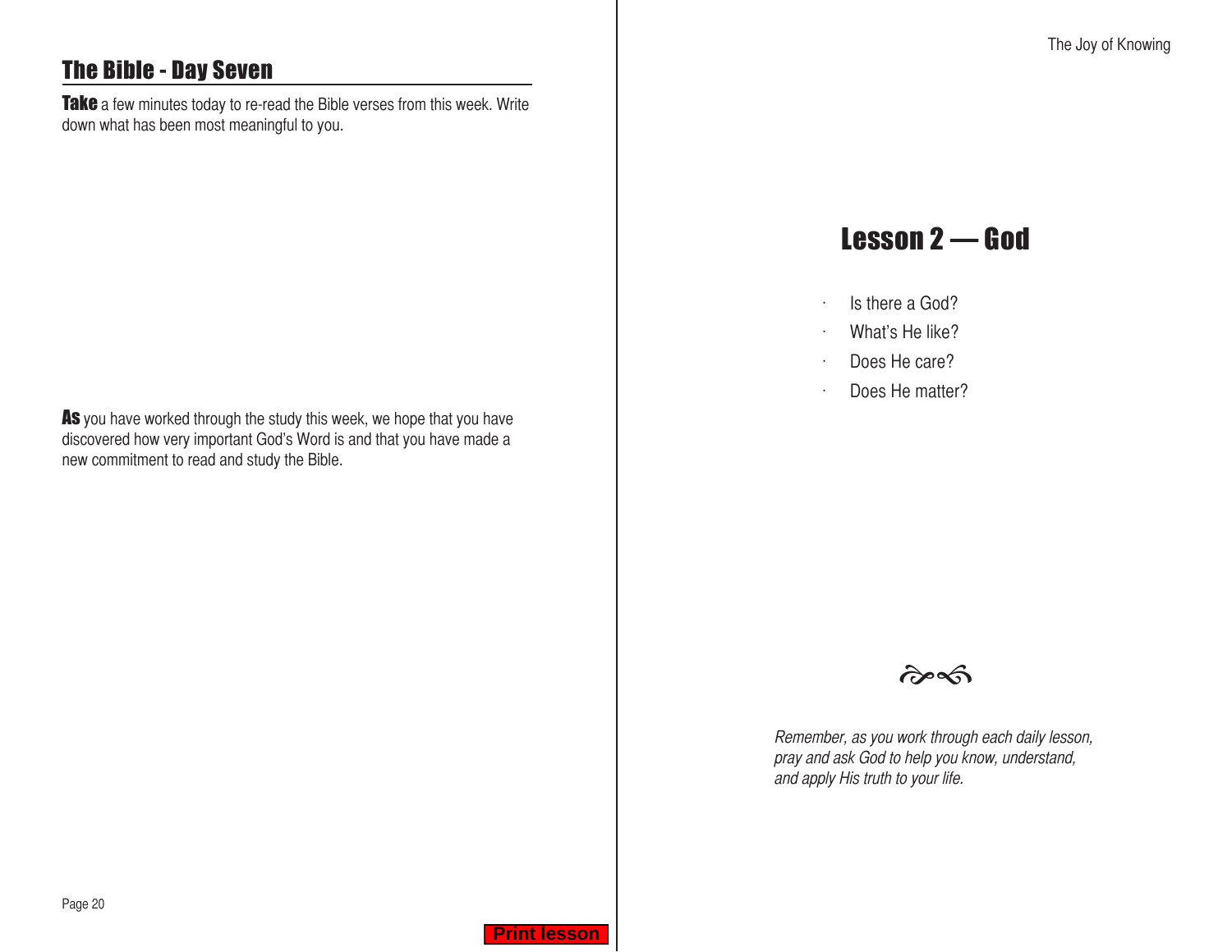## The Bible - Day Seven

**Take** a few minutes today to re-read the Bible verses from this week. Write down what has been most meaningful to you.

**As** you have worked through the study this week, we hope that you have discovered how very important God's Word is and that you have made a new commitment to read and study the Bible.

# Lesson 2 — God

- Is there a God?
- What's He like?
- Does He care?
- Does He matter?

*Remember, as you work through each daily lesson, pray and ask God to help you know, understand, and apply His truth to your life.*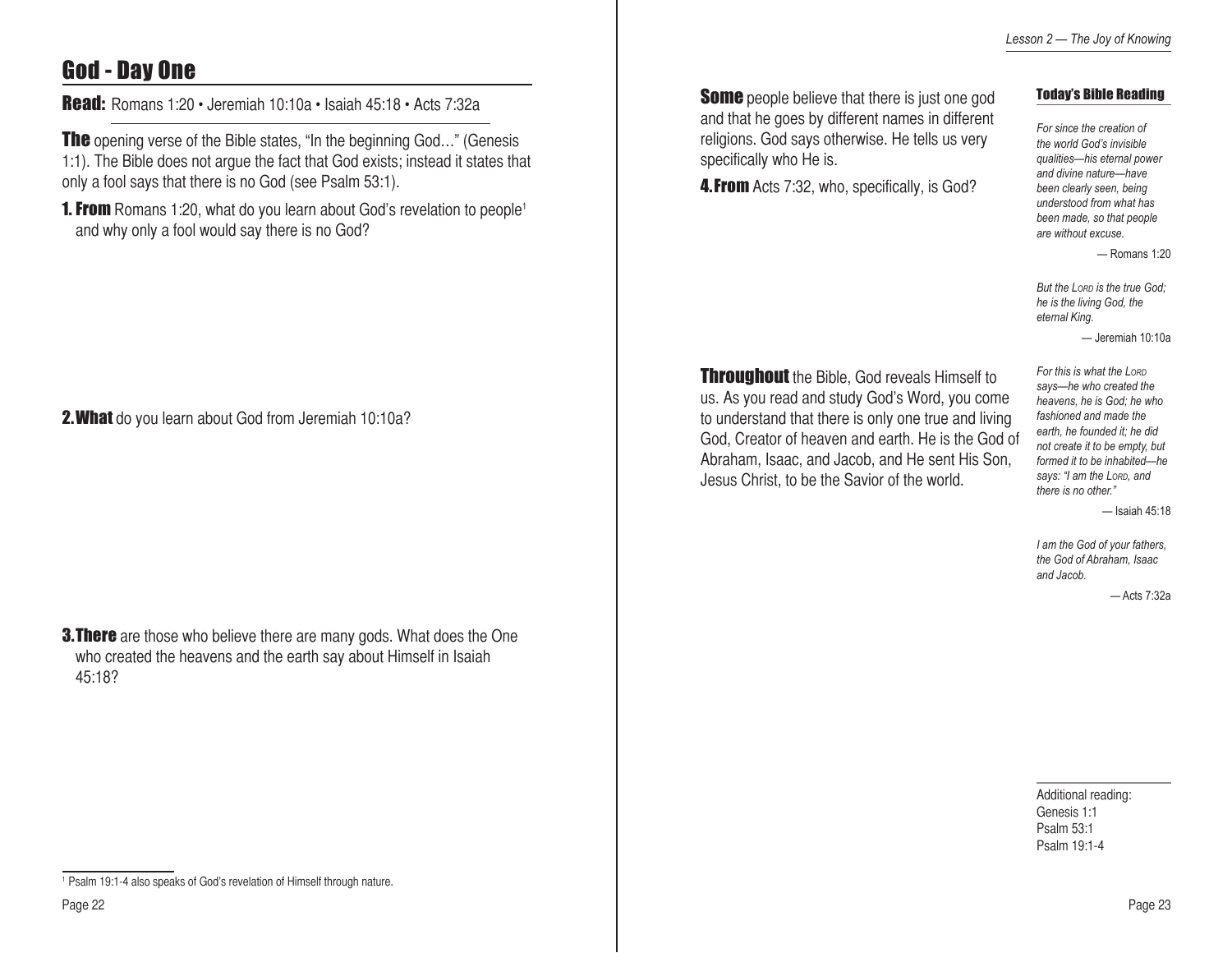## God - Day One

**Read:** Romans 1:20 • Jeremiah 10:10a • Isaiah 45:18 • Acts 7:32a

**The** opening verse of the Bible states, "In the beginning God…" (Genesis 1:1). The Bible does not argue the fact that God exists; instead it states that only a fool says that there is no God (see Psalm 53:1).

**1. From** Romans 1:20, what do you learn about God's revelation to people[1] and why only a fool would say there is no God?

**2. What** do you learn about God from Jeremiah 10:10a?

**3. There** are those who believe there are many gods. What does the One who created the heavens and the earth say about Himself in Isaiah 45:18?

[1] Psalm 19:1-4 also speaks of God's revelation of Himself through nature.

**Some** people believe that there is just one god and that he goes by different names in different religions. God says otherwise. He tells us very specifically who He is.

**4. From** Acts 7:32, who, specifically, is God?

**Throughout** the Bible, God reveals Himself to us. As you read and study God's Word, you come to understand that there is only one true and living God, Creator of heaven and earth. He is the God of Abraham, Isaac, and Jacob, and He sent His Son, Jesus Christ, to be the Savior of the world.

### Today's Bible Reading

*For since the creation of the world God's invisible qualities—his eternal power and divine nature—have been clearly seen, being understood from what has been made, so that people are without excuse.*

— Romans 1:20

*But the LORD is the true God; he is the living God, the eternal King.*

— Jeremiah 10:10a

*For this is what the LORD says—he who created the heavens, he is God; he who fashioned and made the earth, he founded it; he did not create it to be empty, but formed it to be inhabited—he says: "I am the LORD, and there is no other."*

— Isaiah 45:18

*I am the God of your fathers, the God of Abraham, Isaac and Jacob.*

— Acts 7:32a

Additional reading:
Genesis 1:1
Psalm 53:1
Psalm 19:1-4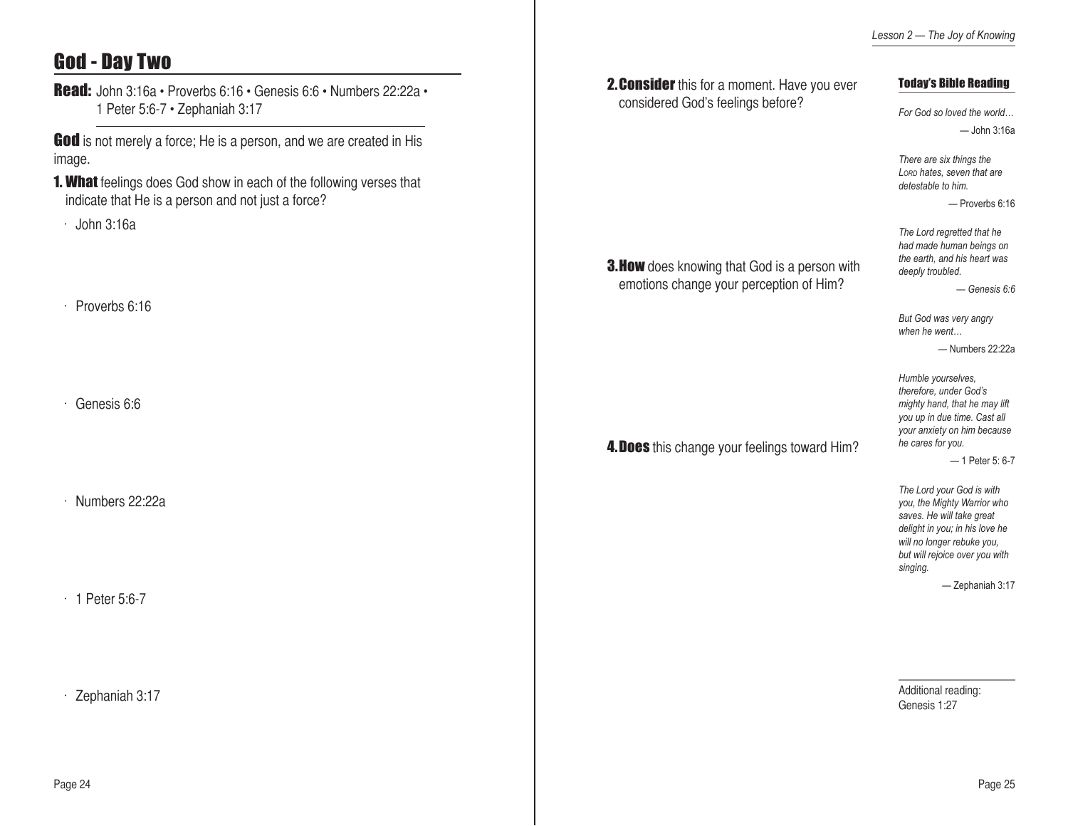## God - Day Two

**Read:** John 3:16a • Proverbs 6:16 • Genesis 6:6 • Numbers 22:22a • 1 Peter 5:6-7 • Zephaniah 3:17

**God** is not merely a force; He is a person, and we are created in His image.

**1. What** feelings does God show in each of the following verses that indicate that He is a person and not just a force?

- John 3:16a
- Proverbs 6:16
- Genesis 6:6
- Numbers 22:22a
- 1 Peter 5:6-7
- Zephaniah 3:17

**2. Consider** this for a moment. Have you ever considered God's feelings before?

**3. How** does knowing that God is a person with emotions change your perception of Him?

**4. Does** this change your feelings toward Him?

### Today's Bible Reading

*For God so loved the world…*

— John 3:16a

*There are six things the LORD hates, seven that are detestable to him.*

— Proverbs 6:16

*The Lord regretted that he had made human beings on the earth, and his heart was deeply troubled.*

— *Genesis 6:6*

*But God was very angry when he went…*

— Numbers 22:22a

*Humble yourselves, therefore, under God's mighty hand, that he may lift you up in due time. Cast all your anxiety on him because he cares for you.*

— 1 Peter 5: 6-7

*The Lord your God is with you, the Mighty Warrior who saves. He will take great delight in you; in his love he will no longer rebuke you, but will rejoice over you with singing.*

— Zephaniah 3:17

Additional reading: Genesis 1:27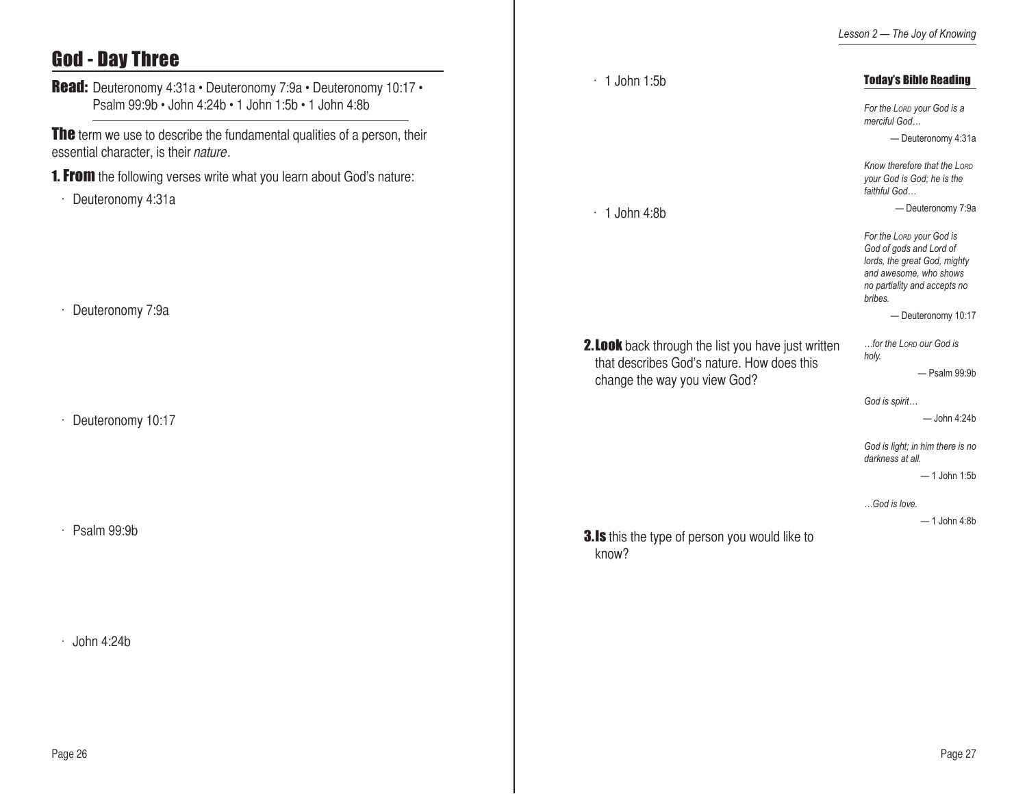## God - Day Three

**Read:** Deuteronomy 4:31a • Deuteronomy 7:9a • Deuteronomy 10:17 • Psalm 99:9b • John 4:24b • 1 John 1:5b • 1 John 4:8b

**The** term we use to describe the fundamental qualities of a person, their essential character, is their *nature*.

**1. From** the following verses write what you learn about God's nature:

- Deuteronomy 4:31a
- Deuteronomy 7:9a
- Deuteronomy 10:17
- Psalm 99:9b
- John 4:24b
- 1 John 1:5b
- 1 John 4:8b

**2. Look** back through the list you have just written that describes God's nature. How does this change the way you view God?

**3. Is** this the type of person you would like to know?

### Today's Bible Reading

*For the LORD your God is a merciful God…*

— Deuteronomy 4:31a

*Know therefore that the LORD your God is God; he is the faithful God…*

— Deuteronomy 7:9a

*For the LORD your God is God of gods and Lord of lords, the great God, mighty and awesome, who shows no partiality and accepts no bribes.*

— Deuteronomy 10:17

*…for the LORD our God is holy.*

— Psalm 99:9b

*God is spirit…*

— John 4:24b

*God is light; in him there is no darkness at all.*

— 1 John 1:5b

*…God is love.*

— 1 John 4:8b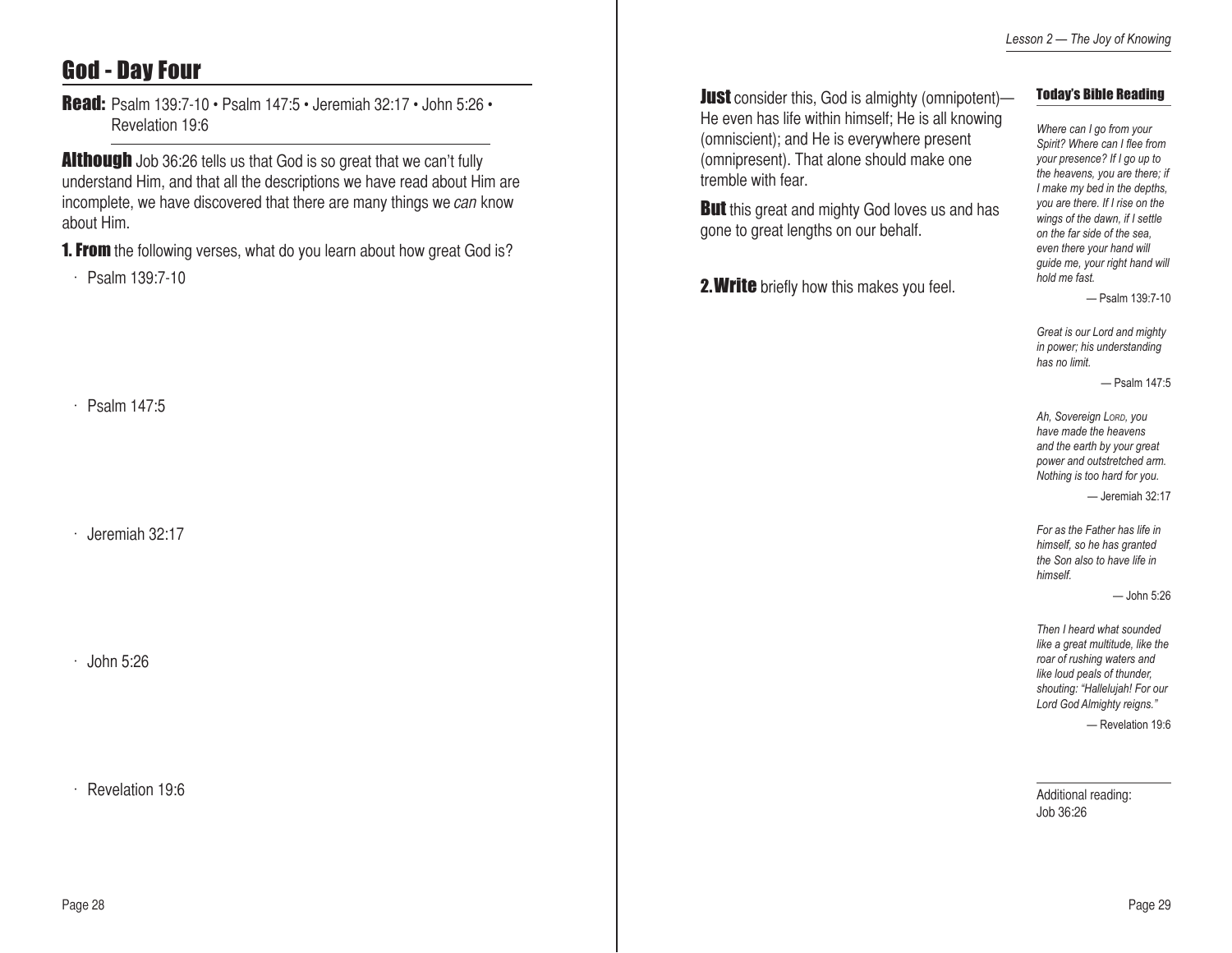## God - Day Four

**Read:** Psalm 139:7-10 • Psalm 147:5 • Jeremiah 32:17 • John 5:26 • Revelation 19:6

**Although** Job 36:26 tells us that God is so great that we can't fully understand Him, and that all the descriptions we have read about Him are incomplete, we have discovered that there are many things we *can* know about Him.

**1. From** the following verses, what do you learn about how great God is?

- Psalm 139:7-10

- Psalm 147:5

- Jeremiah 32:17

- John 5:26

- Revelation 19:6

**Just** consider this, God is almighty (omnipotent)—He even has life within himself; He is all knowing (omniscient); and He is everywhere present (omnipresent). That alone should make one tremble with fear.

**But** this great and mighty God loves us and has gone to great lengths on our behalf.

**2. Write** briefly how this makes you feel.

### Today's Bible Reading

*Where can I go from your Spirit? Where can I flee from your presence? If I go up to the heavens, you are there; if I make my bed in the depths, you are there. If I rise on the wings of the dawn, if I settle on the far side of the sea, even there your hand will guide me, your right hand will hold me fast.*

— Psalm 139:7-10

*Great is our Lord and mighty in power; his understanding has no limit.*

— Psalm 147:5

*Ah, Sovereign Lord, you have made the heavens and the earth by your great power and outstretched arm. Nothing is too hard for you.*

— Jeremiah 32:17

*For as the Father has life in himself, so he has granted the Son also to have life in himself.*

— John 5:26

*Then I heard what sounded like a great multitude, like the roar of rushing waters and like loud peals of thunder, shouting: "Hallelujah! For our Lord God Almighty reigns."*

— Revelation 19:6

Additional reading: Job 36:26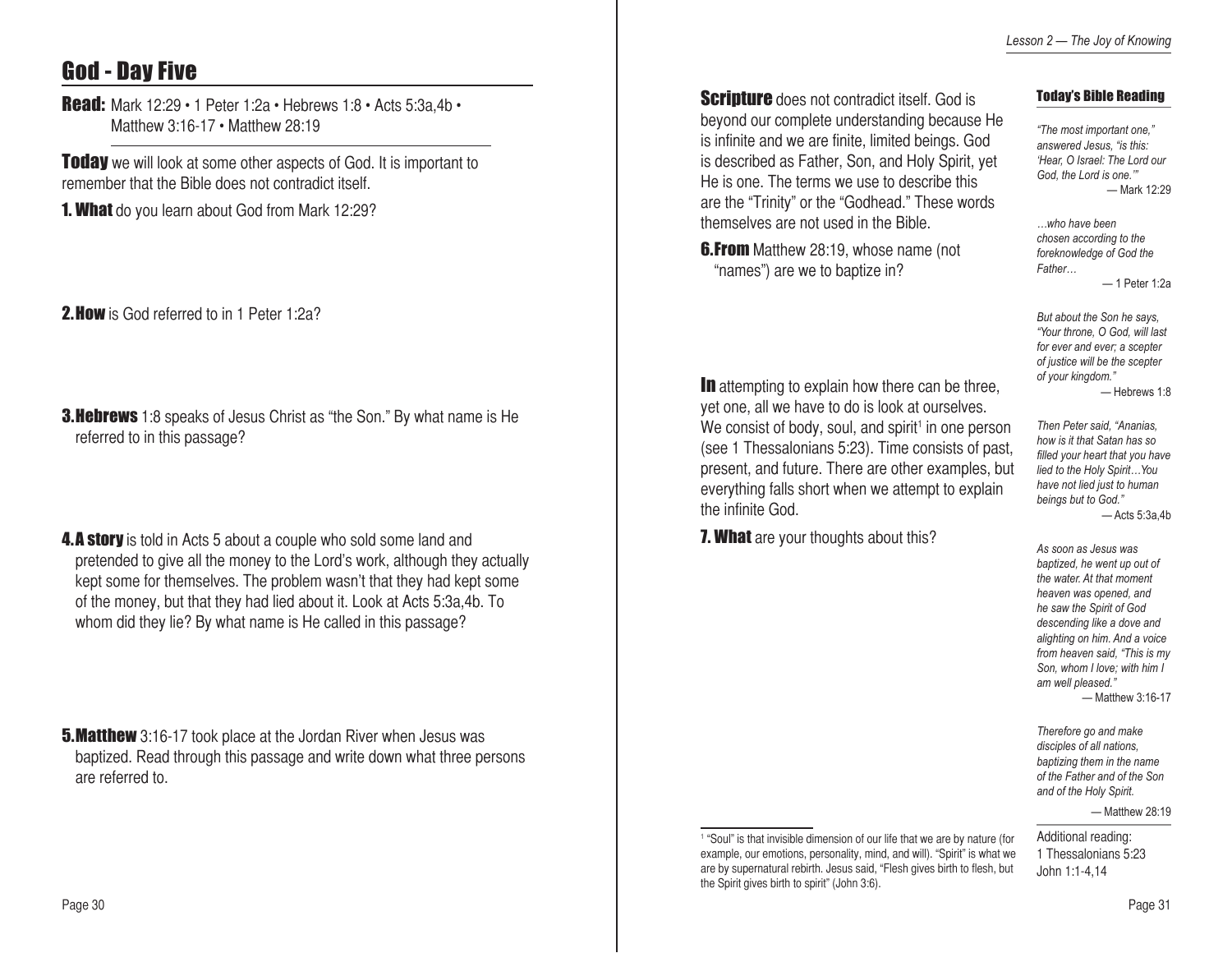# God - Day Five

**Read:** Mark 12:29 • 1 Peter 1:2a • Hebrews 1:8 • Acts 5:3a,4b • Matthew 3:16-17 • Matthew 28:19

**Today** we will look at some other aspects of God. It is important to remember that the Bible does not contradict itself.

**1. What** do you learn about God from Mark 12:29?

**2. How** is God referred to in 1 Peter 1:2a?

**3. Hebrews** 1:8 speaks of Jesus Christ as "the Son." By what name is He referred to in this passage?

**4. A story** is told in Acts 5 about a couple who sold some land and pretended to give all the money to the Lord's work, although they actually kept some for themselves. The problem wasn't that they had kept some of the money, but that they had lied about it. Look at Acts 5:3a,4b. To whom did they lie? By what name is He called in this passage?

**5. Matthew** 3:16-17 took place at the Jordan River when Jesus was baptized. Read through this passage and write down what three persons are referred to.

**Scripture** does not contradict itself. God is beyond our complete understanding because He is infinite and we are finite, limited beings. God is described as Father, Son, and Holy Spirit, yet He is one. The terms we use to describe this are the "Trinity" or the "Godhead." These words themselves are not used in the Bible.

**6. From** Matthew 28:19, whose name (not "names") are we to baptize in?

**In** attempting to explain how there can be three, yet one, all we have to do is look at ourselves. We consist of body, soul, and spirit[1] in one person (see 1 Thessalonians 5:23). Time consists of past, present, and future. There are other examples, but everything falls short when we attempt to explain the infinite God.

**7. What** are your thoughts about this?

[1] "Soul" is that invisible dimension of our life that we are by nature (for example, our emotions, personality, mind, and will). "Spirit" is what we are by supernatural rebirth. Jesus said, "Flesh gives birth to flesh, but the Spirit gives birth to spirit" (John 3:6).

### Today's Bible Reading

*"The most important one," answered Jesus, "is this: 'Hear, O Israel: The Lord our God, the Lord is one.'"*
— Mark 12:29

*…who have been chosen according to the foreknowledge of God the Father…*
— 1 Peter 1:2a

*But about the Son he says, "Your throne, O God, will last for ever and ever; a scepter of justice will be the scepter of your kingdom."*
— Hebrews 1:8

*Then Peter said, "Ananias, how is it that Satan has so filled your heart that you have lied to the Holy Spirit…You have not lied just to human beings but to God."*
— Acts 5:3a,4b

*As soon as Jesus was baptized, he went up out of the water. At that moment heaven was opened, and he saw the Spirit of God descending like a dove and alighting on him. And a voice from heaven said, "This is my Son, whom I love; with him I am well pleased."*
— Matthew 3:16-17

*Therefore go and make disciples of all nations, baptizing them in the name of the Father and of the Son and of the Holy Spirit.*
— Matthew 28:19

Additional reading:
1 Thessalonians 5:23
John 1:1-4,14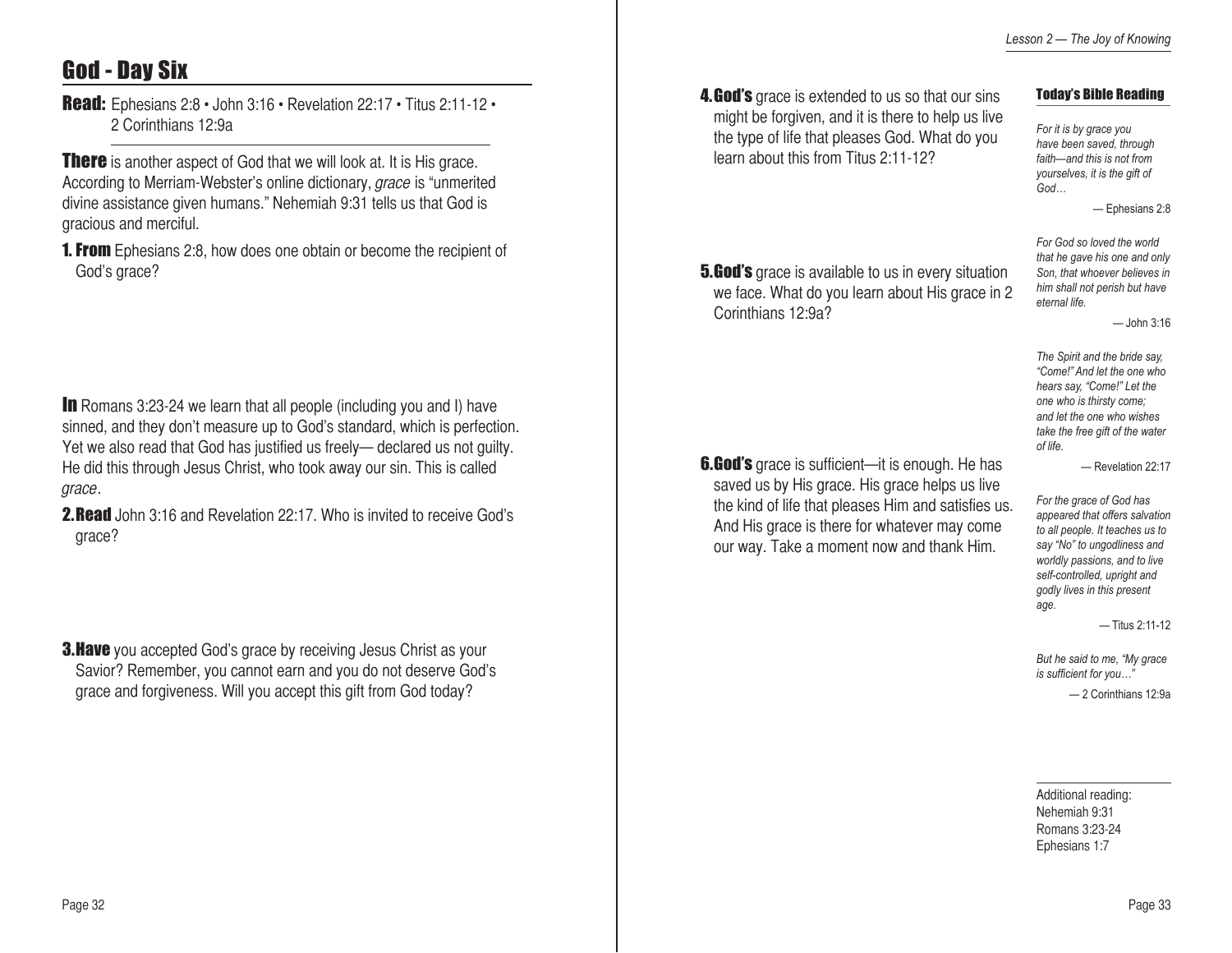# God - Day Six

**Read:** Ephesians 2:8 • John 3:16 • Revelation 22:17 • Titus 2:11-12 • 2 Corinthians 12:9a

**There** is another aspect of God that we will look at. It is His grace. According to Merriam-Webster's online dictionary, *grace* is "unmerited divine assistance given humans." Nehemiah 9:31 tells us that God is gracious and merciful.

**1. From** Ephesians 2:8, how does one obtain or become the recipient of God's grace?

**In** Romans 3:23-24 we learn that all people (including you and I) have sinned, and they don't measure up to God's standard, which is perfection. Yet we also read that God has justified us freely— declared us not guilty. He did this through Jesus Christ, who took away our sin. This is called *grace*.

**2. Read** John 3:16 and Revelation 22:17. Who is invited to receive God's grace?

**3. Have** you accepted God's grace by receiving Jesus Christ as your Savior? Remember, you cannot earn and you do not deserve God's grace and forgiveness. Will you accept this gift from God today?

**4. God's** grace is extended to us so that our sins might be forgiven, and it is there to help us live the type of life that pleases God. What do you learn about this from Titus 2:11-12?

**5. God's** grace is available to us in every situation we face. What do you learn about His grace in 2 Corinthians 12:9a?

**6. God's** grace is sufficient—it is enough. He has saved us by His grace. His grace helps us live the kind of life that pleases Him and satisfies us. And His grace is there for whatever may come our way. Take a moment now and thank Him.

### Today's Bible Reading

*For it is by grace you have been saved, through faith—and this is not from yourselves, it is the gift of God…*

— Ephesians 2:8

*For God so loved the world that he gave his one and only Son, that whoever believes in him shall not perish but have eternal life.*

— John 3:16

*The Spirit and the bride say, "Come!" And let the one who hears say, "Come!" Let the one who is thirsty come; and let the one who wishes take the free gift of the water of life.*

— Revelation 22:17

*For the grace of God has appeared that offers salvation to all people. It teaches us to say "No" to ungodliness and worldly passions, and to live self-controlled, upright and godly lives in this present age.*

— Titus 2:11-12

*But he said to me, "My grace is sufficient for you…"*

— 2 Corinthians 12:9a

Additional reading:
Nehemiah 9:31
Romans 3:23-24
Ephesians 1:7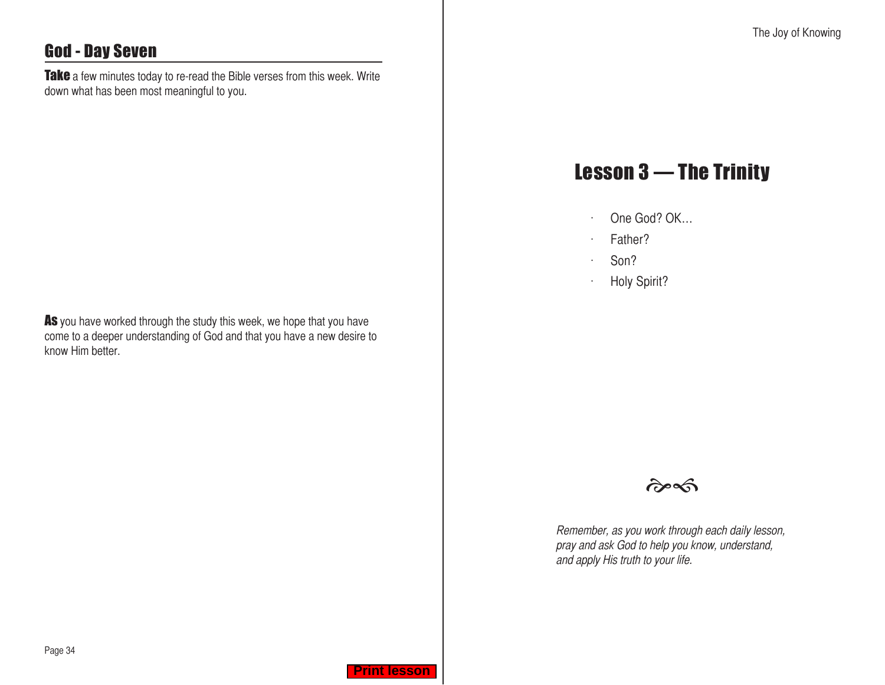## God - Day Seven

**Take** a few minutes today to re-read the Bible verses from this week. Write down what has been most meaningful to you.

**As** you have worked through the study this week, we hope that you have come to a deeper understanding of God and that you have a new desire to know Him better.

# Lesson 3 — The Trinity

- One God? OK…
- Father?
- Son?
- Holy Spirit?

*Remember, as you work through each daily lesson, pray and ask God to help you know, understand, and apply His truth to your life.*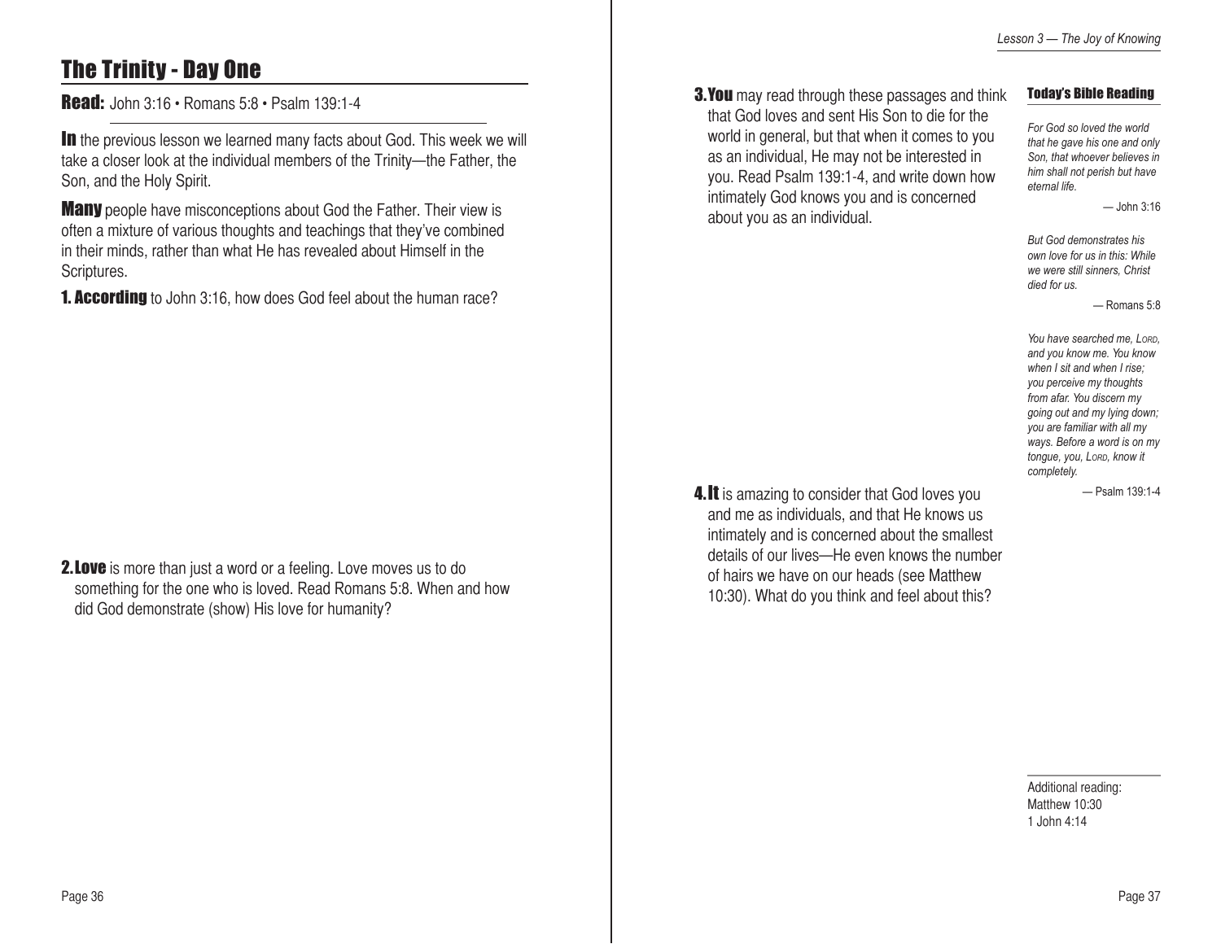## The Trinity - Day One

**Read:** John 3:16 • Romans 5:8 • Psalm 139:1-4

**In** the previous lesson we learned many facts about God. This week we will take a closer look at the individual members of the Trinity—the Father, the Son, and the Holy Spirit.

**Many** people have misconceptions about God the Father. Their view is often a mixture of various thoughts and teachings that they've combined in their minds, rather than what He has revealed about Himself in the Scriptures.

**1. According** to John 3:16, how does God feel about the human race?

**2. Love** is more than just a word or a feeling. Love moves us to do something for the one who is loved. Read Romans 5:8. When and how did God demonstrate (show) His love for humanity?

**3. You** may read through these passages and think that God loves and sent His Son to die for the world in general, but that when it comes to you as an individual, He may not be interested in you. Read Psalm 139:1-4, and write down how intimately God knows you and is concerned about you as an individual.

**4. It** is amazing to consider that God loves you and me as individuals, and that He knows us intimately and is concerned about the smallest details of our lives—He even knows the number of hairs we have on our heads (see Matthew 10:30). What do you think and feel about this?

**Today's Bible Reading**

*For God so loved the world that he gave his one and only Son, that whoever believes in him shall not perish but have eternal life.*

— John 3:16

*But God demonstrates his own love for us in this: While we were still sinners, Christ died for us.*

— Romans 5:8

*You have searched me, LORD, and you know me. You know when I sit and when I rise; you perceive my thoughts from afar. You discern my going out and my lying down; you are familiar with all my ways. Before a word is on my tongue, you, LORD, know it completely.*

— Psalm 139:1-4

Additional reading:
Matthew 10:30
1 John 4:14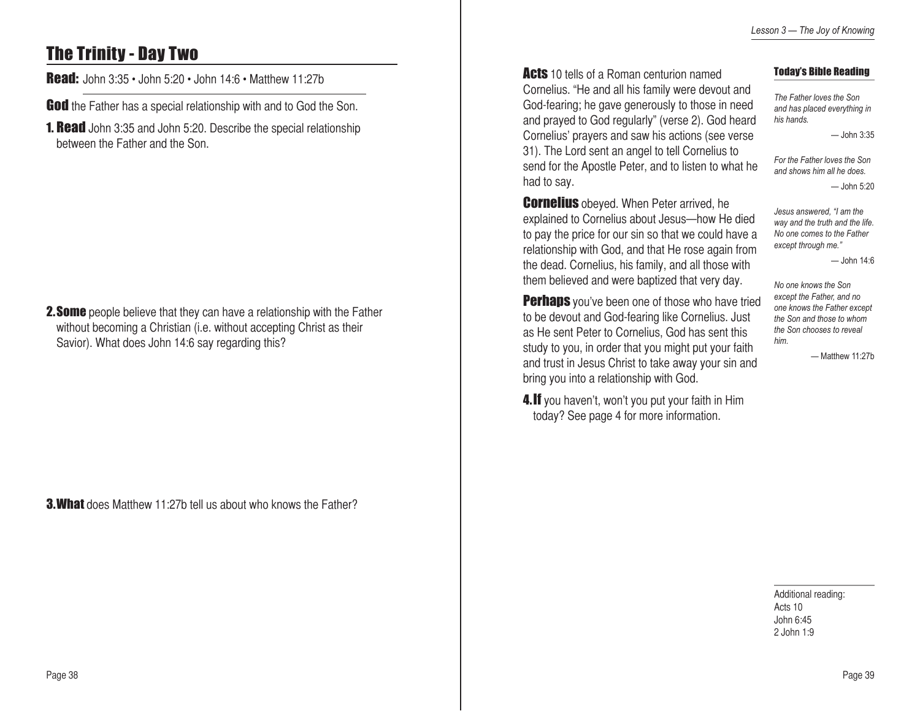## The Trinity - Day Two

**Read:** John 3:35 • John 5:20 • John 14:6 • Matthew 11:27b

**God** the Father has a special relationship with and to God the Son.

**1. Read** John 3:35 and John 5:20. Describe the special relationship between the Father and the Son.

**2. Some** people believe that they can have a relationship with the Father without becoming a Christian (i.e. without accepting Christ as their Savior). What does John 14:6 say regarding this?

**3. What** does Matthew 11:27b tell us about who knows the Father?

**Acts** 10 tells of a Roman centurion named Cornelius. "He and all his family were devout and God-fearing; he gave generously to those in need and prayed to God regularly" (verse 2). God heard Cornelius' prayers and saw his actions (see verse 31). The Lord sent an angel to tell Cornelius to send for the Apostle Peter, and to listen to what he had to say.

**Cornelius** obeyed. When Peter arrived, he explained to Cornelius about Jesus—how He died to pay the price for our sin so that we could have a relationship with God, and that He rose again from the dead. Cornelius, his family, and all those with them believed and were baptized that very day.

**Perhaps** you've been one of those who have tried to be devout and God-fearing like Cornelius. Just as He sent Peter to Cornelius, God has sent this study to you, in order that you might put your faith and trust in Jesus Christ to take away your sin and bring you into a relationship with God.

**4. If** you haven't, won't you put your faith in Him today? See page 4 for more information.

### Today's Bible Reading

*The Father loves the Son and has placed everything in his hands.*

— John 3:35

*For the Father loves the Son and shows him all he does.*

— John 5:20

*Jesus answered, "I am the way and the truth and the life. No one comes to the Father except through me."*

— John 14:6

*No one knows the Son except the Father, and no one knows the Father except the Son and those to whom the Son chooses to reveal him.*

— Matthew 11:27b

Additional reading:
Acts 10
John 6:45
2 John 1:9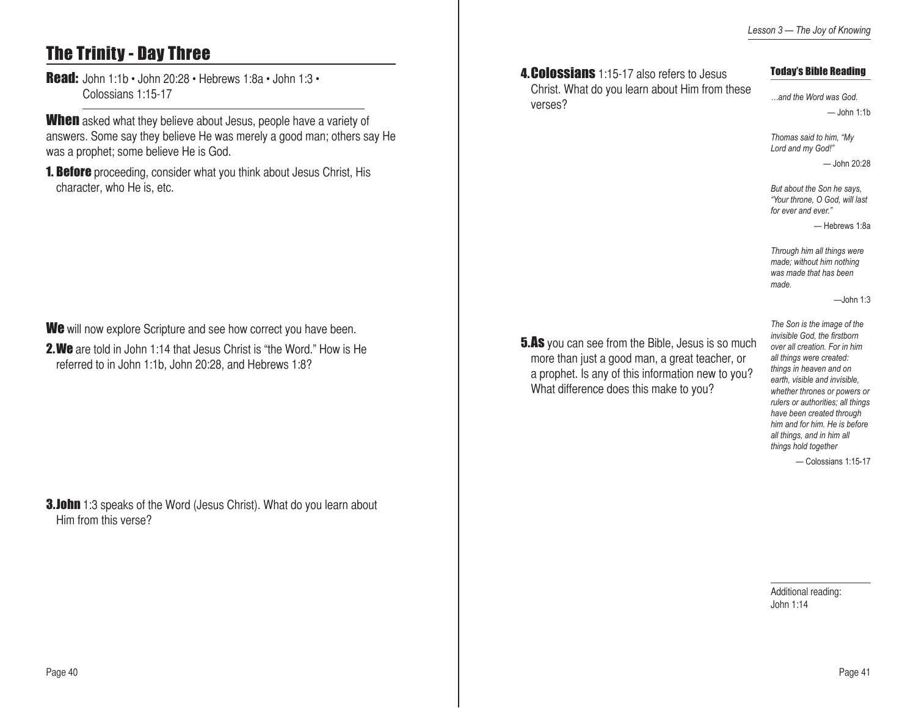## The Trinity - Day Three

**Read:** John 1:1b • John 20:28 • Hebrews 1:8a • John 1:3 • Colossians 1:15-17

**When** asked what they believe about Jesus, people have a variety of answers. Some say they believe He was merely a good man; others say He was a prophet; some believe He is God.

**1. Before** proceeding, consider what you think about Jesus Christ, His character, who He is, etc.

**We** will now explore Scripture and see how correct you have been.

**2. We** are told in John 1:14 that Jesus Christ is "the Word." How is He referred to in John 1:1b, John 20:28, and Hebrews 1:8?

**3. John** 1:3 speaks of the Word (Jesus Christ). What do you learn about Him from this verse?

**4. Colossians** 1:15-17 also refers to Jesus Christ. What do you learn about Him from these verses?

**5. As** you can see from the Bible, Jesus is so much more than just a good man, a great teacher, or a prophet. Is any of this information new to you? What difference does this make to you?

**Today's Bible Reading**

*…and the Word was God.*

— John 1:1b

*Thomas said to him, "My Lord and my God!"*

— John 20:28

*But about the Son he says, "Your throne, O God, will last for ever and ever."*

— Hebrews 1:8a

*Through him all things were made; without him nothing was made that has been made.*

—John 1:3

*The Son is the image of the invisible God, the firstborn over all creation. For in him all things were created: things in heaven and on earth, visible and invisible, whether thrones or powers or rulers or authorities; all things have been created through him and for him. He is before all things, and in him all things hold together*

— Colossians 1:15-17

Additional reading: John 1:14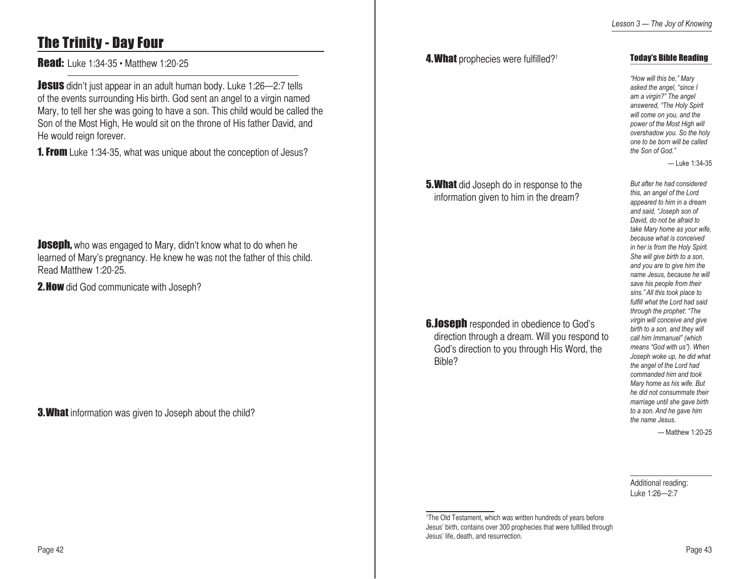## The Trinity - Day Four

**Read:** Luke 1:34-35 • Matthew 1:20-25

**Jesus** didn't just appear in an adult human body. Luke 1:26—2:7 tells of the events surrounding His birth. God sent an angel to a virgin named Mary, to tell her she was going to have a son. This child would be called the Son of the Most High, He would sit on the throne of His father David, and He would reign forever.

**1. From** Luke 1:34-35, what was unique about the conception of Jesus?

**Joseph,** who was engaged to Mary, didn't know what to do when he learned of Mary's pregnancy. He knew he was not the father of this child. Read Matthew 1:20-25.

**2. How** did God communicate with Joseph?

**3. What** information was given to Joseph about the child?

**4. What** prophecies were fulfilled?[1]

**5. What** did Joseph do in response to the information given to him in the dream?

**6. Joseph** responded in obedience to God's direction through a dream. Will you respond to God's direction to you through His Word, the Bible?

[1]The Old Testament, which was written hundreds of years before Jesus' birth, contains over 300 prophecies that were fulfilled through Jesus' life, death, and resurrection.

### Today's Bible Reading

*"How will this be," Mary asked the angel, "since I am a virgin?" The angel answered, "The Holy Spirit will come on you, and the power of the Most High will overshadow you. So the holy one to be born will be called the Son of God."*

— Luke 1:34-35

*But after he had considered this, an angel of the Lord appeared to him in a dream and said, "Joseph son of David, do not be afraid to take Mary home as your wife, because what is conceived in her is from the Holy Spirit. She will give birth to a son, and you are to give him the name Jesus, because he will save his people from their sins." All this took place to fulfill what the Lord had said through the prophet: "The virgin will conceive and give birth to a son, and they will call him Immanuel" (which means "God with us"). When Joseph woke up, he did what the angel of the Lord had commanded him and took Mary home as his wife. But he did not consummate their marriage until she gave birth to a son. And he gave him the name Jesus.*

— Matthew 1:20-25

Additional reading: Luke 1:26—2:7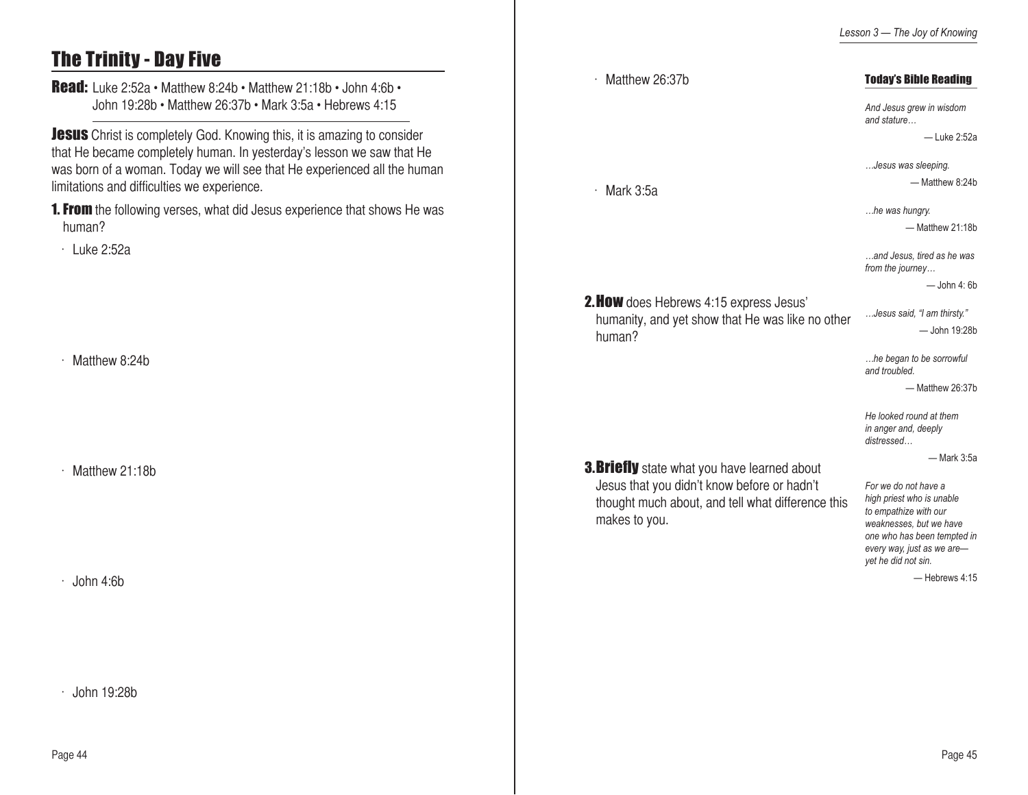## The Trinity - Day Five

**Read:** Luke 2:52a • Matthew 8:24b • Matthew 21:18b • John 4:6b • John 19:28b • Matthew 26:37b • Mark 3:5a • Hebrews 4:15

**Jesus** Christ is completely God. Knowing this, it is amazing to consider that He became completely human. In yesterday's lesson we saw that He was born of a woman. Today we will see that He experienced all the human limitations and difficulties we experience.

**1. From** the following verses, what did Jesus experience that shows He was human?

- Luke 2:52a
- Matthew 8:24b
- Matthew 21:18b
- John 4:6b
- John 19:28b
- Matthew 26:37b
- Mark 3:5a

**2. How** does Hebrews 4:15 express Jesus' humanity, and yet show that He was like no other human?

**3. Briefly** state what you have learned about Jesus that you didn't know before or hadn't thought much about, and tell what difference this makes to you.

### Today's Bible Reading

*And Jesus grew in wisdom and stature…*

— Luke 2:52a

*…Jesus was sleeping.*

— Matthew 8:24b

*…he was hungry.*

— Matthew 21:18b

*…and Jesus, tired as he was from the journey…*

— John 4: 6b

*…Jesus said, "I am thirsty."*

— John 19:28b

*…he began to be sorrowful and troubled.*

— Matthew 26:37b

*He looked round at them in anger and, deeply distressed…*

— Mark 3:5a

*For we do not have a high priest who is unable to empathize with our weaknesses, but we have one who has been tempted in every way, just as we are—yet he did not sin.*

— Hebrews 4:15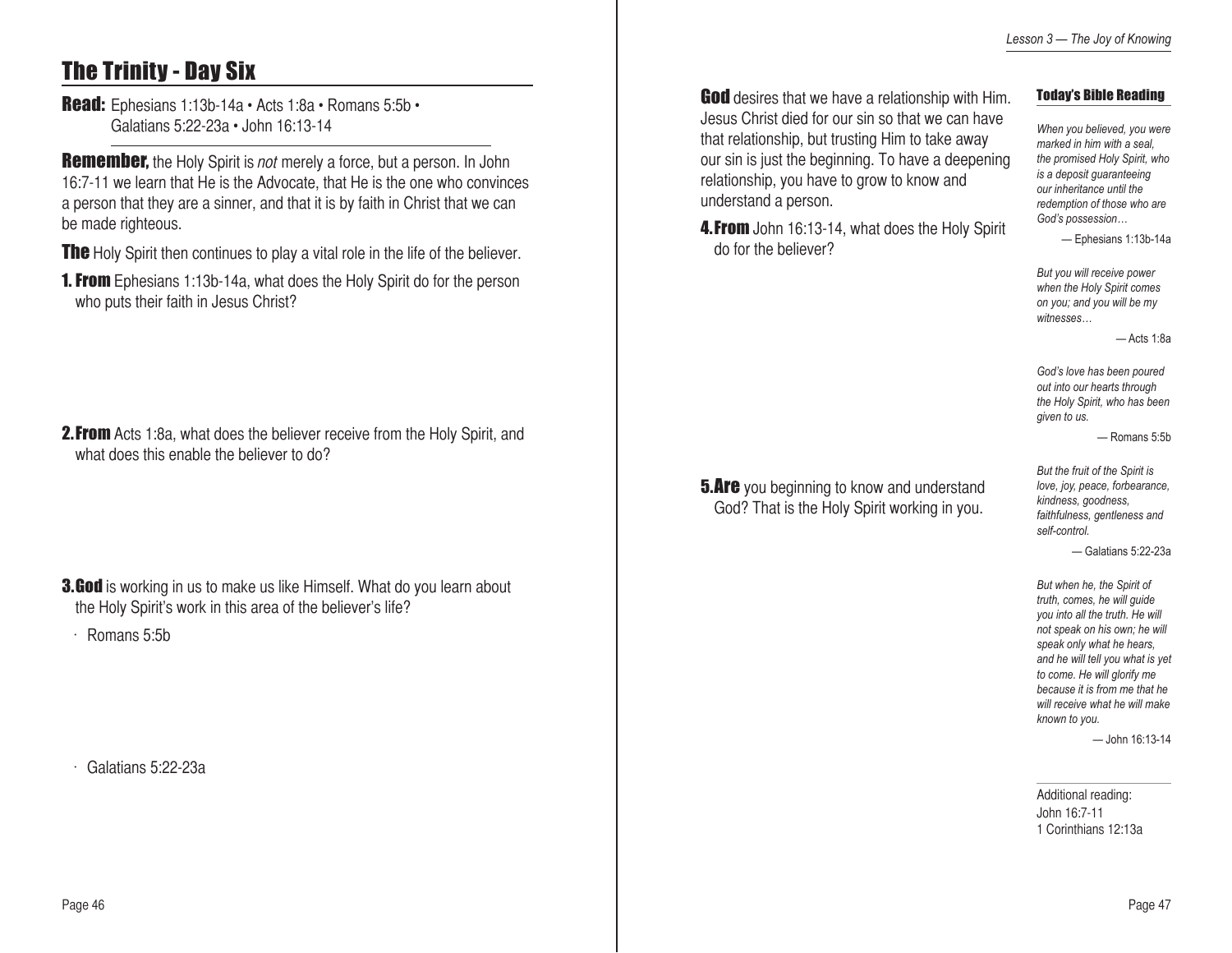## The Trinity - Day Six

**Read:** Ephesians 1:13b-14a • Acts 1:8a • Romans 5:5b • Galatians 5:22-23a • John 16:13-14

**Remember,** the Holy Spirit is *not* merely a force, but a person. In John 16:7-11 we learn that He is the Advocate, that He is the one who convinces a person that they are a sinner, and that it is by faith in Christ that we can be made righteous.

**The** Holy Spirit then continues to play a vital role in the life of the believer.

**1. From** Ephesians 1:13b-14a, what does the Holy Spirit do for the person who puts their faith in Jesus Christ?

**2. From** Acts 1:8a, what does the believer receive from the Holy Spirit, and what does this enable the believer to do?

**3. God** is working in us to make us like Himself. What do you learn about the Holy Spirit's work in this area of the believer's life?

- Romans 5:5b

- Galatians 5:22-23a

**God** desires that we have a relationship with Him. Jesus Christ died for our sin so that we can have that relationship, but trusting Him to take away our sin is just the beginning. To have a deepening relationship, you have to grow to know and understand a person.

**4. From** John 16:13-14, what does the Holy Spirit do for the believer?

**5. Are** you beginning to know and understand God? That is the Holy Spirit working in you.

### Today's Bible Reading

*When you believed, you were marked in him with a seal, the promised Holy Spirit, who is a deposit guaranteeing our inheritance until the redemption of those who are God's possession…*

— Ephesians 1:13b-14a

*But you will receive power when the Holy Spirit comes on you; and you will be my witnesses…*

— Acts 1:8a

*God's love has been poured out into our hearts through the Holy Spirit, who has been given to us.*

— Romans 5:5b

*But the fruit of the Spirit is love, joy, peace, forbearance, kindness, goodness, faithfulness, gentleness and self-control.*

— Galatians 5:22-23a

*But when he, the Spirit of truth, comes, he will guide you into all the truth. He will not speak on his own; he will speak only what he hears, and he will tell you what is yet to come. He will glorify me because it is from me that he will receive what he will make known to you.*

— John 16:13-14

Additional reading:
John 16:7-11
1 Corinthians 12:13a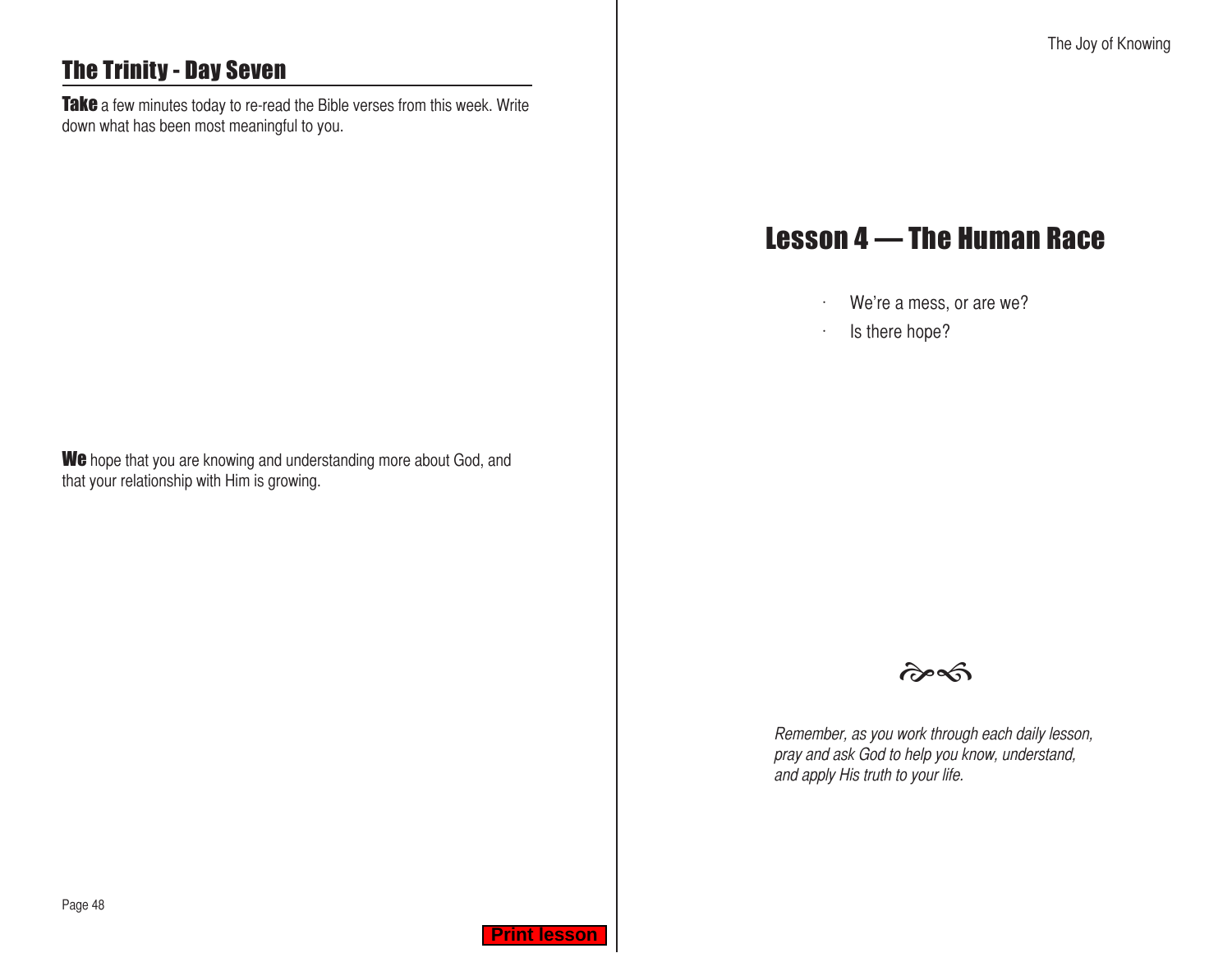## The Trinity - Day Seven

**Take** a few minutes today to re-read the Bible verses from this week. Write down what has been most meaningful to you.

**We** hope that you are knowing and understanding more about God, and that your relationship with Him is growing.

# Lesson 4 — The Human Race

- We're a mess, or are we?
- Is there hope?

*Remember, as you work through each daily lesson, pray and ask God to help you know, understand, and apply His truth to your life.*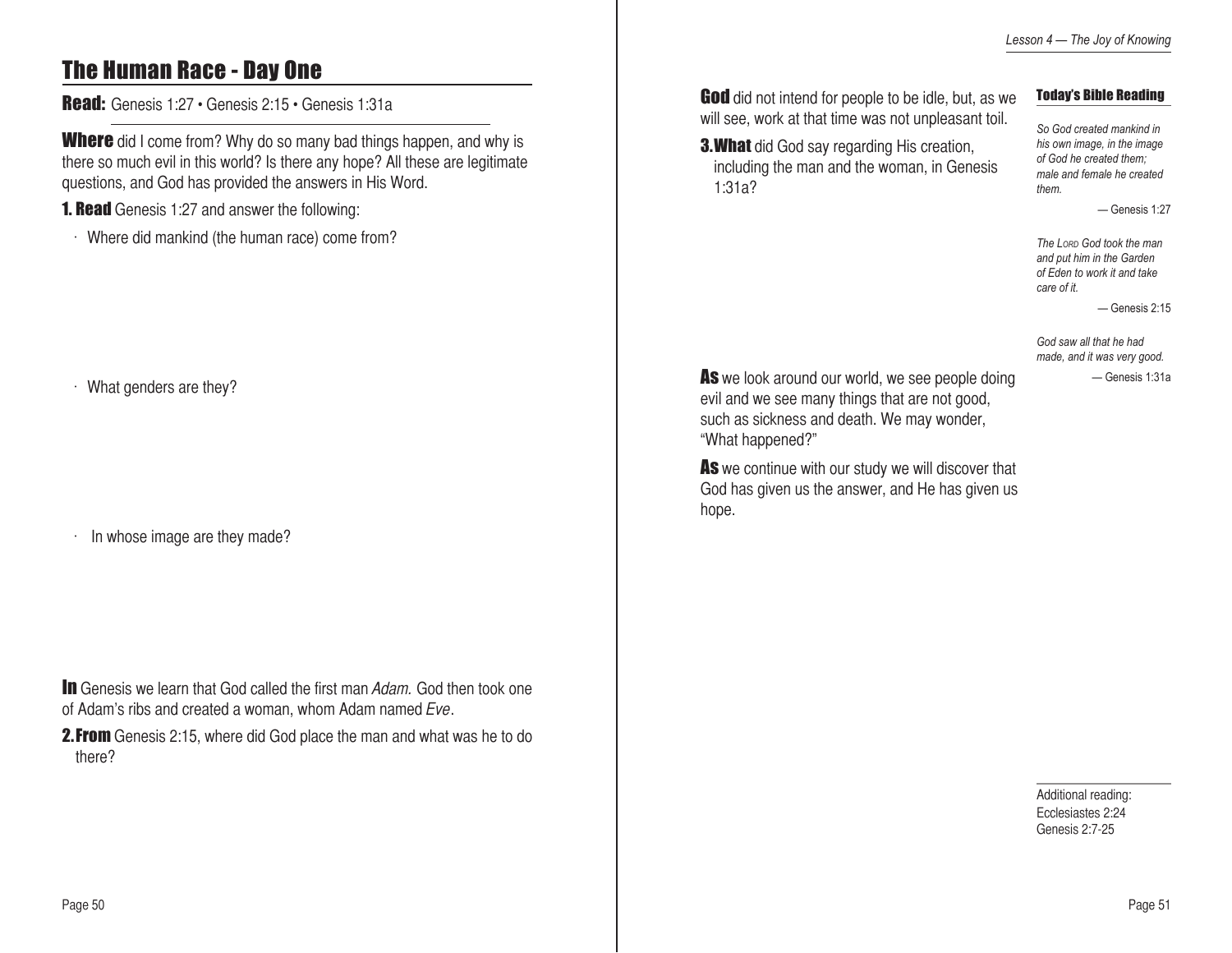## The Human Race - Day One

**Read:** Genesis 1:27 • Genesis 2:15 • Genesis 1:31a

**Where** did I come from? Why do so many bad things happen, and why is there so much evil in this world? Is there any hope? All these are legitimate questions, and God has provided the answers in His Word.

**1. Read** Genesis 1:27 and answer the following:

- Where did mankind (the human race) come from?

- What genders are they?

- In whose image are they made?

**In** Genesis we learn that God called the first man *Adam.* God then took one of Adam's ribs and created a woman, whom Adam named *Eve*.

**2. From** Genesis 2:15, where did God place the man and what was he to do there?

**God** did not intend for people to be idle, but, as we will see, work at that time was not unpleasant toil.

**3. What** did God say regarding His creation, including the man and the woman, in Genesis 1:31a?

**As** we look around our world, we see people doing evil and we see many things that are not good, such as sickness and death. We may wonder, "What happened?"

**As** we continue with our study we will discover that God has given us the answer, and He has given us hope.

**Today's Bible Reading**

*So God created mankind in his own image, in the image of God he created them; male and female he created them.*

— Genesis 1:27

*The Lord God took the man and put him in the Garden of Eden to work it and take care of it.*

— Genesis 2:15

*God saw all that he had made, and it was very good.*

— Genesis 1:31a

Additional reading:
Ecclesiastes 2:24
Genesis 2:7-25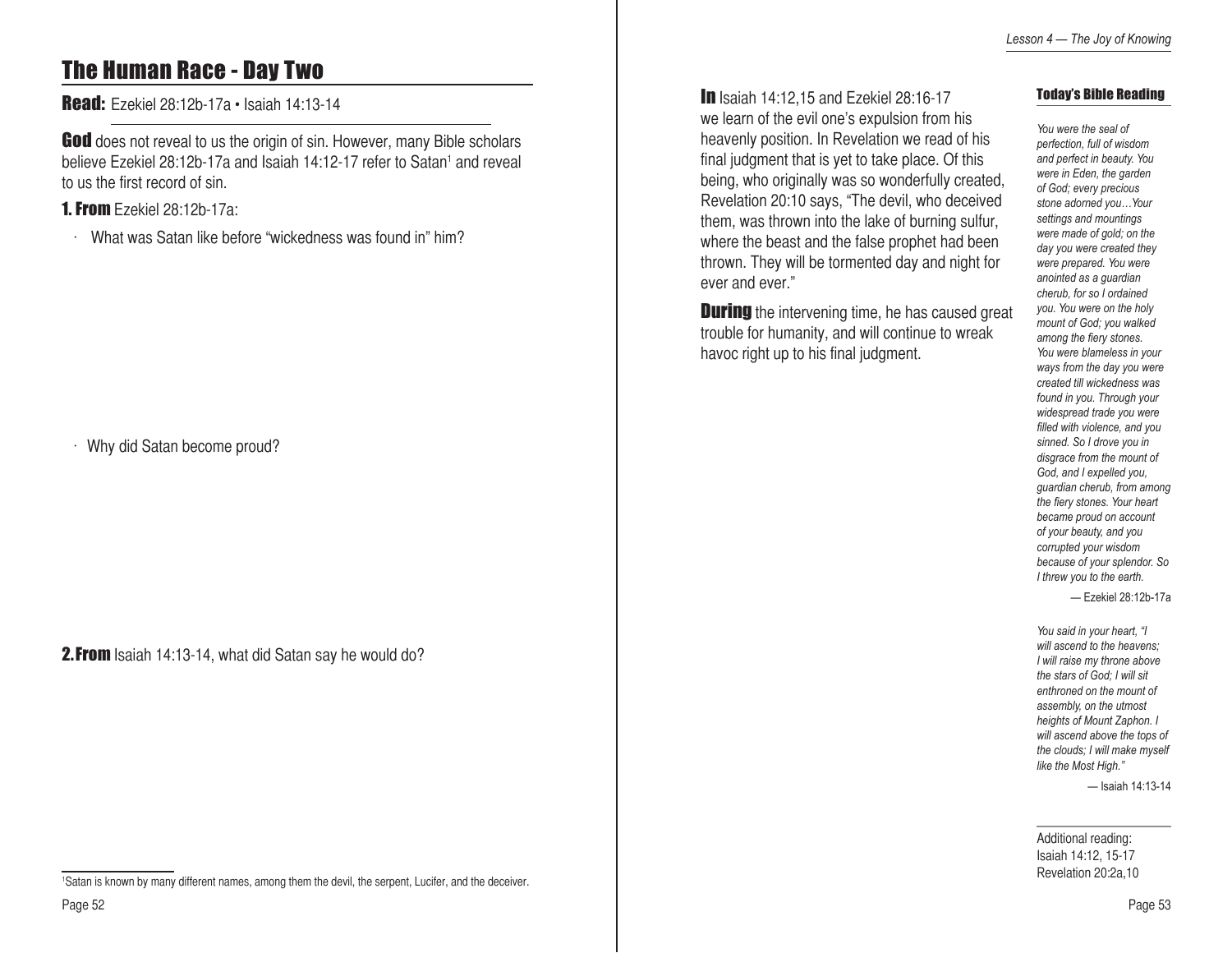## The Human Race - Day Two

**Read:** Ezekiel 28:12b-17a • Isaiah 14:13-14

**God** does not reveal to us the origin of sin. However, many Bible scholars believe Ezekiel 28:12b-17a and Isaiah 14:12-17 refer to Satan[1] and reveal to us the first record of sin.

**1. From** Ezekiel 28:12b-17a:

- What was Satan like before "wickedness was found in" him?

- Why did Satan become proud?

**2. From** Isaiah 14:13-14, what did Satan say he would do?

[1]Satan is known by many different names, among them the devil, the serpent, Lucifer, and the deceiver.

**In** Isaiah 14:12,15 and Ezekiel 28:16-17 we learn of the evil one's expulsion from his heavenly position. In Revelation we read of his final judgment that is yet to take place. Of this being, who originally was so wonderfully created, Revelation 20:10 says, "The devil, who deceived them, was thrown into the lake of burning sulfur, where the beast and the false prophet had been thrown. They will be tormented day and night for ever and ever."

**During** the intervening time, he has caused great trouble for humanity, and will continue to wreak havoc right up to his final judgment.

### Today's Bible Reading

*You were the seal of perfection, full of wisdom and perfect in beauty. You were in Eden, the garden of God; every precious stone adorned you…Your settings and mountings were made of gold; on the day you were created they were prepared. You were anointed as a guardian cherub, for so I ordained you. You were on the holy mount of God; you walked among the fiery stones. You were blameless in your ways from the day you were created till wickedness was found in you. Through your widespread trade you were filled with violence, and you sinned. So I drove you in disgrace from the mount of God, and I expelled you, guardian cherub, from among the fiery stones. Your heart became proud on account of your beauty, and you corrupted your wisdom because of your splendor. So I threw you to the earth.*

— Ezekiel 28:12b-17a

*You said in your heart, "I will ascend to the heavens; I will raise my throne above the stars of God; I will sit enthroned on the mount of assembly, on the utmost heights of Mount Zaphon. I will ascend above the tops of the clouds; I will make myself like the Most High."*

— Isaiah 14:13-14

Additional reading:
Isaiah 14:12, 15-17
Revelation 20:2a,10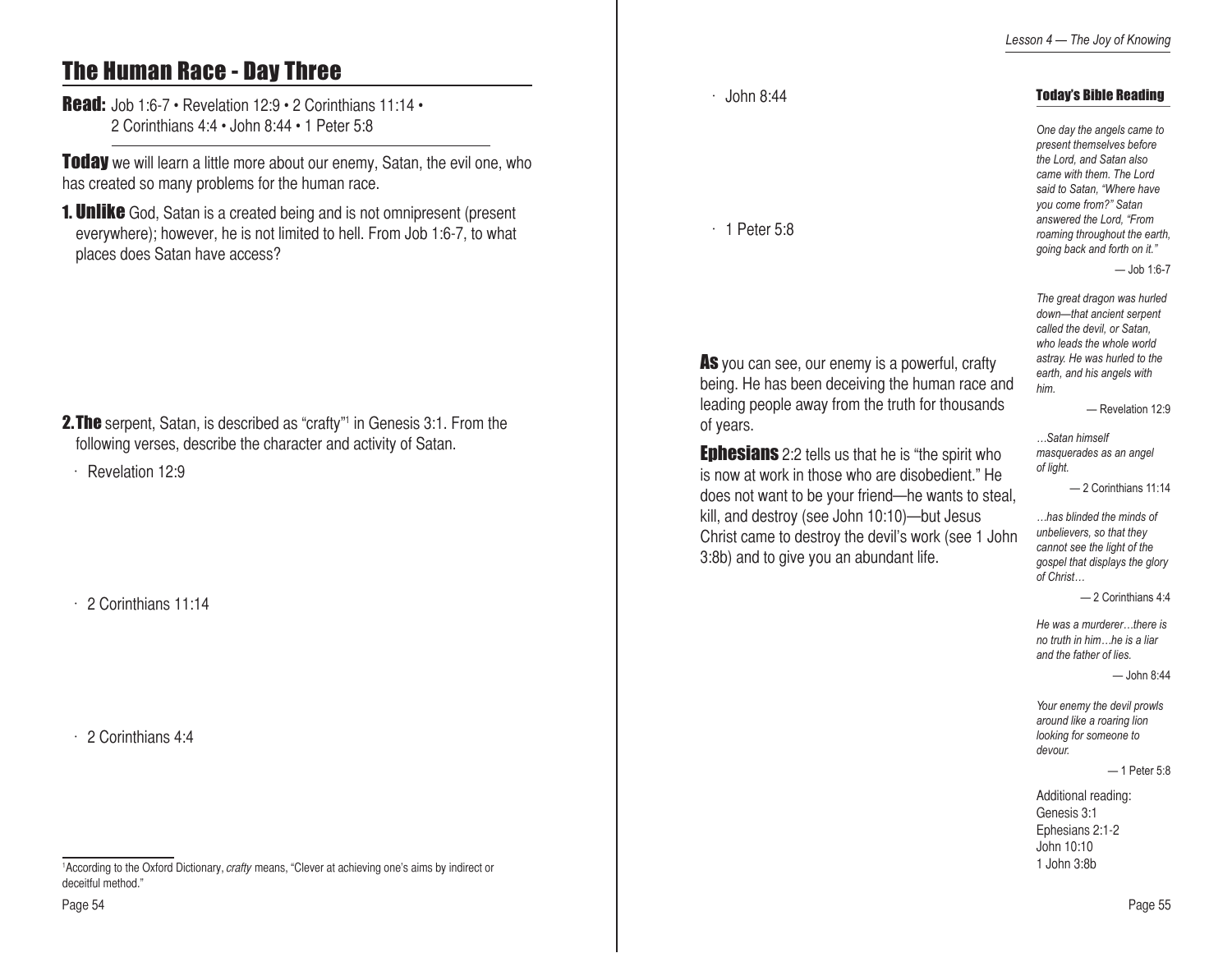# The Human Race - Day Three

**Read:** Job 1:6-7 • Revelation 12:9 • 2 Corinthians 11:14 • 2 Corinthians 4:4 • John 8:44 • 1 Peter 5:8

**Today** we will learn a little more about our enemy, Satan, the evil one, who has created so many problems for the human race.

**1. Unlike** God, Satan is a created being and is not omnipresent (present everywhere); however, he is not limited to hell. From Job 1:6-7, to what places does Satan have access?

**2. The** serpent, Satan, is described as "crafty"[1] in Genesis 3:1. From the following verses, describe the character and activity of Satan.

- Revelation 12:9
- 2 Corinthians 11:14
- 2 Corinthians 4:4
- John 8:44
- 1 Peter 5:8

**As** you can see, our enemy is a powerful, crafty being. He has been deceiving the human race and leading people away from the truth for thousands of years.

**Ephesians** 2:2 tells us that he is "the spirit who is now at work in those who are disobedient." He does not want to be your friend—he wants to steal, kill, and destroy (see John 10:10)—but Jesus Christ came to destroy the devil's work (see 1 John 3:8b) and to give you an abundant life.

[1] According to the Oxford Dictionary, *crafty* means, "Clever at achieving one's aims by indirect or deceitful method."

### Today's Bible Reading

*One day the angels came to present themselves before the Lord, and Satan also came with them. The Lord said to Satan, "Where have you come from?" Satan answered the Lord, "From roaming throughout the earth, going back and forth on it."*

— Job 1:6-7

*The great dragon was hurled down—that ancient serpent called the devil, or Satan, who leads the whole world astray. He was hurled to the earth, and his angels with him.*

— Revelation 12:9

*…Satan himself masquerades as an angel of light.*

— 2 Corinthians 11:14

*…has blinded the minds of unbelievers, so that they cannot see the light of the gospel that displays the glory of Christ…*

— 2 Corinthians 4:4

*He was a murderer…there is no truth in him…he is a liar and the father of lies.*

— John 8:44

*Your enemy the devil prowls around like a roaring lion looking for someone to devour.*

— 1 Peter 5:8

Additional reading:
Genesis 3:1
Ephesians 2:1-2
John 10:10
1 John 3:8b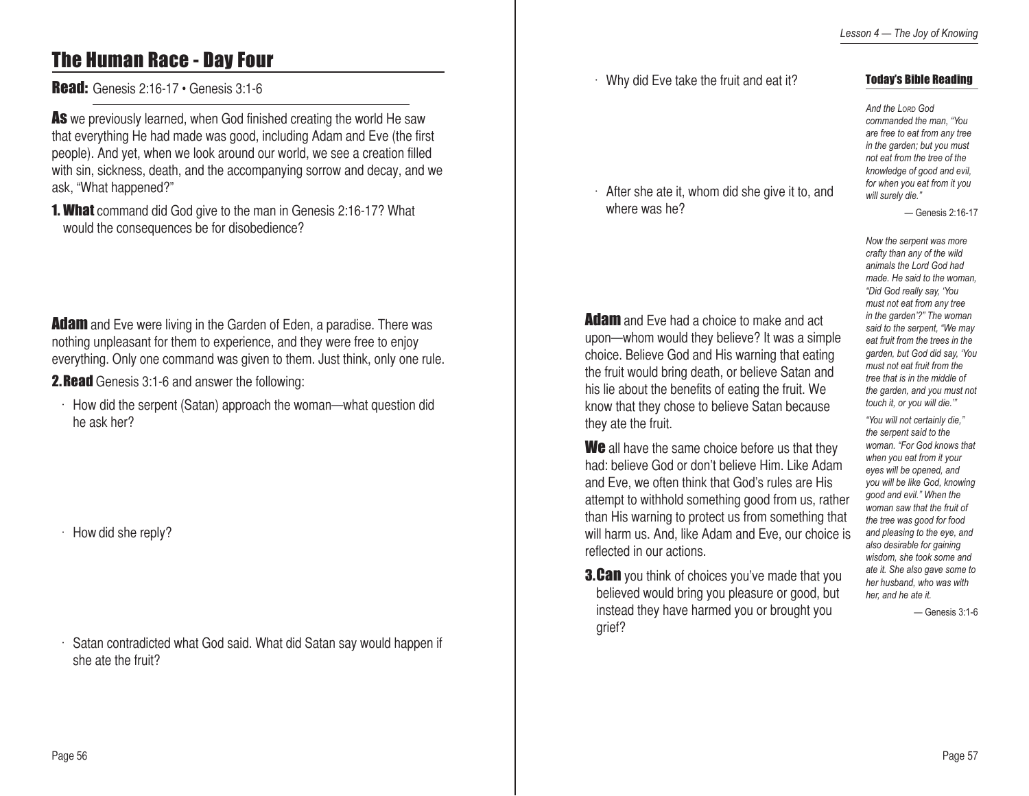## The Human Race - Day Four

**Read:** Genesis 2:16-17 • Genesis 3:1-6

**As** we previously learned, when God finished creating the world He saw that everything He had made was good, including Adam and Eve (the first people). And yet, when we look around our world, we see a creation filled with sin, sickness, death, and the accompanying sorrow and decay, and we ask, "What happened?"

**1. What** command did God give to the man in Genesis 2:16-17? What would the consequences be for disobedience?

**Adam** and Eve were living in the Garden of Eden, a paradise. There was nothing unpleasant for them to experience, and they were free to enjoy everything. Only one command was given to them. Just think, only one rule.

**2. Read** Genesis 3:1-6 and answer the following:

- How did the serpent (Satan) approach the woman—what question did he ask her?
- How did she reply?
- Satan contradicted what God said. What did Satan say would happen if she ate the fruit?
- Why did Eve take the fruit and eat it?
- After she ate it, whom did she give it to, and where was he?

**Adam** and Eve had a choice to make and act upon—whom would they believe? It was a simple choice. Believe God and His warning that eating the fruit would bring death, or believe Satan and his lie about the benefits of eating the fruit. We know that they chose to believe Satan because they ate the fruit.

**We** all have the same choice before us that they had: believe God or don't believe Him. Like Adam and Eve, we often think that God's rules are His attempt to withhold something good from us, rather than His warning to protect us from something that will harm us. And, like Adam and Eve, our choice is reflected in our actions.

**3. Can** you think of choices you've made that you believed would bring you pleasure or good, but instead they have harmed you or brought you grief?

### Today's Bible Reading

*And the LORD God commanded the man, "You are free to eat from any tree in the garden; but you must not eat from the tree of the knowledge of good and evil, for when you eat from it you will surely die."*

— Genesis 2:16-17

*Now the serpent was more crafty than any of the wild animals the Lord God had made. He said to the woman, "Did God really say, 'You must not eat from any tree in the garden'?" The woman said to the serpent, "We may eat fruit from the trees in the garden, but God did say, 'You must not eat fruit from the tree that is in the middle of the garden, and you must not touch it, or you will die.'"*

*"You will not certainly die," the serpent said to the woman. "For God knows that when you eat from it your eyes will be opened, and you will be like God, knowing good and evil." When the woman saw that the fruit of the tree was good for food and pleasing to the eye, and also desirable for gaining wisdom, she took some and ate it. She also gave some to her husband, who was with her, and he ate it.*

— Genesis 3:1-6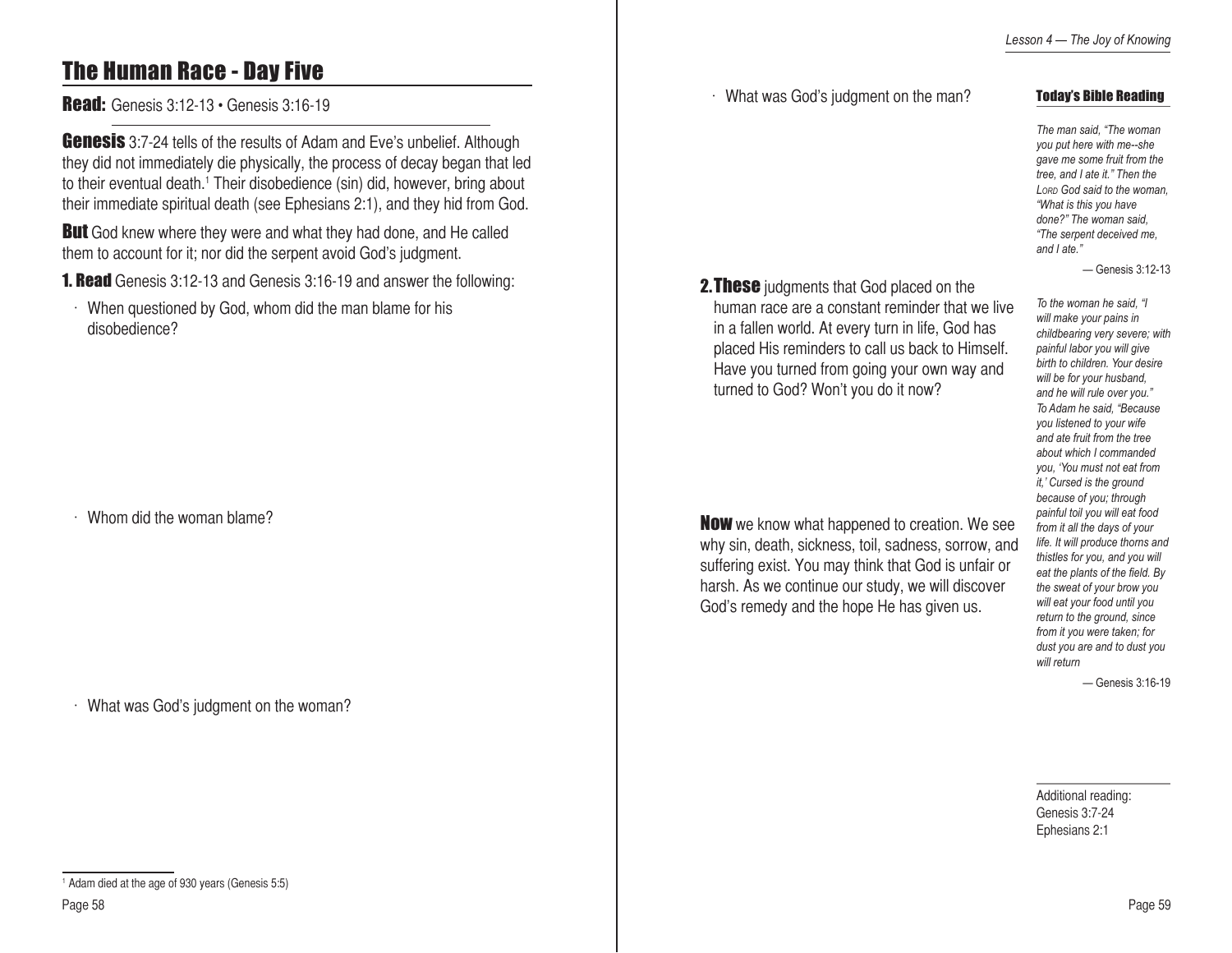# The Human Race - Day Five

**Read:** Genesis 3:12-13 • Genesis 3:16-19

**Genesis** 3:7-24 tells of the results of Adam and Eve's unbelief. Although they did not immediately die physically, the process of decay began that led to their eventual death.[1] Their disobedience (sin) did, however, bring about their immediate spiritual death (see Ephesians 2:1), and they hid from God.

**But** God knew where they were and what they had done, and He called them to account for it; nor did the serpent avoid God's judgment.

**1. Read** Genesis 3:12-13 and Genesis 3:16-19 and answer the following:

- When questioned by God, whom did the man blame for his disobedience?

- Whom did the woman blame?

- What was God's judgment on the woman?

- What was God's judgment on the man?

**2. These** judgments that God placed on the human race are a constant reminder that we live in a fallen world. At every turn in life, God has placed His reminders to call us back to Himself. Have you turned from going your own way and turned to God? Won't you do it now?

**Now** we know what happened to creation. We see why sin, death, sickness, toil, sadness, sorrow, and suffering exist. You may think that God is unfair or harsh. As we continue our study, we will discover God's remedy and the hope He has given us.

### Today's Bible Reading

*The man said, "The woman you put here with me--she gave me some fruit from the tree, and I ate it." Then the LORD God said to the woman, "What is this you have done?" The woman said, "The serpent deceived me, and I ate."*

— Genesis 3:12-13

*To the woman he said, "I will make your pains in childbearing very severe; with painful labor you will give birth to children. Your desire will be for your husband, and he will rule over you." To Adam he said, "Because you listened to your wife and ate fruit from the tree about which I commanded you, 'You must not eat from it,' Cursed is the ground because of you; through painful toil you will eat food from it all the days of your life. It will produce thorns and thistles for you, and you will eat the plants of the field. By the sweat of your brow you will eat your food until you return to the ground, since from it you were taken; for dust you are and to dust you will return*

— Genesis 3:16-19

Additional reading:
Genesis 3:7-24
Ephesians 2:1

[1] Adam died at the age of 930 years (Genesis 5:5)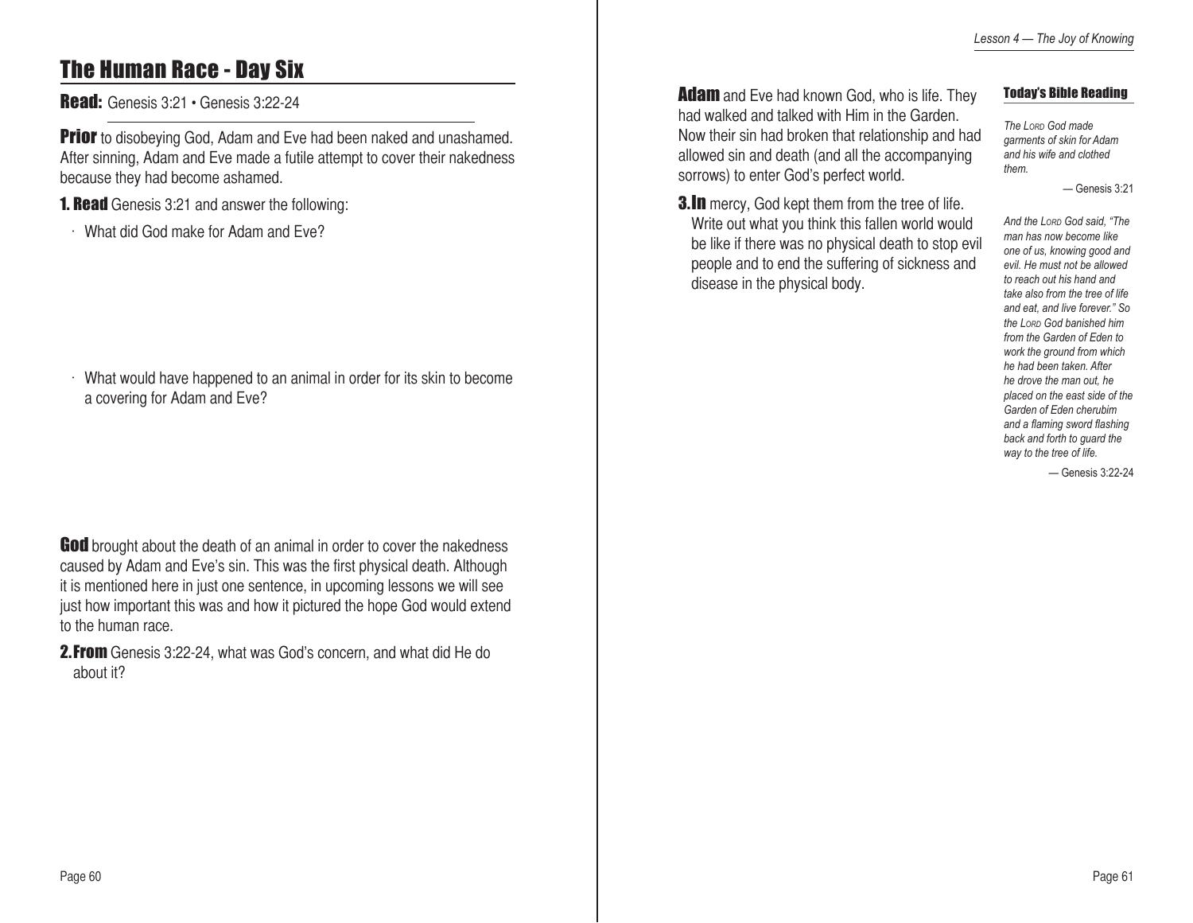## The Human Race - Day Six

**Read:** Genesis 3:21 • Genesis 3:22-24

**Prior** to disobeying God, Adam and Eve had been naked and unashamed. After sinning, Adam and Eve made a futile attempt to cover their nakedness because they had become ashamed.

**1. Read** Genesis 3:21 and answer the following:

- What did God make for Adam and Eve?

- What would have happened to an animal in order for its skin to become a covering for Adam and Eve?

**God** brought about the death of an animal in order to cover the nakedness caused by Adam and Eve's sin. This was the first physical death. Although it is mentioned here in just one sentence, in upcoming lessons we will see just how important this was and how it pictured the hope God would extend to the human race.

**2. From** Genesis 3:22-24, what was God's concern, and what did He do about it?

**Adam** and Eve had known God, who is life. They had walked and talked with Him in the Garden. Now their sin had broken that relationship and had allowed sin and death (and all the accompanying sorrows) to enter God's perfect world.

**3. In** mercy, God kept them from the tree of life. Write out what you think this fallen world would be like if there was no physical death to stop evil people and to end the suffering of sickness and disease in the physical body.

**Today's Bible Reading**

*The LORD God made garments of skin for Adam and his wife and clothed them.*

— Genesis 3:21

*And the LORD God said, "The man has now become like one of us, knowing good and evil. He must not be allowed to reach out his hand and take also from the tree of life and eat, and live forever." So the LORD God banished him from the Garden of Eden to work the ground from which he had been taken. After he drove the man out, he placed on the east side of the Garden of Eden cherubim and a flaming sword flashing back and forth to guard the way to the tree of life.*

— Genesis 3:22-24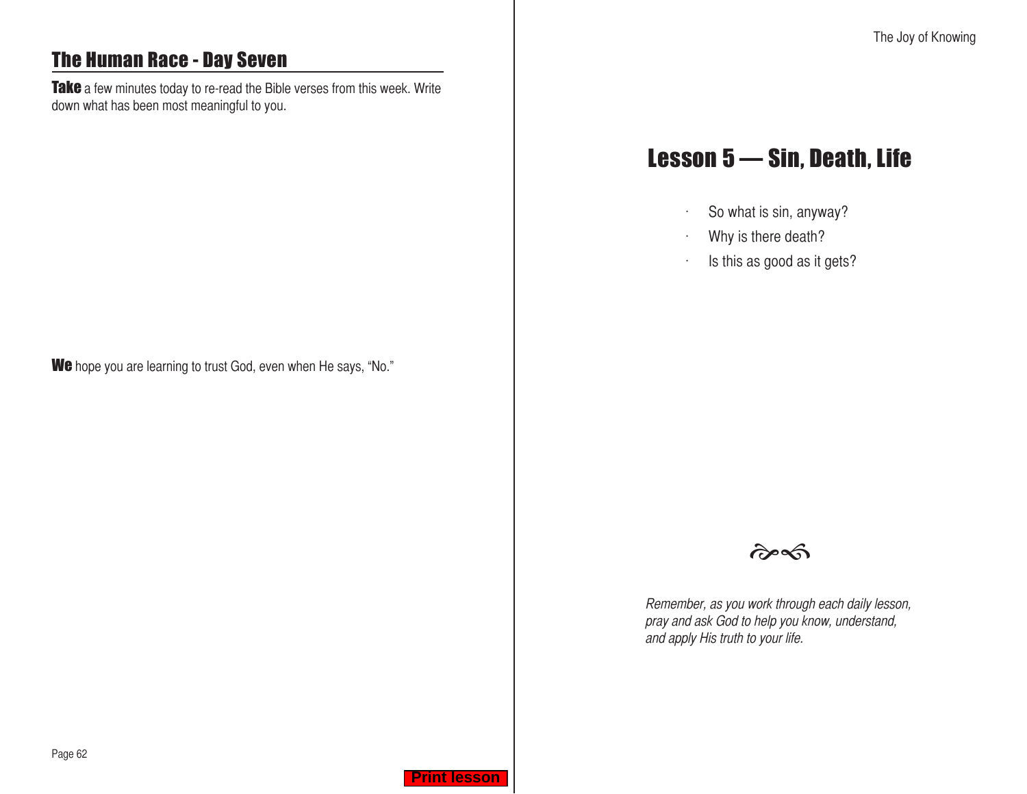## The Human Race - Day Seven

**Take** a few minutes today to re-read the Bible verses from this week. Write down what has been most meaningful to you.

**We** hope you are learning to trust God, even when He says, "No."

# Lesson 5 — Sin, Death, Life

- So what is sin, anyway?
- Why is there death?
- Is this as good as it gets?

*Remember, as you work through each daily lesson, pray and ask God to help you know, understand, and apply His truth to your life.*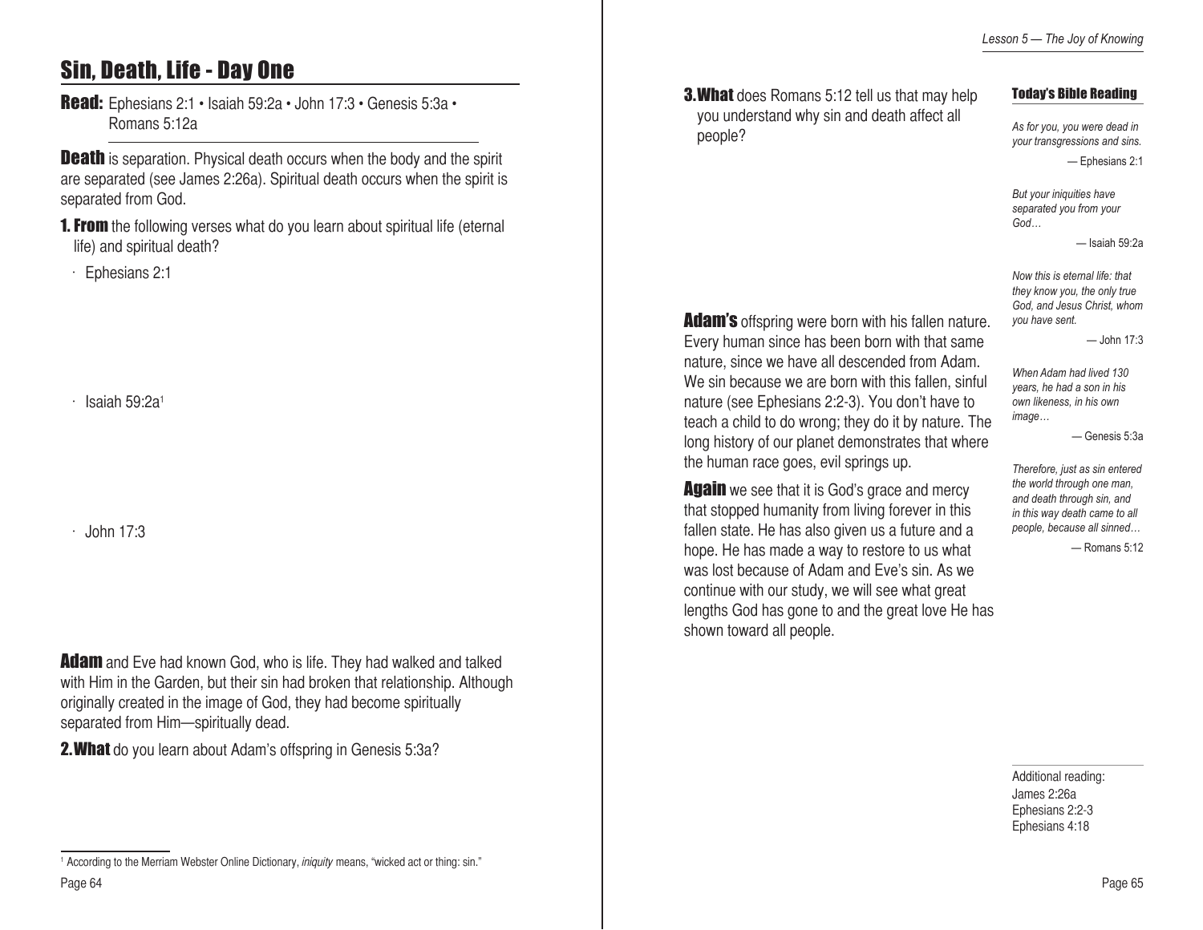## Sin, Death, Life - Day One

**Read:** Ephesians 2:1 • Isaiah 59:2a • John 17:3 • Genesis 5:3a • Romans 5:12a

**Death** is separation. Physical death occurs when the body and the spirit are separated (see James 2:26a). Spiritual death occurs when the spirit is separated from God.

**1. From** the following verses what do you learn about spiritual life (eternal life) and spiritual death?

- Ephesians 2:1
- Isaiah 59:2a[1]
- John 17:3

**Adam** and Eve had known God, who is life. They had walked and talked with Him in the Garden, but their sin had broken that relationship. Although originally created in the image of God, they had become spiritually separated from Him—spiritually dead.

**2. What** do you learn about Adam's offspring in Genesis 5:3a?

[1] According to the Merriam Webster Online Dictionary, *iniquity* means, "wicked act or thing: sin."

**3. What** does Romans 5:12 tell us that may help you understand why sin and death affect all people?

**Adam's** offspring were born with his fallen nature. Every human since has been born with that same nature, since we have all descended from Adam. We sin because we are born with this fallen, sinful nature (see Ephesians 2:2-3). You don't have to teach a child to do wrong; they do it by nature. The long history of our planet demonstrates that where the human race goes, evil springs up.

**Again** we see that it is God's grace and mercy that stopped humanity from living forever in this fallen state. He has also given us a future and a hope. He has made a way to restore to us what was lost because of Adam and Eve's sin. As we continue with our study, we will see what great lengths God has gone to and the great love He has shown toward all people.

### Today's Bible Reading

*As for you, you were dead in your transgressions and sins.*
— Ephesians 2:1

*But your iniquities have separated you from your God…*
— Isaiah 59:2a

*Now this is eternal life: that they know you, the only true God, and Jesus Christ, whom you have sent.*
— John 17:3

*When Adam had lived 130 years, he had a son in his own likeness, in his own image…*
— Genesis 5:3a

*Therefore, just as sin entered the world through one man, and death through sin, and in this way death came to all people, because all sinned…*
— Romans 5:12

Additional reading:
James 2:26a
Ephesians 2:2-3
Ephesians 4:18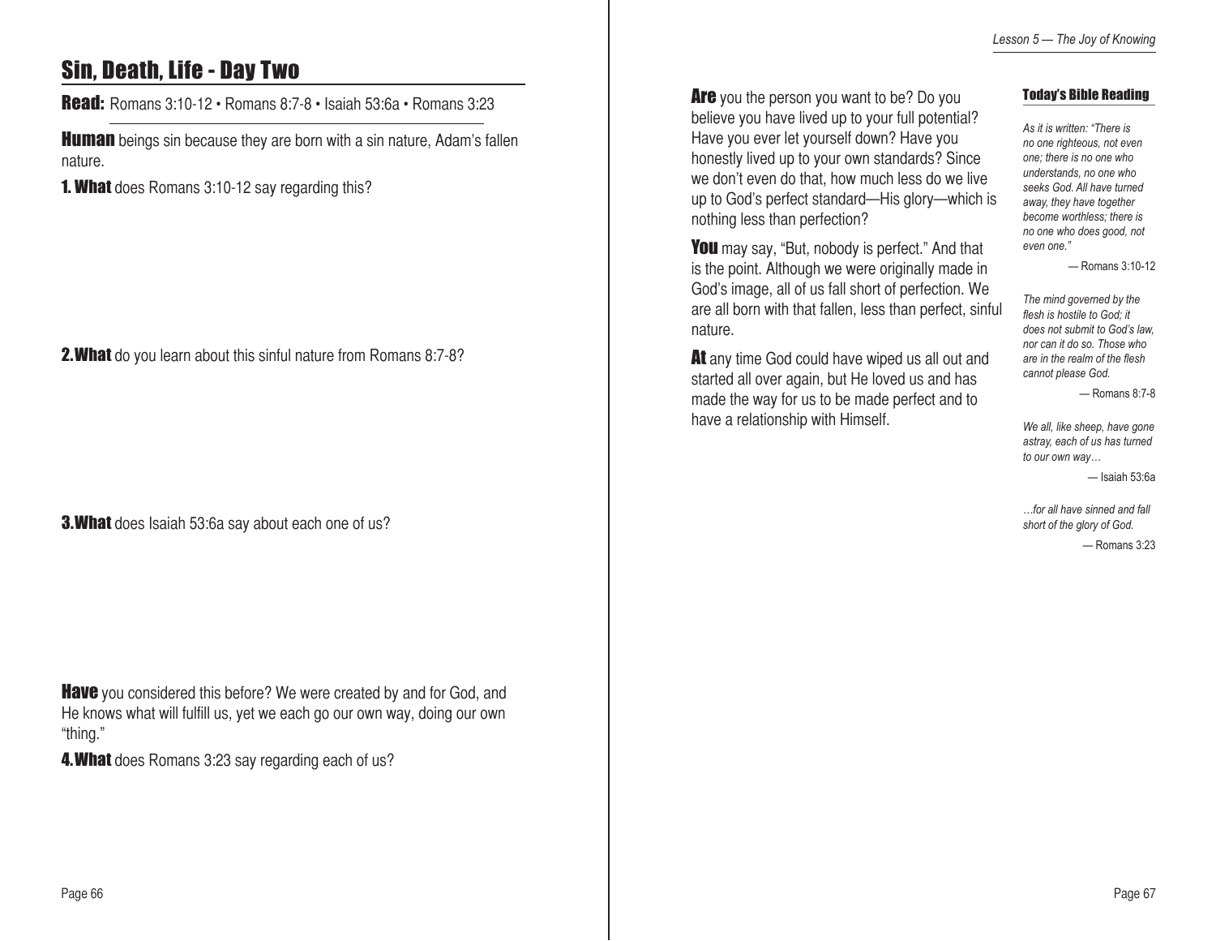## Sin, Death, Life - Day Two

**Read:** Romans 3:10-12 • Romans 8:7-8 • Isaiah 53:6a • Romans 3:23

**Human** beings sin because they are born with a sin nature, Adam's fallen nature.

**1. What** does Romans 3:10-12 say regarding this?

**2. What** do you learn about this sinful nature from Romans 8:7-8?

**3. What** does Isaiah 53:6a say about each one of us?

**Have** you considered this before? We were created by and for God, and He knows what will fulfill us, yet we each go our own way, doing our own "thing."

**4. What** does Romans 3:23 say regarding each of us?

**Are** you the person you want to be? Do you believe you have lived up to your full potential? Have you ever let yourself down? Have you honestly lived up to your own standards? Since we don't even do that, how much less do we live up to God's perfect standard—His glory—which is nothing less than perfection?

**You** may say, "But, nobody is perfect." And that is the point. Although we were originally made in God's image, all of us fall short of perfection. We are all born with that fallen, less than perfect, sinful nature.

**At** any time God could have wiped us all out and started all over again, but He loved us and has made the way for us to be made perfect and to have a relationship with Himself.

### Today's Bible Reading

*As it is written: "There is no one righteous, not even one; there is no one who understands, no one who seeks God. All have turned away, they have together become worthless; there is no one who does good, not even one."*

— Romans 3:10-12

*The mind governed by the flesh is hostile to God; it does not submit to God's law, nor can it do so. Those who are in the realm of the flesh cannot please God.*

— Romans 8:7-8

*We all, like sheep, have gone astray, each of us has turned to our own way…*

— Isaiah 53:6a

*…for all have sinned and fall short of the glory of God.*

— Romans 3:23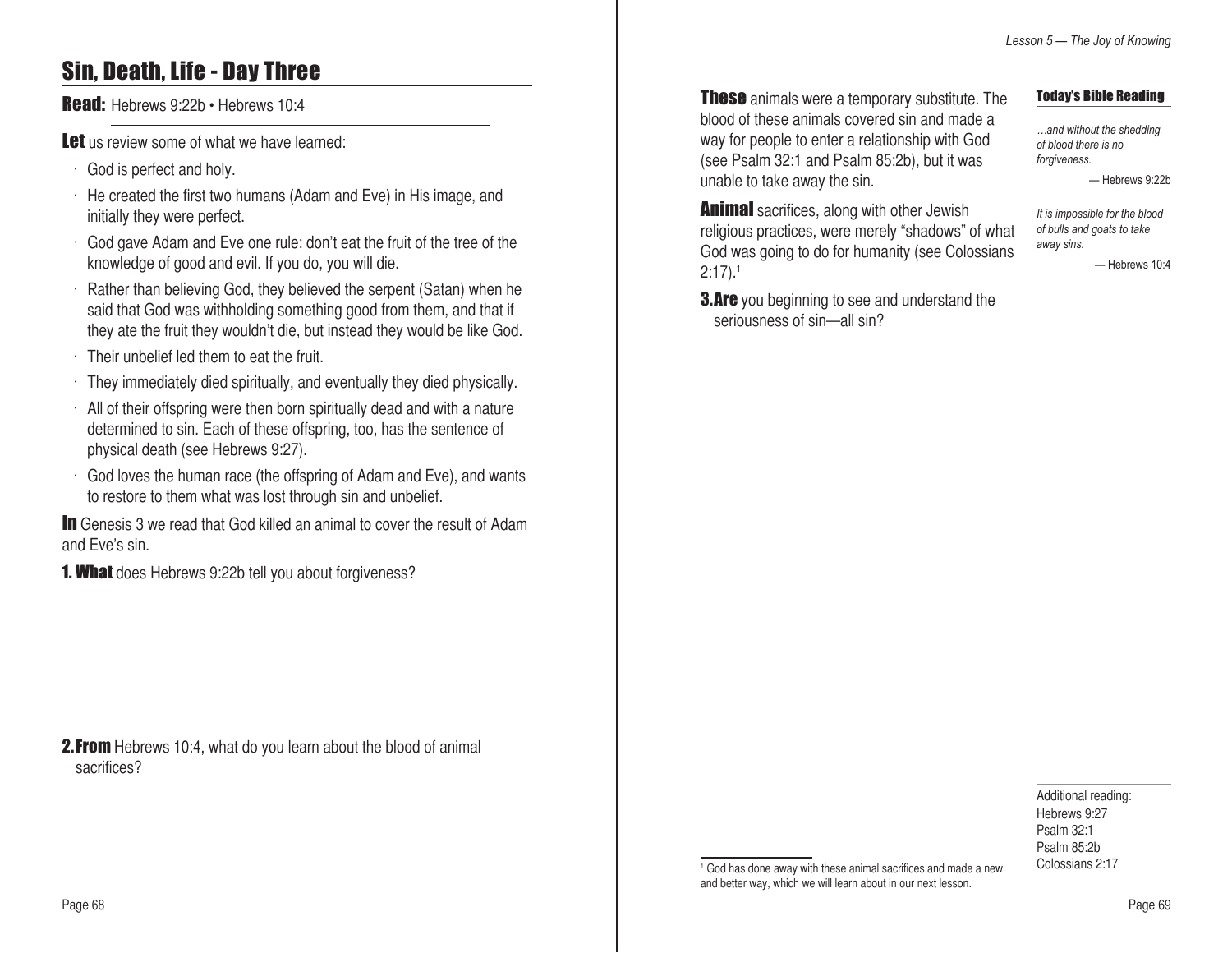## Sin, Death, Life - Day Three

**Read:** Hebrews 9:22b • Hebrews 10:4

**Let** us review some of what we have learned:

- God is perfect and holy.
- He created the first two humans (Adam and Eve) in His image, and initially they were perfect.
- God gave Adam and Eve one rule: don't eat the fruit of the tree of the knowledge of good and evil. If you do, you will die.
- Rather than believing God, they believed the serpent (Satan) when he said that God was withholding something good from them, and that if they ate the fruit they wouldn't die, but instead they would be like God.
- Their unbelief led them to eat the fruit.
- They immediately died spiritually, and eventually they died physically.
- All of their offspring were then born spiritually dead and with a nature determined to sin. Each of these offspring, too, has the sentence of physical death (see Hebrews 9:27).
- God loves the human race (the offspring of Adam and Eve), and wants to restore to them what was lost through sin and unbelief.

**In** Genesis 3 we read that God killed an animal to cover the result of Adam and Eve's sin.

**1. What** does Hebrews 9:22b tell you about forgiveness?

**2. From** Hebrews 10:4, what do you learn about the blood of animal sacrifices?

**These** animals were a temporary substitute. The blood of these animals covered sin and made a way for people to enter a relationship with God (see Psalm 32:1 and Psalm 85:2b), but it was unable to take away the sin.

**Animal** sacrifices, along with other Jewish religious practices, were merely "shadows" of what God was going to do for humanity (see Colossians 2:17).[1]

**3. Are** you beginning to see and understand the seriousness of sin—all sin?

[1] God has done away with these animal sacrifices and made a new and better way, which we will learn about in our next lesson.

**Today's Bible Reading**

*…and without the shedding of blood there is no forgiveness.*

— Hebrews 9:22b

*It is impossible for the blood of bulls and goats to take away sins.*

— Hebrews 10:4

Additional reading:
Hebrews 9:27
Psalm 32:1
Psalm 85:2b
Colossians 2:17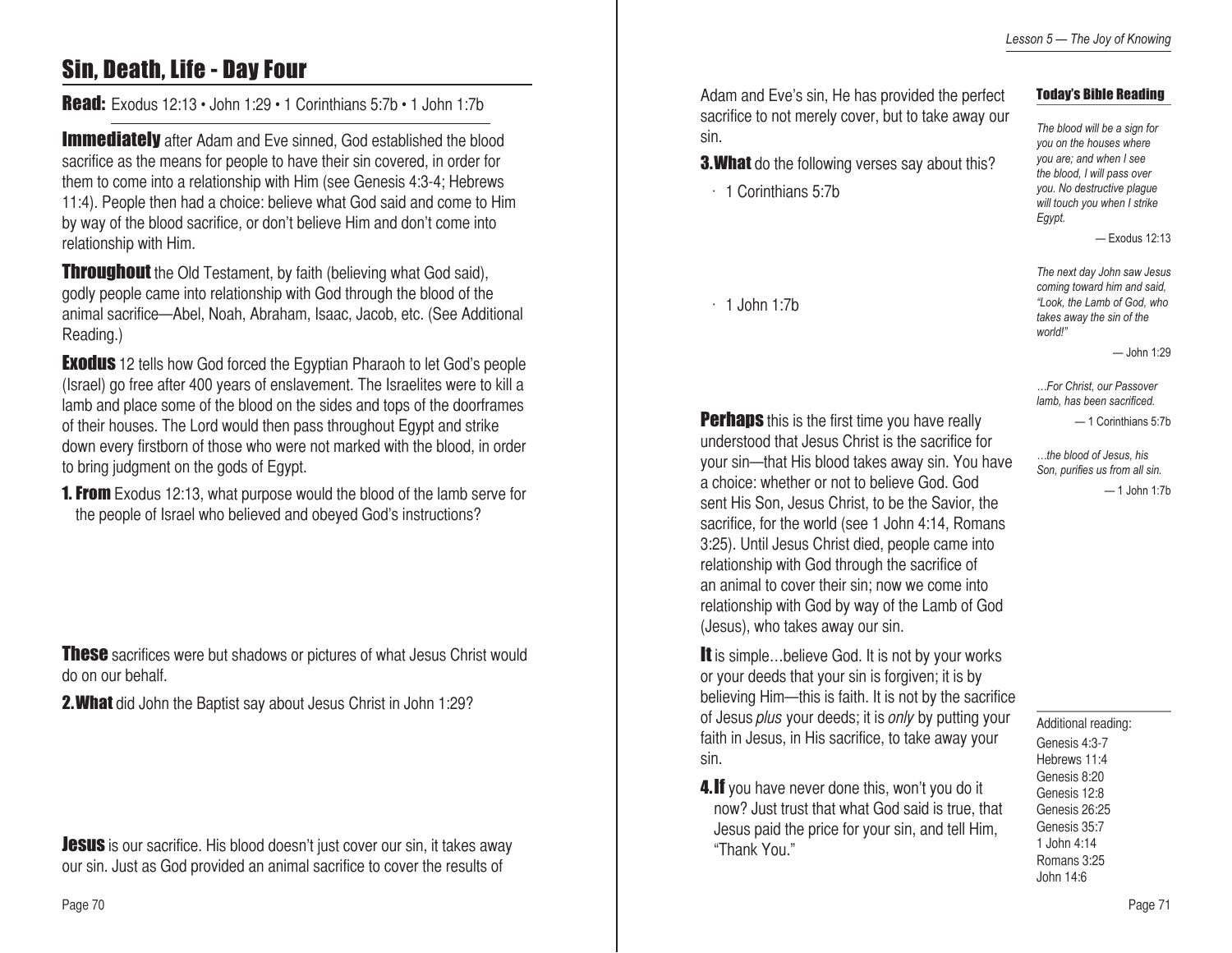# Sin, Death, Life - Day Four

**Read:** Exodus 12:13 • John 1:29 • 1 Corinthians 5:7b • 1 John 1:7b

**Immediately** after Adam and Eve sinned, God established the blood sacrifice as the means for people to have their sin covered, in order for them to come into a relationship with Him (see Genesis 4:3-4; Hebrews 11:4). People then had a choice: believe what God said and come to Him by way of the blood sacrifice, or don't believe Him and don't come into relationship with Him.

**Throughout** the Old Testament, by faith (believing what God said), godly people came into relationship with God through the blood of the animal sacrifice—Abel, Noah, Abraham, Isaac, Jacob, etc. (See Additional Reading.)

**Exodus** 12 tells how God forced the Egyptian Pharaoh to let God's people (Israel) go free after 400 years of enslavement. The Israelites were to kill a lamb and place some of the blood on the sides and tops of the doorframes of their houses. The Lord would then pass throughout Egypt and strike down every firstborn of those who were not marked with the blood, in order to bring judgment on the gods of Egypt.

**1. From** Exodus 12:13, what purpose would the blood of the lamb serve for the people of Israel who believed and obeyed God's instructions?

**These** sacrifices were but shadows or pictures of what Jesus Christ would do on our behalf.

**2. What** did John the Baptist say about Jesus Christ in John 1:29?

**Jesus** is our sacrifice. His blood doesn't just cover our sin, it takes away our sin. Just as God provided an animal sacrifice to cover the results of Adam and Eve's sin, He has provided the perfect sacrifice to not merely cover, but to take away our sin.

**3. What** do the following verses say about this?

- 1 Corinthians 5:7b

- 1 John 1:7b

**Perhaps** this is the first time you have really understood that Jesus Christ is the sacrifice for your sin—that His blood takes away sin. You have a choice: whether or not to believe God. God sent His Son, Jesus Christ, to be the Savior, the sacrifice, for the world (see 1 John 4:14, Romans 3:25). Until Jesus Christ died, people came into relationship with God through the sacrifice of an animal to cover their sin; now we come into relationship with God by way of the Lamb of God (Jesus), who takes away our sin.

**It** is simple…believe God. It is not by your works or your deeds that your sin is forgiven; it is by believing Him—this is faith. It is not by the sacrifice of Jesus *plus* your deeds; it is *only* by putting your faith in Jesus, in His sacrifice, to take away your sin.

**4. If** you have never done this, won't you do it now? Just trust that what God said is true, that Jesus paid the price for your sin, and tell Him, "Thank You."

### Today's Bible Reading

*The blood will be a sign for you on the houses where you are; and when I see the blood, I will pass over you. No destructive plague will touch you when I strike Egypt.*

— Exodus 12:13

*The next day John saw Jesus coming toward him and said, "Look, the Lamb of God, who takes away the sin of the world!"*

— John 1:29

*…For Christ, our Passover lamb, has been sacrificed.*

— 1 Corinthians 5:7b

*…the blood of Jesus, his Son, purifies us from all sin.*

— 1 John 1:7b

Additional reading:
Genesis 4:3-7
Hebrews 11:4
Genesis 8:20
Genesis 12:8
Genesis 26:25
Genesis 35:7
1 John 4:14
Romans 3:25
John 14:6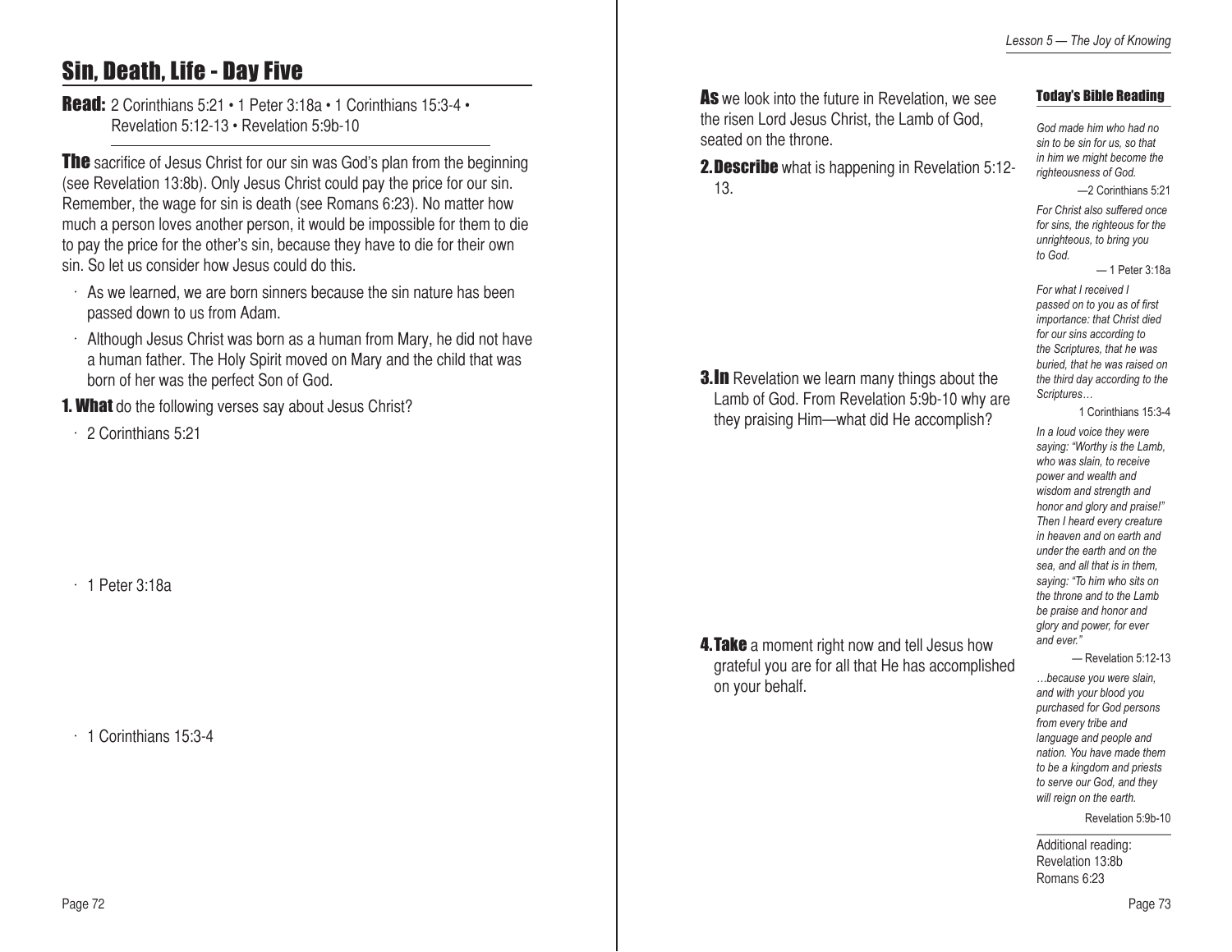# Sin, Death, Life - Day Five

**Read:** 2 Corinthians 5:21 • 1 Peter 3:18a • 1 Corinthians 15:3-4 • Revelation 5:12-13 • Revelation 5:9b-10

**The** sacrifice of Jesus Christ for our sin was God's plan from the beginning (see Revelation 13:8b). Only Jesus Christ could pay the price for our sin. Remember, the wage for sin is death (see Romans 6:23). No matter how much a person loves another person, it would be impossible for them to die to pay the price for the other's sin, because they have to die for their own sin. So let us consider how Jesus could do this.

- As we learned, we are born sinners because the sin nature has been passed down to us from Adam.
- Although Jesus Christ was born as a human from Mary, he did not have a human father. The Holy Spirit moved on Mary and the child that was born of her was the perfect Son of God.

**1. What** do the following verses say about Jesus Christ?

- 2 Corinthians 5:21
- 1 Peter 3:18a
- 1 Corinthians 15:3-4

**As** we look into the future in Revelation, we see the risen Lord Jesus Christ, the Lamb of God, seated on the throne.

**2. Describe** what is happening in Revelation 5:12-13.

**3. In** Revelation we learn many things about the Lamb of God. From Revelation 5:9b-10 why are they praising Him—what did He accomplish?

**4. Take** a moment right now and tell Jesus how grateful you are for all that He has accomplished on your behalf.

### Today's Bible Reading

*God made him who had no sin to be sin for us, so that in him we might become the righteousness of God.*

—2 Corinthians 5:21

*For Christ also suffered once for sins, the righteous for the unrighteous, to bring you to God.*

— 1 Peter 3:18a

*For what I received I passed on to you as of first importance: that Christ died for our sins according to the Scriptures, that he was buried, that he was raised on the third day according to the Scriptures…*

1 Corinthians 15:3-4

*In a loud voice they were saying: "Worthy is the Lamb, who was slain, to receive power and wealth and wisdom and strength and honor and glory and praise!" Then I heard every creature in heaven and on earth and under the earth and on the sea, and all that is in them, saying: "To him who sits on the throne and to the Lamb be praise and honor and glory and power, for ever and ever."*

— Revelation 5:12-13

*…because you were slain, and with your blood you purchased for God persons from every tribe and language and people and nation. You have made them to be a kingdom and priests to serve our God, and they will reign on the earth.*

Revelation 5:9b-10

Additional reading:
Revelation 13:8b
Romans 6:23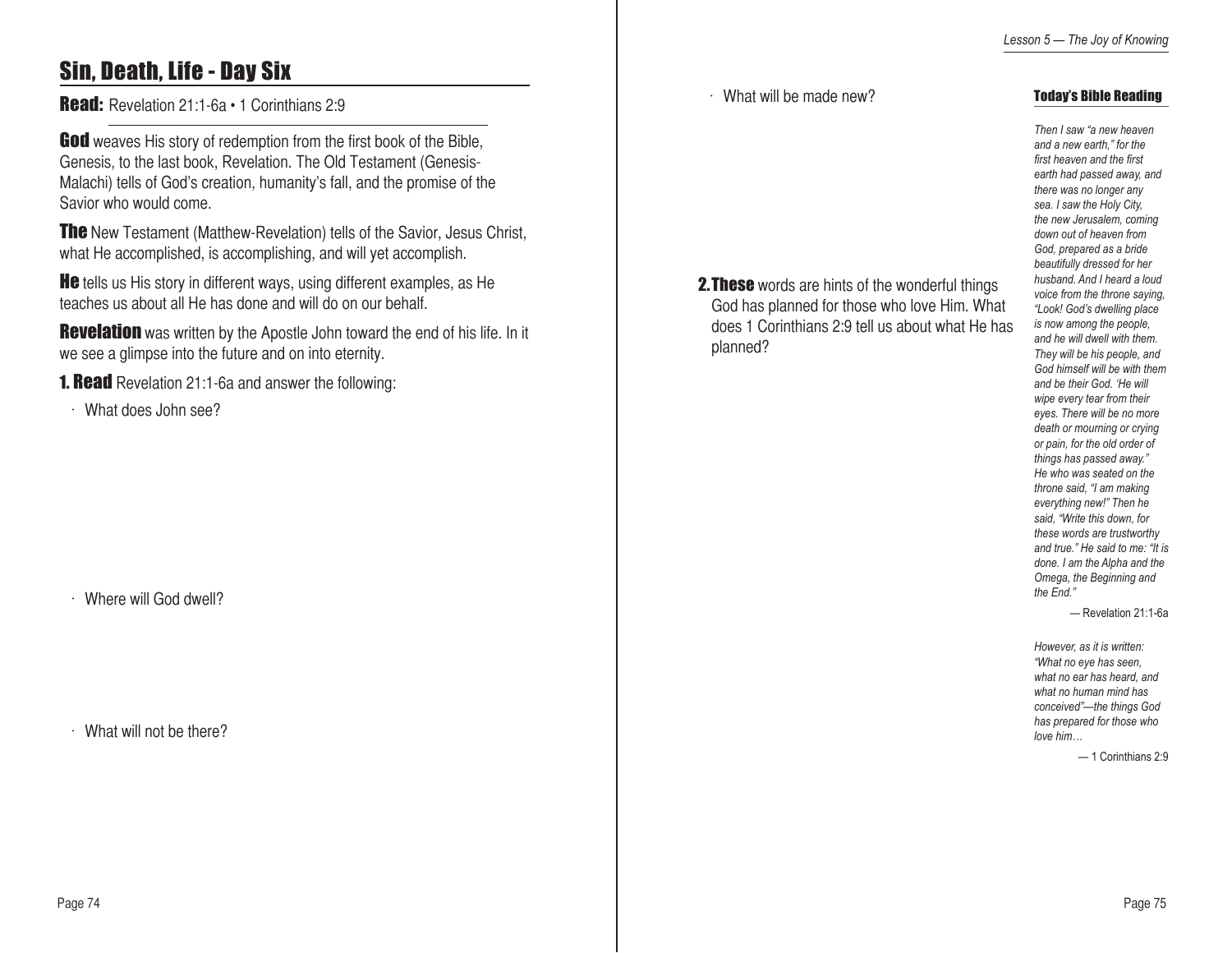## Sin, Death, Life - Day Six

**Read:** Revelation 21:1-6a • 1 Corinthians 2:9

**God** weaves His story of redemption from the first book of the Bible, Genesis, to the last book, Revelation. The Old Testament (Genesis-Malachi) tells of God's creation, humanity's fall, and the promise of the Savior who would come.

**The** New Testament (Matthew-Revelation) tells of the Savior, Jesus Christ, what He accomplished, is accomplishing, and will yet accomplish.

**He** tells us His story in different ways, using different examples, as He teaches us about all He has done and will do on our behalf.

**Revelation** was written by the Apostle John toward the end of his life. In it we see a glimpse into the future and on into eternity.

**1. Read** Revelation 21:1-6a and answer the following:

- What does John see?

- Where will God dwell?

- What will not be there?

- What will be made new?

**2. These** words are hints of the wonderful things God has planned for those who love Him. What does 1 Corinthians 2:9 tell us about what He has planned?

### Today's Bible Reading

*Then I saw "a new heaven and a new earth," for the first heaven and the first earth had passed away, and there was no longer any sea. I saw the Holy City, the new Jerusalem, coming down out of heaven from God, prepared as a bride beautifully dressed for her husband. And I heard a loud voice from the throne saying, "Look! God's dwelling place is now among the people, and he will dwell with them. They will be his people, and God himself will be with them and be their God. 'He will wipe every tear from their eyes. There will be no more death or mourning or crying or pain, for the old order of things has passed away." He who was seated on the throne said, "I am making everything new!" Then he said, "Write this down, for these words are trustworthy and true." He said to me: "It is done. I am the Alpha and the Omega, the Beginning and the End."*

— Revelation 21:1-6a

*However, as it is written: "What no eye has seen, what no ear has heard, and what no human mind has conceived"—the things God has prepared for those who love him…*

— 1 Corinthians 2:9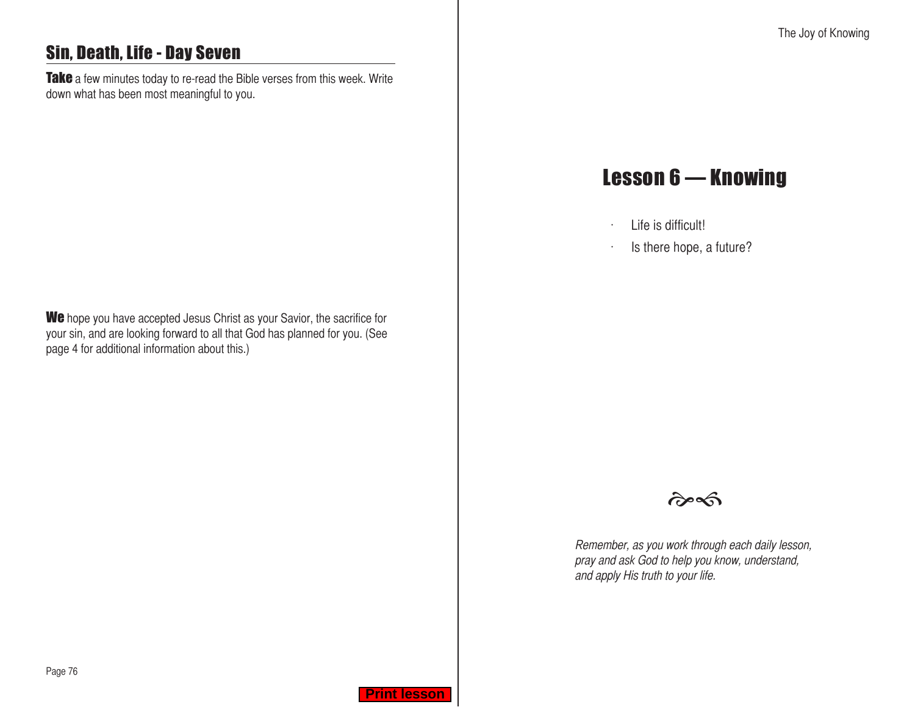## Sin, Death, Life - Day Seven

**Take** a few minutes today to re-read the Bible verses from this week. Write down what has been most meaningful to you.

**We** hope you have accepted Jesus Christ as your Savior, the sacrifice for your sin, and are looking forward to all that God has planned for you. (See page 4 for additional information about this.)

# Lesson 6 — Knowing

- Life is difficult!
- Is there hope, a future?

*Remember, as you work through each daily lesson, pray and ask God to help you know, understand, and apply His truth to your life.*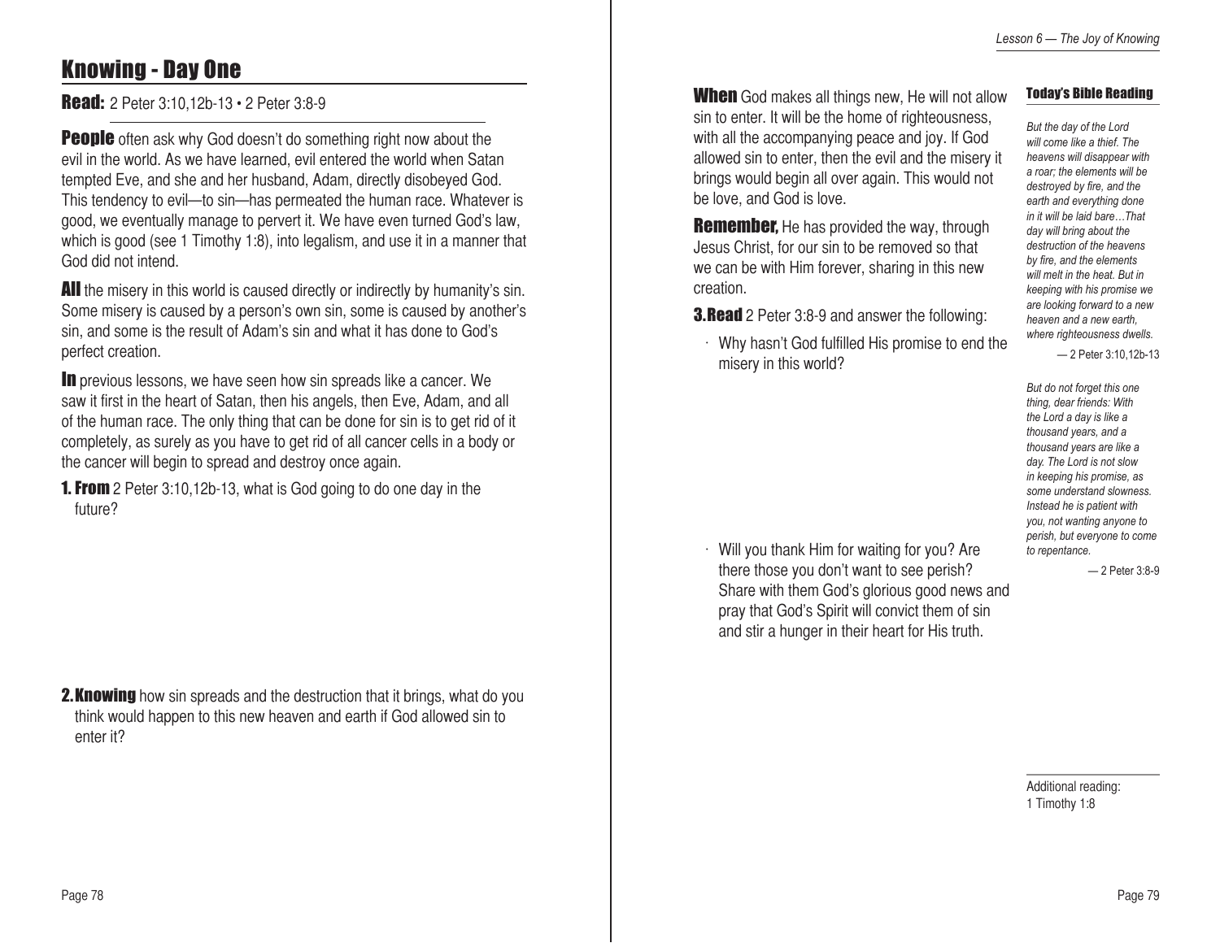# Knowing - Day One

**Read:** 2 Peter 3:10,12b-13 • 2 Peter 3:8-9

**People** often ask why God doesn't do something right now about the evil in the world. As we have learned, evil entered the world when Satan tempted Eve, and she and her husband, Adam, directly disobeyed God. This tendency to evil—to sin—has permeated the human race. Whatever is good, we eventually manage to pervert it. We have even turned God's law, which is good (see 1 Timothy 1:8), into legalism, and use it in a manner that God did not intend.

**All** the misery in this world is caused directly or indirectly by humanity's sin. Some misery is caused by a person's own sin, some is caused by another's sin, and some is the result of Adam's sin and what it has done to God's perfect creation.

**In** previous lessons, we have seen how sin spreads like a cancer. We saw it first in the heart of Satan, then his angels, then Eve, Adam, and all of the human race. The only thing that can be done for sin is to get rid of it completely, as surely as you have to get rid of all cancer cells in a body or the cancer will begin to spread and destroy once again.

**1. From** 2 Peter 3:10,12b-13, what is God going to do one day in the future?

**2. Knowing** how sin spreads and the destruction that it brings, what do you think would happen to this new heaven and earth if God allowed sin to enter it?

**When** God makes all things new, He will not allow sin to enter. It will be the home of righteousness, with all the accompanying peace and joy. If God allowed sin to enter, then the evil and the misery it brings would begin all over again. This would not be love, and God is love.

**Remember,** He has provided the way, through Jesus Christ, for our sin to be removed so that we can be with Him forever, sharing in this new creation.

**3. Read** 2 Peter 3:8-9 and answer the following:

- Why hasn't God fulfilled His promise to end the misery in this world?

- Will you thank Him for waiting for you? Are there those you don't want to see perish? Share with them God's glorious good news and pray that God's Spirit will convict them of sin and stir a hunger in their heart for His truth.

### Today's Bible Reading

*But the day of the Lord will come like a thief. The heavens will disappear with a roar; the elements will be destroyed by fire, and the earth and everything done in it will be laid bare…That day will bring about the destruction of the heavens by fire, and the elements will melt in the heat. But in keeping with his promise we are looking forward to a new heaven and a new earth, where righteousness dwells.*

— 2 Peter 3:10,12b-13

*But do not forget this one thing, dear friends: With the Lord a day is like a thousand years, and a thousand years are like a day. The Lord is not slow in keeping his promise, as some understand slowness. Instead he is patient with you, not wanting anyone to perish, but everyone to come to repentance.*

— 2 Peter 3:8-9

Additional reading:
1 Timothy 1:8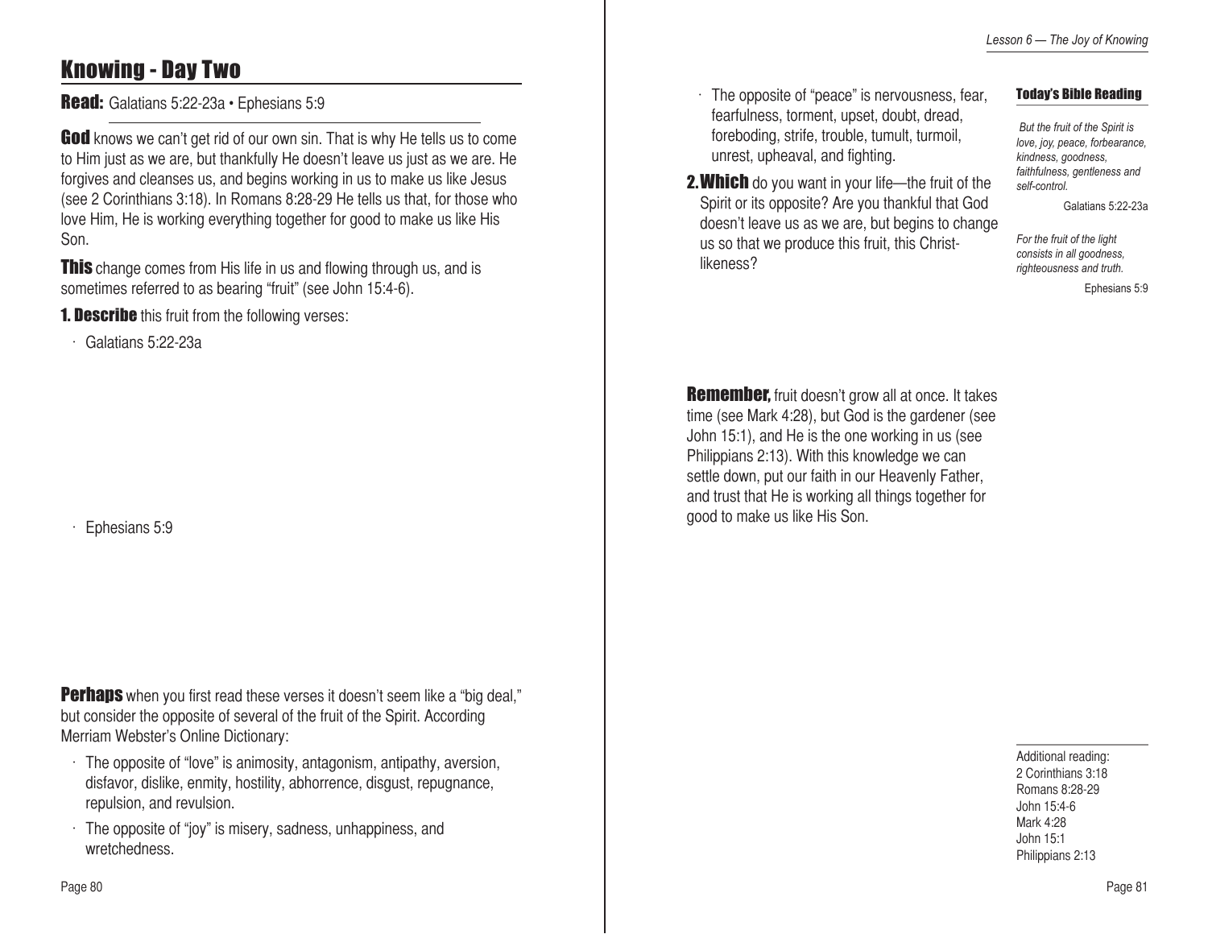## Knowing - Day Two

**Read:** Galatians 5:22-23a • Ephesians 5:9

**God** knows we can't get rid of our own sin. That is why He tells us to come to Him just as we are, but thankfully He doesn't leave us just as we are. He forgives and cleanses us, and begins working in us to make us like Jesus (see 2 Corinthians 3:18). In Romans 8:28-29 He tells us that, for those who love Him, He is working everything together for good to make us like His Son.

**This** change comes from His life in us and flowing through us, and is sometimes referred to as bearing "fruit" (see John 15:4-6).

**1. Describe** this fruit from the following verses:

- Galatians 5:22-23a

- Ephesians 5:9

**Perhaps** when you first read these verses it doesn't seem like a "big deal," but consider the opposite of several of the fruit of the Spirit. According Merriam Webster's Online Dictionary:

- The opposite of "love" is animosity, antagonism, antipathy, aversion, disfavor, dislike, enmity, hostility, abhorrence, disgust, repugnance, repulsion, and revulsion.
- The opposite of "joy" is misery, sadness, unhappiness, and wretchedness.
- The opposite of "peace" is nervousness, fear, fearfulness, torment, upset, doubt, dread, foreboding, strife, trouble, tumult, turmoil, unrest, upheaval, and fighting.

**2. Which** do you want in your life—the fruit of the Spirit or its opposite? Are you thankful that God doesn't leave us as we are, but begins to change us so that we produce this fruit, this Christ-likeness?

**Remember,** fruit doesn't grow all at once. It takes time (see Mark 4:28), but God is the gardener (see John 15:1), and He is the one working in us (see Philippians 2:13). With this knowledge we can settle down, put our faith in our Heavenly Father, and trust that He is working all things together for good to make us like His Son.

**Today's Bible Reading**

*But the fruit of the Spirit is love, joy, peace, forbearance, kindness, goodness, faithfulness, gentleness and self-control.*

Galatians 5:22-23a

*For the fruit of the light consists in all goodness, righteousness and truth.*

Ephesians 5:9

Additional reading:
2 Corinthians 3:18
Romans 8:28-29
John 15:4-6
Mark 4:28
John 15:1
Philippians 2:13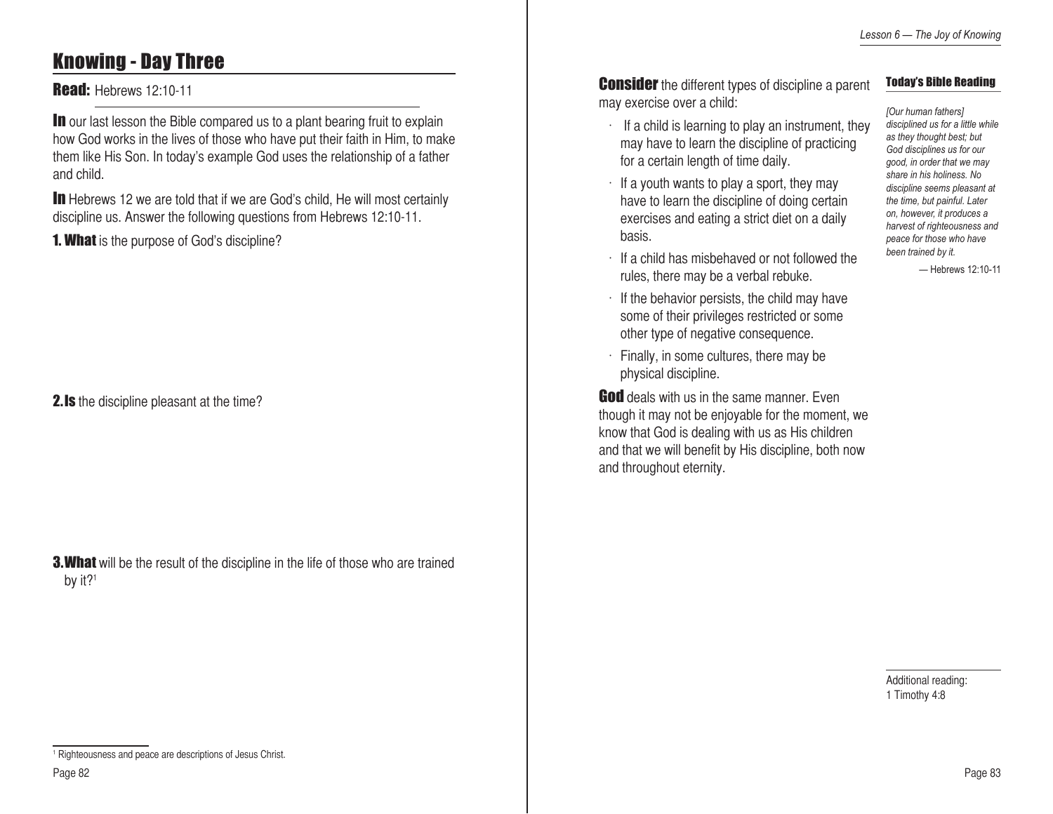# Knowing - Day Three

**Read:** Hebrews 12:10-11

**In** our last lesson the Bible compared us to a plant bearing fruit to explain how God works in the lives of those who have put their faith in Him, to make them like His Son. In today's example God uses the relationship of a father and child.

**In** Hebrews 12 we are told that if we are God's child, He will most certainly discipline us. Answer the following questions from Hebrews 12:10-11.

**1. What** is the purpose of God's discipline?

**2. Is** the discipline pleasant at the time?

**3. What** will be the result of the discipline in the life of those who are trained by it?[1]

[1] Righteousness and peace are descriptions of Jesus Christ.

**Consider** the different types of discipline a parent may exercise over a child:

- If a child is learning to play an instrument, they may have to learn the discipline of practicing for a certain length of time daily.
- If a youth wants to play a sport, they may have to learn the discipline of doing certain exercises and eating a strict diet on a daily basis.
- If a child has misbehaved or not followed the rules, there may be a verbal rebuke.
- If the behavior persists, the child may have some of their privileges restricted or some other type of negative consequence.
- Finally, in some cultures, there may be physical discipline.

**God** deals with us in the same manner. Even though it may not be enjoyable for the moment, we know that God is dealing with us as His children and that we will benefit by His discipline, both now and throughout eternity.

**Today's Bible Reading**

*[Our human fathers] disciplined us for a little while as they thought best; but God disciplines us for our good, in order that we may share in his holiness. No discipline seems pleasant at the time, but painful. Later on, however, it produces a harvest of righteousness and peace for those who have been trained by it.*

— Hebrews 12:10-11

Additional reading:
1 Timothy 4:8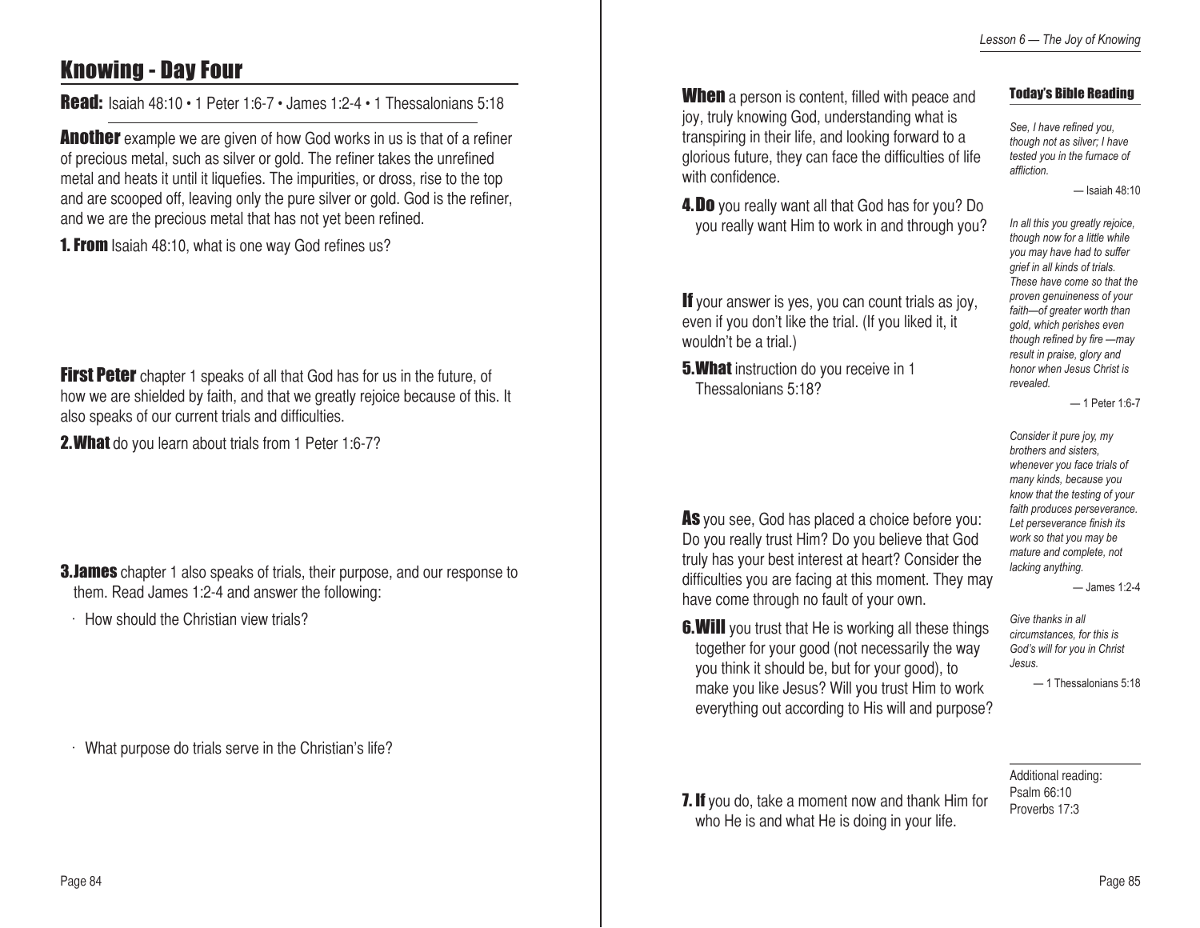# Knowing - Day Four

**Read:** Isaiah 48:10 • 1 Peter 1:6-7 • James 1:2-4 • 1 Thessalonians 5:18

**Another** example we are given of how God works in us is that of a refiner of precious metal, such as silver or gold. The refiner takes the unrefined metal and heats it until it liquefies. The impurities, or dross, rise to the top and are scooped off, leaving only the pure silver or gold. God is the refiner, and we are the precious metal that has not yet been refined.

**1. From** Isaiah 48:10, what is one way God refines us?

**First Peter** chapter 1 speaks of all that God has for us in the future, of how we are shielded by faith, and that we greatly rejoice because of this. It also speaks of our current trials and difficulties.

**2. What** do you learn about trials from 1 Peter 1:6-7?

**3. James** chapter 1 also speaks of trials, their purpose, and our response to them. Read James 1:2-4 and answer the following:

- How should the Christian view trials?

- What purpose do trials serve in the Christian's life?

**When** a person is content, filled with peace and joy, truly knowing God, understanding what is transpiring in their life, and looking forward to a glorious future, they can face the difficulties of life with confidence.

**4. Do** you really want all that God has for you? Do you really want Him to work in and through you?

**If** your answer is yes, you can count trials as joy, even if you don't like the trial. (If you liked it, it wouldn't be a trial.)

**5. What** instruction do you receive in 1 Thessalonians 5:18?

**As** you see, God has placed a choice before you: Do you really trust Him? Do you believe that God truly has your best interest at heart? Consider the difficulties you are facing at this moment. They may have come through no fault of your own.

**6. Will** you trust that He is working all these things together for your good (not necessarily the way you think it should be, but for your good), to make you like Jesus? Will you trust Him to work everything out according to His will and purpose?

**7. If** you do, take a moment now and thank Him for who He is and what He is doing in your life.

### Today's Bible Reading

*See, I have refined you, though not as silver; I have tested you in the furnace of affliction.*

— Isaiah 48:10

*In all this you greatly rejoice, though now for a little while you may have had to suffer grief in all kinds of trials. These have come so that the proven genuineness of your faith—of greater worth than gold, which perishes even though refined by fire —may result in praise, glory and honor when Jesus Christ is revealed.*

— 1 Peter 1:6-7

*Consider it pure joy, my brothers and sisters, whenever you face trials of many kinds, because you know that the testing of your faith produces perseverance. Let perseverance finish its work so that you may be mature and complete, not lacking anything.*

— James 1:2-4

*Give thanks in all circumstances, for this is God's will for you in Christ Jesus.*

— 1 Thessalonians 5:18

Additional reading:
Psalm 66:10
Proverbs 17:3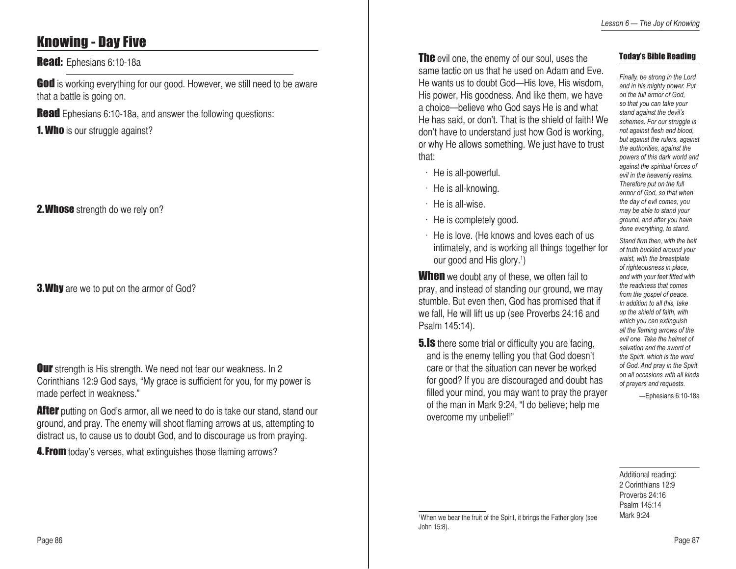## Knowing - Day Five

**Read:** Ephesians 6:10-18a

**God** is working everything for our good. However, we still need to be aware that a battle is going on.

**Read** Ephesians 6:10-18a, and answer the following questions:

**1. Who** is our struggle against?

**2. Whose** strength do we rely on?

**3. Why** are we to put on the armor of God?

**Our** strength is His strength. We need not fear our weakness. In 2 Corinthians 12:9 God says, "My grace is sufficient for you, for my power is made perfect in weakness."

**After** putting on God's armor, all we need to do is take our stand, stand our ground, and pray. The enemy will shoot flaming arrows at us, attempting to distract us, to cause us to doubt God, and to discourage us from praying.

**4. From** today's verses, what extinguishes those flaming arrows?

**The** evil one, the enemy of our soul, uses the same tactic on us that he used on Adam and Eve. He wants us to doubt God—His love, His wisdom, His power, His goodness. And like them, we have a choice—believe who God says He is and what He has said, or don't. That is the shield of faith! We don't have to understand just how God is working, or why He allows something. We just have to trust that:

- He is all-powerful.
- He is all-knowing.
- He is all-wise.
- He is completely good.
- He is love. (He knows and loves each of us intimately, and is working all things together for our good and His glory.[1])

**When** we doubt any of these, we often fail to pray, and instead of standing our ground, we may stumble. But even then, God has promised that if we fall, He will lift us up (see Proverbs 24:16 and Psalm 145:14).

**5. Is** there some trial or difficulty you are facing, and is the enemy telling you that God doesn't care or that the situation can never be worked for good? If you are discouraged and doubt has filled your mind, you may want to pray the prayer of the man in Mark 9:24, "I do believe; help me overcome my unbelief!"

[1]When we bear the fruit of the Spirit, it brings the Father glory (see John 15:8).

### Today's Bible Reading

*Finally, be strong in the Lord and in his mighty power. Put on the full armor of God, so that you can take your stand against the devil's schemes. For our struggle is not against flesh and blood, but against the rulers, against the authorities, against the powers of this dark world and against the spiritual forces of evil in the heavenly realms. Therefore put on the full armor of God, so that when the day of evil comes, you may be able to stand your ground, and after you have done everything, to stand.*

*Stand firm then, with the belt of truth buckled around your waist, with the breastplate of righteousness in place, and with your feet fitted with the readiness that comes from the gospel of peace. In addition to all this, take up the shield of faith, with which you can extinguish all the flaming arrows of the evil one. Take the helmet of salvation and the sword of the Spirit, which is the word of God. And pray in the Spirit on all occasions with all kinds of prayers and requests.*

—Ephesians 6:10-18a

Additional reading:
2 Corinthians 12:9
Proverbs 24:16
Psalm 145:14
Mark 9:24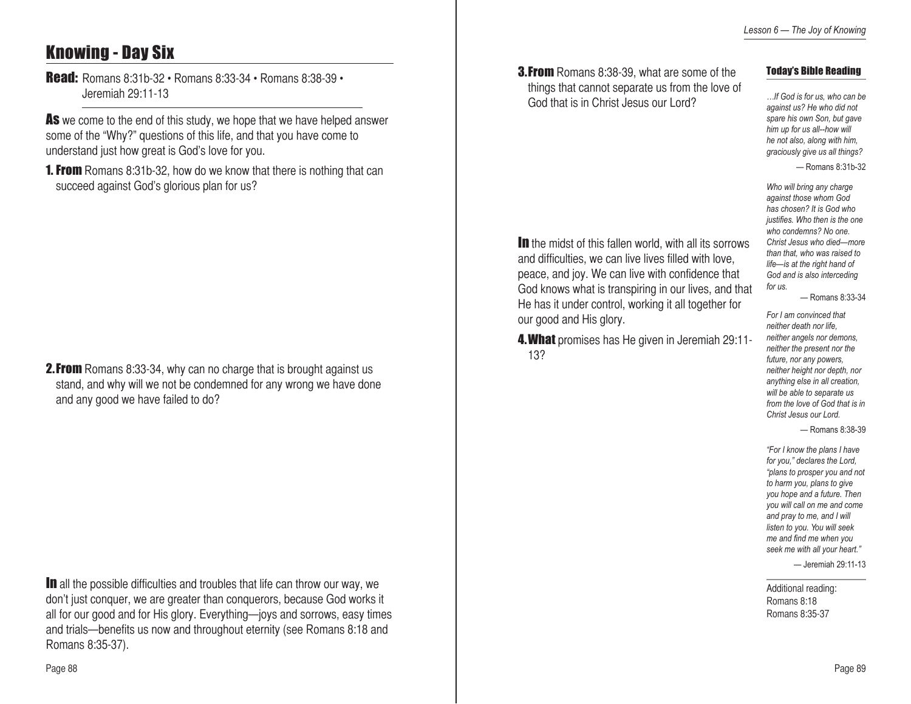# Knowing - Day Six

**Read:** Romans 8:31b-32 • Romans 8:33-34 • Romans 8:38-39 • Jeremiah 29:11-13

---

**As** we come to the end of this study, we hope that we have helped answer some of the "Why?" questions of this life, and that you have come to understand just how great is God's love for you.

**1. From** Romans 8:31b-32, how do we know that there is nothing that can succeed against God's glorious plan for us?

**2. From** Romans 8:33-34, why can no charge that is brought against us stand, and why will we not be condemned for any wrong we have done and any good we have failed to do?

**In** all the possible difficulties and troubles that life can throw our way, we don't just conquer, we are greater than conquerors, because God works it all for our good and for His glory. Everything—joys and sorrows, easy times and trials—benefits us now and throughout eternity (see Romans 8:18 and Romans 8:35-37).

**3. From** Romans 8:38-39, what are some of the things that cannot separate us from the love of God that is in Christ Jesus our Lord?

**In** the midst of this fallen world, with all its sorrows and difficulties, we can live lives filled with love, peace, and joy. We can live with confidence that God knows what is transpiring in our lives, and that He has it under control, working it all together for our good and His glory.

**4. What** promises has He given in Jeremiah 29:11-13?

### Today's Bible Reading

*…If God is for us, who can be against us? He who did not spare his own Son, but gave him up for us all--how will he not also, along with him, graciously give us all things?*

— Romans 8:31b-32

*Who will bring any charge against those whom God has chosen? It is God who justifies. Who then is the one who condemns? No one. Christ Jesus who died—more than that, who was raised to life—is at the right hand of God and is also interceding for us.*

— Romans 8:33-34

*For I am convinced that neither death nor life, neither angels nor demons, neither the present nor the future, nor any powers, neither height nor depth, nor anything else in all creation, will be able to separate us from the love of God that is in Christ Jesus our Lord.*

— Romans 8:38-39

*"For I know the plans I have for you," declares the Lord, "plans to prosper you and not to harm you, plans to give you hope and a future. Then you will call on me and come and pray to me, and I will listen to you. You will seek me and find me when you seek me with all your heart."*

— Jeremiah 29:11-13

---

Additional reading:
Romans 8:18
Romans 8:35-37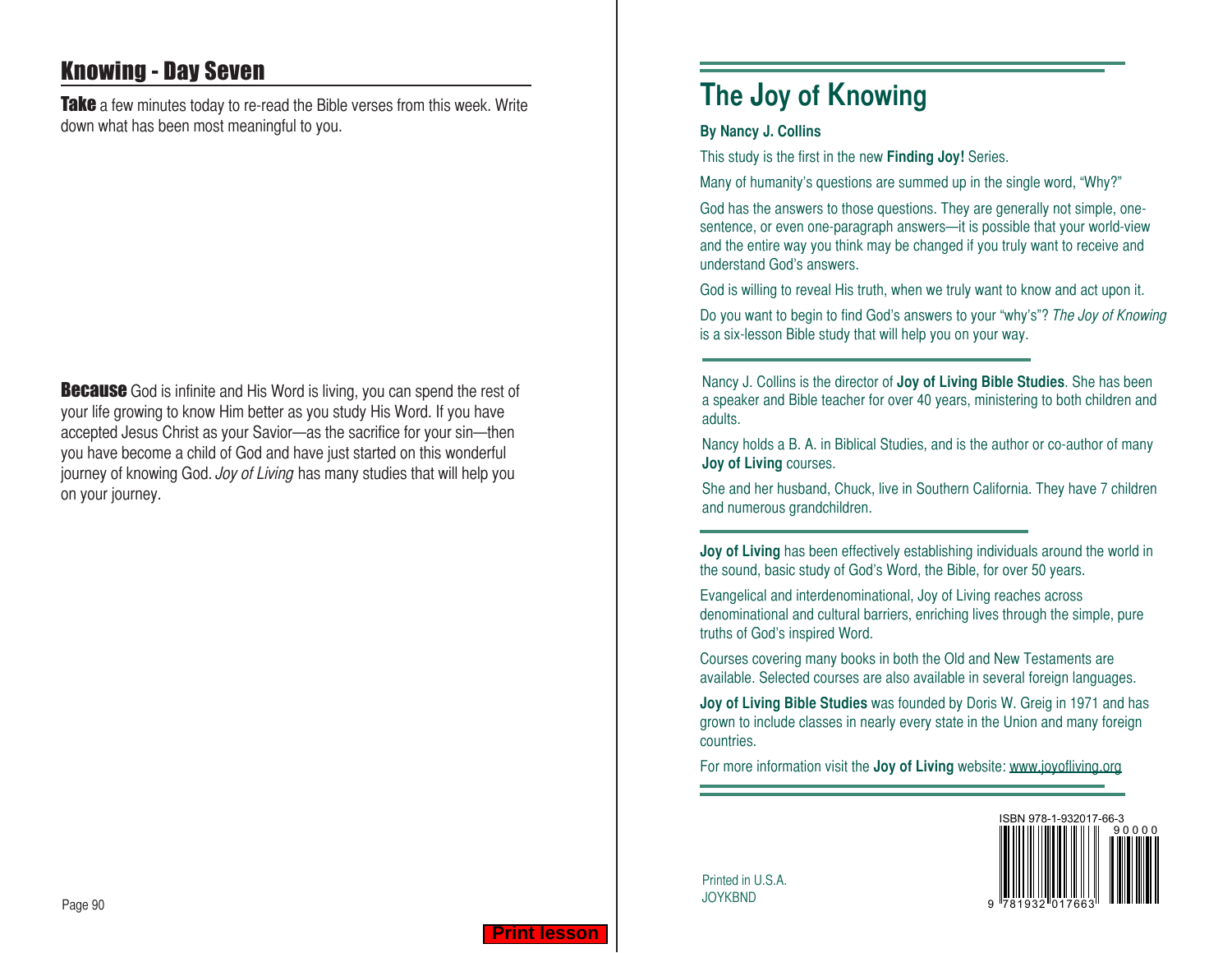## Knowing - Day Seven

**Take** a few minutes today to re-read the Bible verses from this week. Write down what has been most meaningful to you.

**Because** God is infinite and His Word is living, you can spend the rest of your life growing to know Him better as you study His Word. If you have accepted Jesus Christ as your Savior—as the sacrifice for your sin—then you have become a child of God and have just started on this wonderful journey of knowing God. *Joy of Living* has many studies that will help you on your journey.

Print lesson

# The Joy of Knowing

**By Nancy J. Collins**

This study is the first in the new **Finding Joy!** Series.

Many of humanity's questions are summed up in the single word, "Why?"

God has the answers to those questions. They are generally not simple, one-sentence, or even one-paragraph answers—it is possible that your world-view and the entire way you think may be changed if you truly want to receive and understand God's answers.

God is willing to reveal His truth, when we truly want to know and act upon it.

Do you want to begin to find God's answers to your "why's"? *The Joy of Knowing* is a six-lesson Bible study that will help you on your way.

Nancy J. Collins is the director of **Joy of Living Bible Studies**. She has been a speaker and Bible teacher for over 40 years, ministering to both children and adults.

Nancy holds a B. A. in Biblical Studies, and is the author or co-author of many **Joy of Living** courses.

She and her husband, Chuck, live in Southern California. They have 7 children and numerous grandchildren.

**Joy of Living** has been effectively establishing individuals around the world in the sound, basic study of God's Word, the Bible, for over 50 years.

Evangelical and interdenominational, Joy of Living reaches across denominational and cultural barriers, enriching lives through the simple, pure truths of God's inspired Word.

Courses covering many books in both the Old and New Testaments are available. Selected courses are also available in several foreign languages.

**Joy of Living Bible Studies** was founded by Doris W. Greig in 1971 and has grown to include classes in nearly every state in the Union and many foreign countries.

For more information visit the **Joy of Living** website: www.joyofliving.org

Printed in U.S.A.
JOYKBND

ISBN 978-1-932017-66-3

90000

9 781932 017663